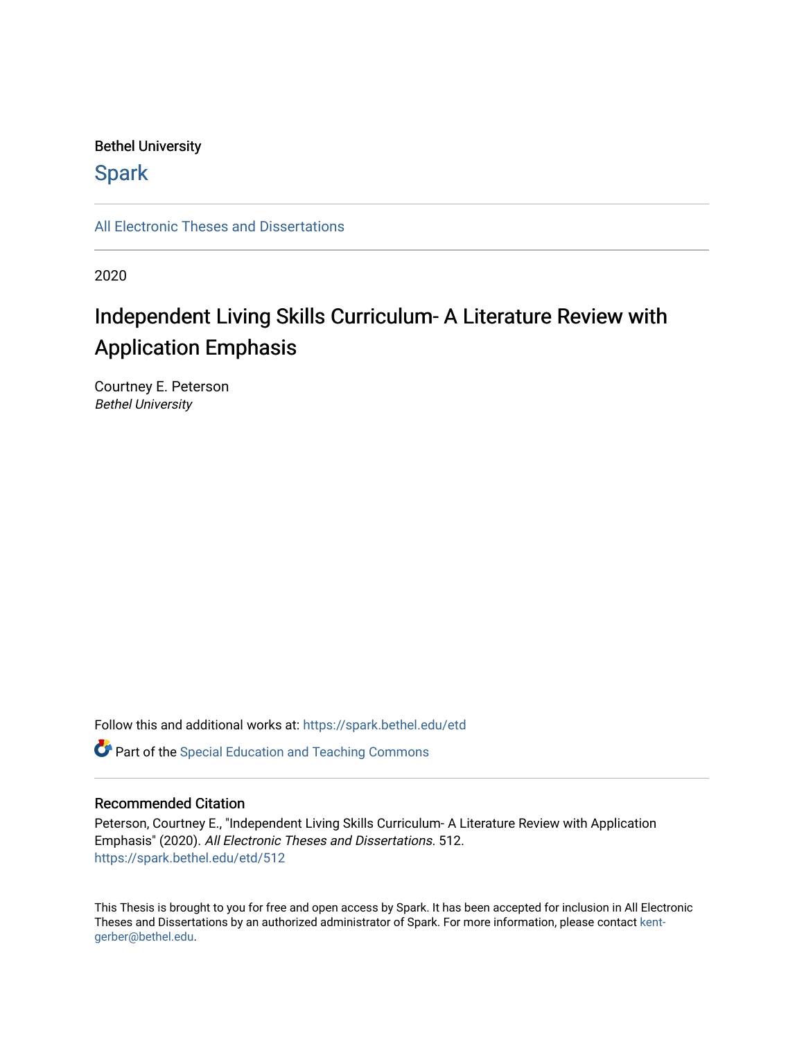Bethel University

# Spark

All Electronic Theses and Dissertations

2020

# Independent Living Skills Curriculum- A Literature Review with Application Emphasis

Courtney E. Peterson
*Bethel University*

Follow this and additional works at: https://spark.bethel.edu/etd

Part of the Special Education and Teaching Commons

## Recommended Citation

Peterson, Courtney E., "Independent Living Skills Curriculum- A Literature Review with Application Emphasis" (2020). *All Electronic Theses and Dissertations.* 512.
https://spark.bethel.edu/etd/512

This Thesis is brought to you for free and open access by Spark. It has been accepted for inclusion in All Electronic Theses and Dissertations by an authorized administrator of Spark. For more information, please contact kent-gerber@bethel.edu.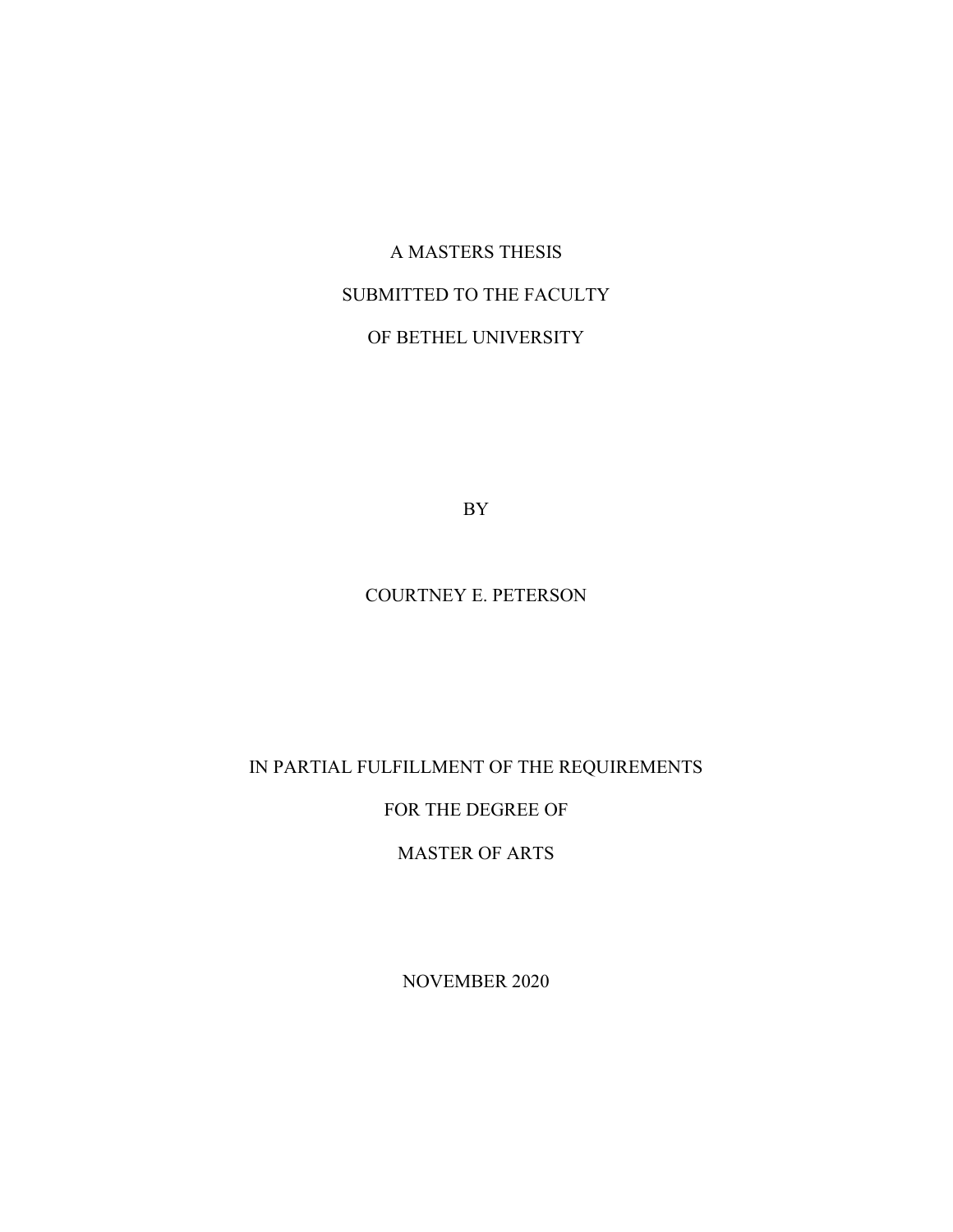A MASTERS THESIS

SUBMITTED TO THE FACULTY

OF BETHEL UNIVERSITY

BY

COURTNEY E. PETERSON

IN PARTIAL FULFILLMENT OF THE REQUIREMENTS

FOR THE DEGREE OF

MASTER OF ARTS

NOVEMBER 2020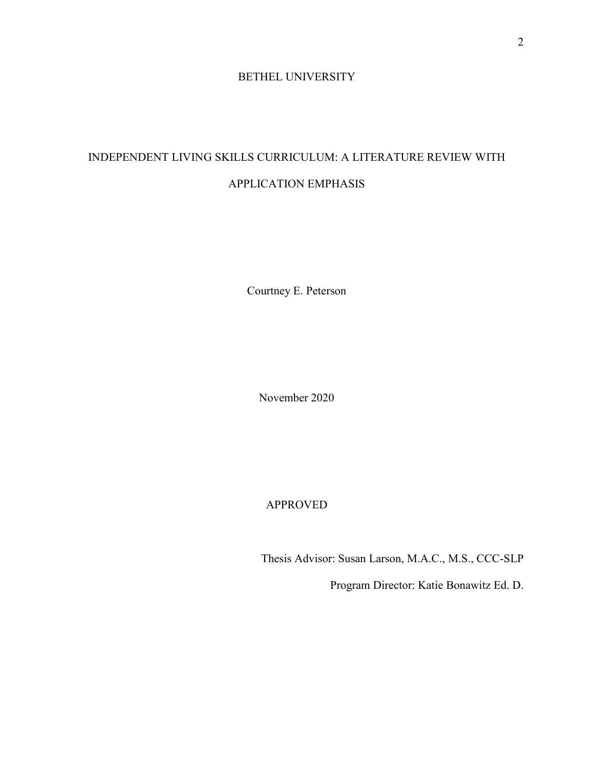BETHEL UNIVERSITY

INDEPENDENT LIVING SKILLS CURRICULUM: A LITERATURE REVIEW WITH APPLICATION EMPHASIS

Courtney E. Peterson

November 2020

APPROVED

Thesis Advisor: Susan Larson, M.A.C., M.S., CCC-SLP

Program Director: Katie Bonawitz Ed. D.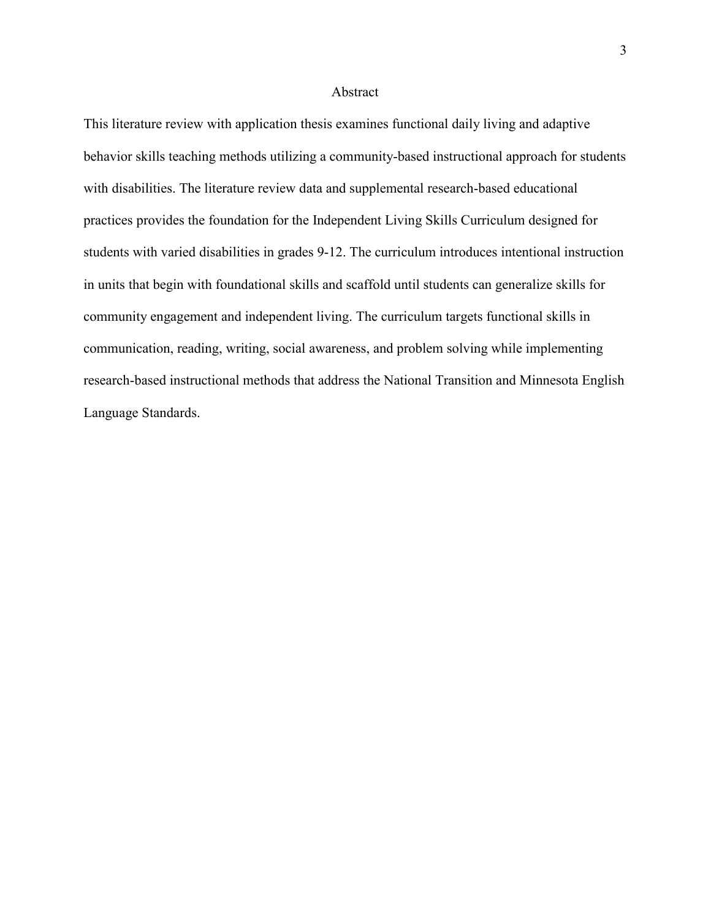# Abstract

This literature review with application thesis examines functional daily living and adaptive behavior skills teaching methods utilizing a community-based instructional approach for students with disabilities. The literature review data and supplemental research-based educational practices provides the foundation for the Independent Living Skills Curriculum designed for students with varied disabilities in grades 9-12. The curriculum introduces intentional instruction in units that begin with foundational skills and scaffold until students can generalize skills for community engagement and independent living. The curriculum targets functional skills in communication, reading, writing, social awareness, and problem solving while implementing research-based instructional methods that address the National Transition and Minnesota English Language Standards.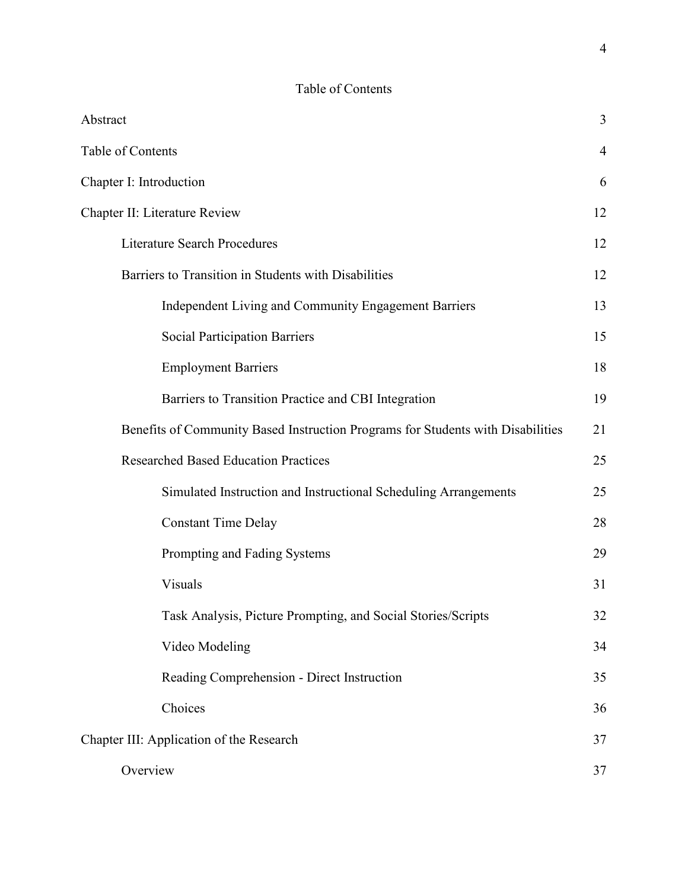# Table of Contents

| | |
|---|---|
| Abstract | 3 |
| Table of Contents | 4 |
| Chapter I: Introduction | 6 |
| Chapter II: Literature Review | 12 |
| Literature Search Procedures | 12 |
| Barriers to Transition in Students with Disabilities | 12 |
| Independent Living and Community Engagement Barriers | 13 |
| Social Participation Barriers | 15 |
| Employment Barriers | 18 |
| Barriers to Transition Practice and CBI Integration | 19 |
| Benefits of Community Based Instruction Programs for Students with Disabilities | 21 |
| Researched Based Education Practices | 25 |
| Simulated Instruction and Instructional Scheduling Arrangements | 25 |
| Constant Time Delay | 28 |
| Prompting and Fading Systems | 29 |
| Visuals | 31 |
| Task Analysis, Picture Prompting, and Social Stories/Scripts | 32 |
| Video Modeling | 34 |
| Reading Comprehension - Direct Instruction | 35 |
| Choices | 36 |
| Chapter III: Application of the Research | 37 |
| Overview | 37 |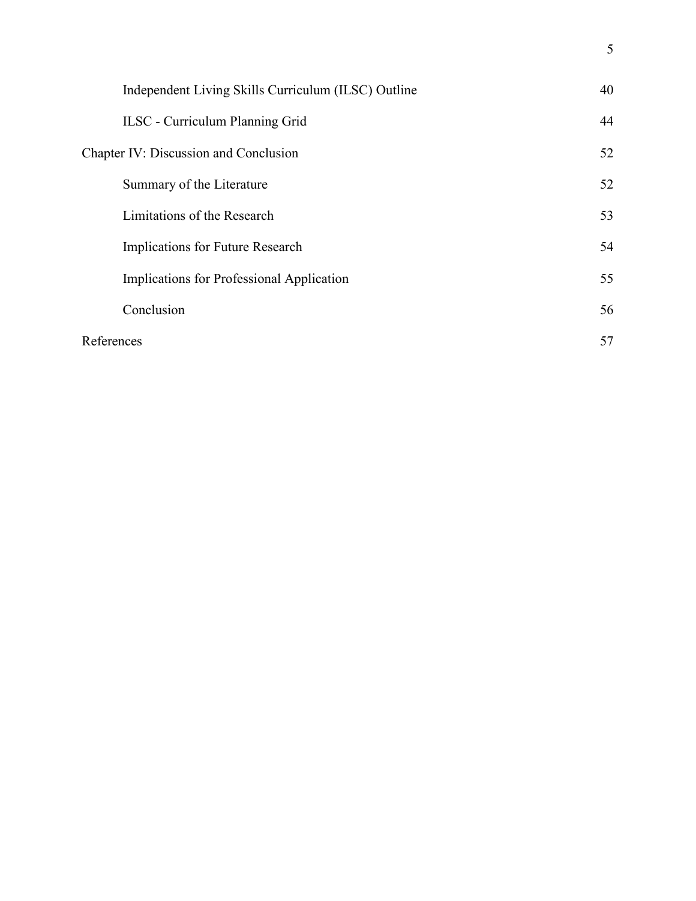| | |
|---|---|
| Independent Living Skills Curriculum (ILSC) Outline | 40 |
| ILSC - Curriculum Planning Grid | 44 |
| Chapter IV: Discussion and Conclusion | 52 |
| Summary of the Literature | 52 |
| Limitations of the Research | 53 |
| Implications for Future Research | 54 |
| Implications for Professional Application | 55 |
| Conclusion | 56 |
| References | 57 |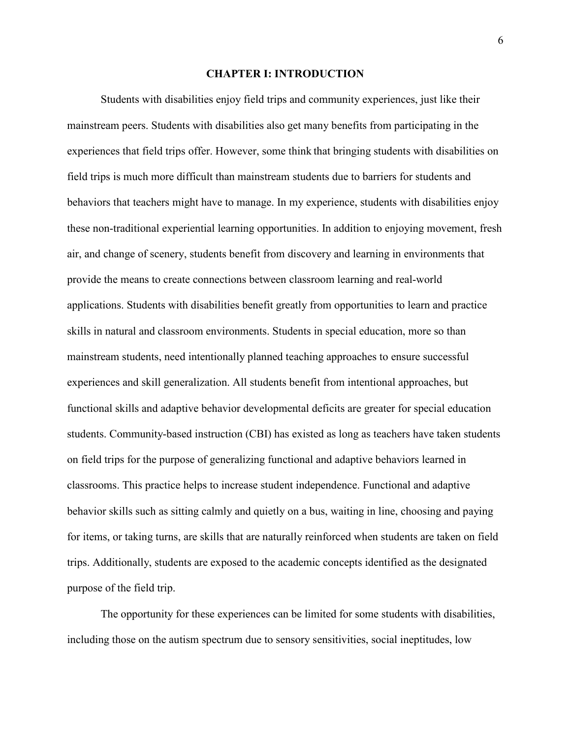# CHAPTER I: INTRODUCTION

Students with disabilities enjoy field trips and community experiences, just like their mainstream peers. Students with disabilities also get many benefits from participating in the experiences that field trips offer. However, some think that bringing students with disabilities on field trips is much more difficult than mainstream students due to barriers for students and behaviors that teachers might have to manage. In my experience, students with disabilities enjoy these non-traditional experiential learning opportunities. In addition to enjoying movement, fresh air, and change of scenery, students benefit from discovery and learning in environments that provide the means to create connections between classroom learning and real-world applications. Students with disabilities benefit greatly from opportunities to learn and practice skills in natural and classroom environments. Students in special education, more so than mainstream students, need intentionally planned teaching approaches to ensure successful experiences and skill generalization. All students benefit from intentional approaches, but functional skills and adaptive behavior developmental deficits are greater for special education students. Community-based instruction (CBI) has existed as long as teachers have taken students on field trips for the purpose of generalizing functional and adaptive behaviors learned in classrooms. This practice helps to increase student independence. Functional and adaptive behavior skills such as sitting calmly and quietly on a bus, waiting in line, choosing and paying for items, or taking turns, are skills that are naturally reinforced when students are taken on field trips. Additionally, students are exposed to the academic concepts identified as the designated purpose of the field trip.

The opportunity for these experiences can be limited for some students with disabilities, including those on the autism spectrum due to sensory sensitivities, social ineptitudes, low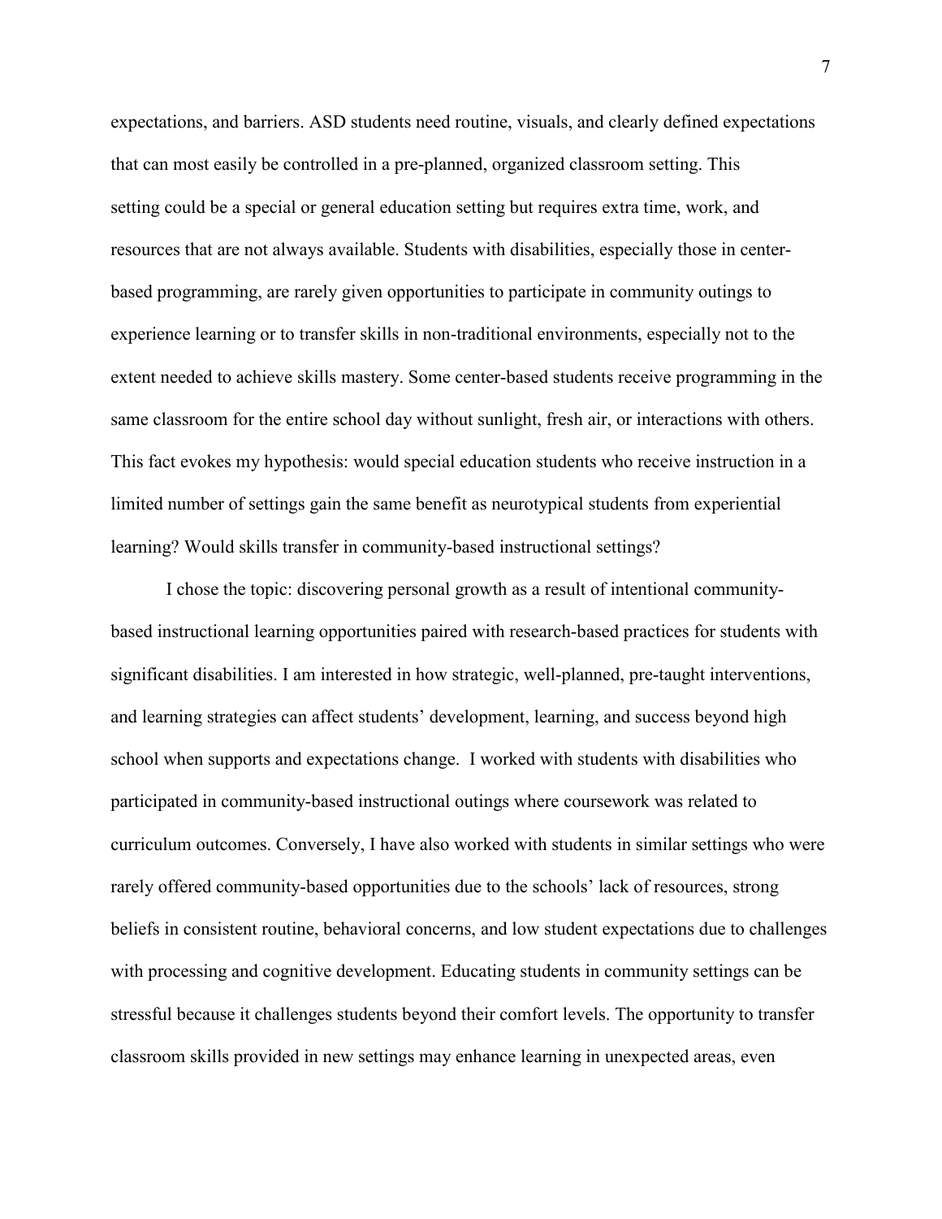expectations, and barriers. ASD students need routine, visuals, and clearly defined expectations that can most easily be controlled in a pre-planned, organized classroom setting. This setting could be a special or general education setting but requires extra time, work, and resources that are not always available. Students with disabilities, especially those in center-based programming, are rarely given opportunities to participate in community outings to experience learning or to transfer skills in non-traditional environments, especially not to the extent needed to achieve skills mastery. Some center-based students receive programming in the same classroom for the entire school day without sunlight, fresh air, or interactions with others. This fact evokes my hypothesis: would special education students who receive instruction in a limited number of settings gain the same benefit as neurotypical students from experiential learning? Would skills transfer in community-based instructional settings?

I chose the topic: discovering personal growth as a result of intentional community-based instructional learning opportunities paired with research-based practices for students with significant disabilities. I am interested in how strategic, well-planned, pre-taught interventions, and learning strategies can affect students' development, learning, and success beyond high school when supports and expectations change. I worked with students with disabilities who participated in community-based instructional outings where coursework was related to curriculum outcomes. Conversely, I have also worked with students in similar settings who were rarely offered community-based opportunities due to the schools' lack of resources, strong beliefs in consistent routine, behavioral concerns, and low student expectations due to challenges with processing and cognitive development. Educating students in community settings can be stressful because it challenges students beyond their comfort levels. The opportunity to transfer classroom skills provided in new settings may enhance learning in unexpected areas, even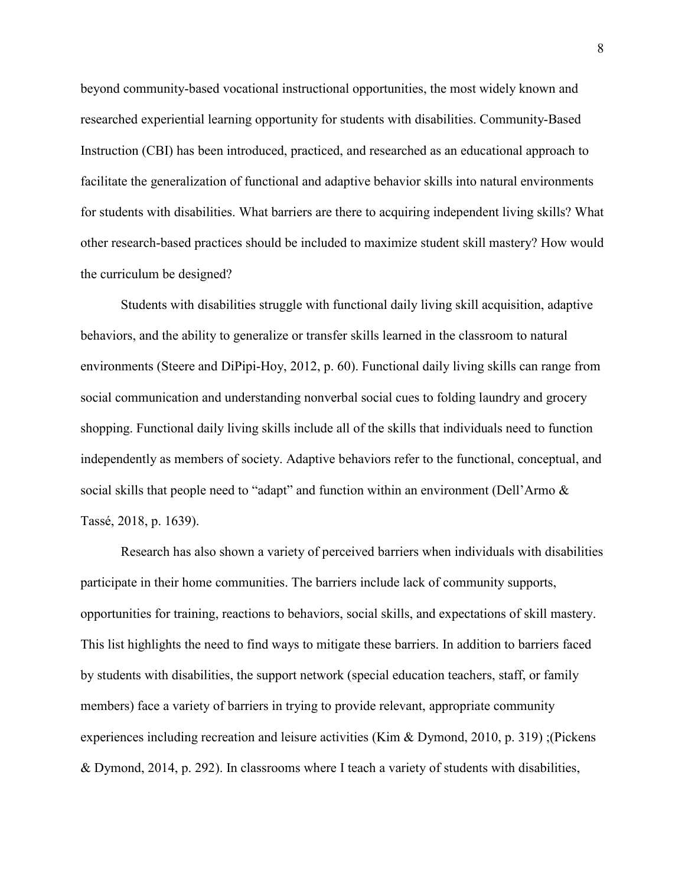beyond community-based vocational instructional opportunities, the most widely known and researched experiential learning opportunity for students with disabilities. Community-Based Instruction (CBI) has been introduced, practiced, and researched as an educational approach to facilitate the generalization of functional and adaptive behavior skills into natural environments for students with disabilities. What barriers are there to acquiring independent living skills? What other research-based practices should be included to maximize student skill mastery? How would the curriculum be designed?

Students with disabilities struggle with functional daily living skill acquisition, adaptive behaviors, and the ability to generalize or transfer skills learned in the classroom to natural environments (Steere and DiPipi-Hoy, 2012, p. 60). Functional daily living skills can range from social communication and understanding nonverbal social cues to folding laundry and grocery shopping. Functional daily living skills include all of the skills that individuals need to function independently as members of society. Adaptive behaviors refer to the functional, conceptual, and social skills that people need to "adapt" and function within an environment (Dell'Armo & Tassé, 2018, p. 1639).

Research has also shown a variety of perceived barriers when individuals with disabilities participate in their home communities. The barriers include lack of community supports, opportunities for training, reactions to behaviors, social skills, and expectations of skill mastery. This list highlights the need to find ways to mitigate these barriers. In addition to barriers faced by students with disabilities, the support network (special education teachers, staff, or family members) face a variety of barriers in trying to provide relevant, appropriate community experiences including recreation and leisure activities (Kim & Dymond, 2010, p. 319) ;(Pickens & Dymond, 2014, p. 292). In classrooms where I teach a variety of students with disabilities,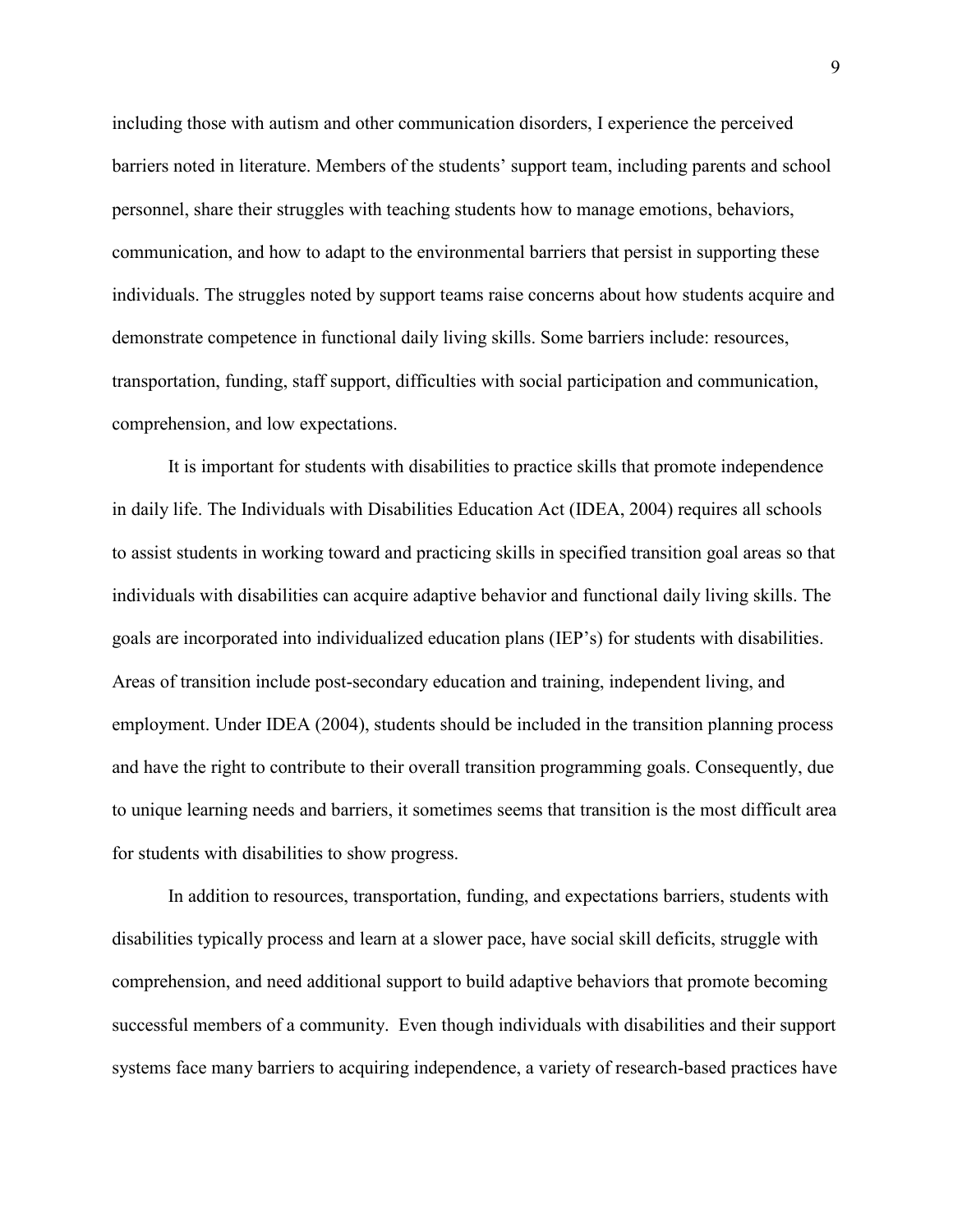including those with autism and other communication disorders, I experience the perceived barriers noted in literature. Members of the students' support team, including parents and school personnel, share their struggles with teaching students how to manage emotions, behaviors, communication, and how to adapt to the environmental barriers that persist in supporting these individuals. The struggles noted by support teams raise concerns about how students acquire and demonstrate competence in functional daily living skills. Some barriers include: resources, transportation, funding, staff support, difficulties with social participation and communication, comprehension, and low expectations.

It is important for students with disabilities to practice skills that promote independence in daily life. The Individuals with Disabilities Education Act (IDEA, 2004) requires all schools to assist students in working toward and practicing skills in specified transition goal areas so that individuals with disabilities can acquire adaptive behavior and functional daily living skills. The goals are incorporated into individualized education plans (IEP's) for students with disabilities. Areas of transition include post-secondary education and training, independent living, and employment. Under IDEA (2004), students should be included in the transition planning process and have the right to contribute to their overall transition programming goals. Consequently, due to unique learning needs and barriers, it sometimes seems that transition is the most difficult area for students with disabilities to show progress.

In addition to resources, transportation, funding, and expectations barriers, students with disabilities typically process and learn at a slower pace, have social skill deficits, struggle with comprehension, and need additional support to build adaptive behaviors that promote becoming successful members of a community. Even though individuals with disabilities and their support systems face many barriers to acquiring independence, a variety of research-based practices have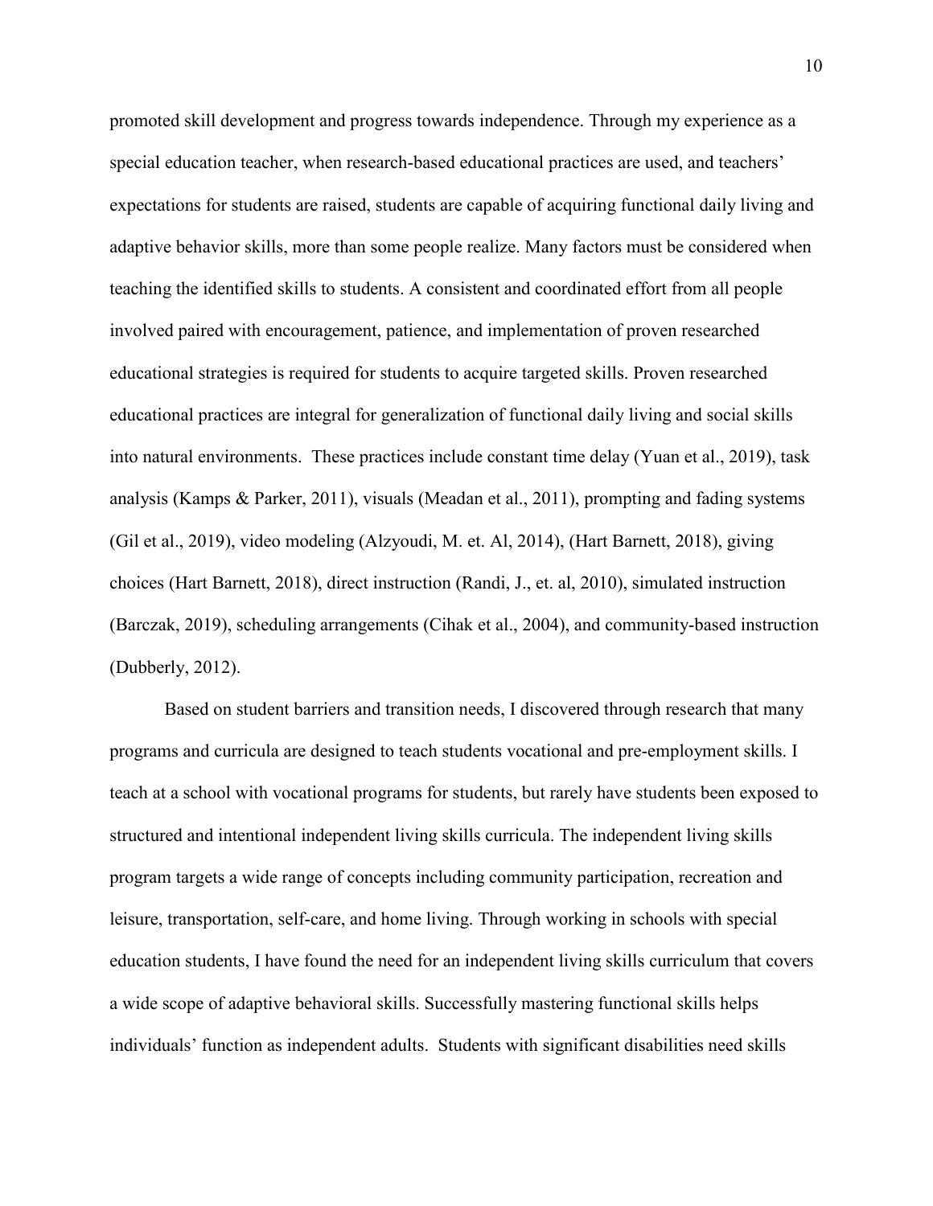promoted skill development and progress towards independence. Through my experience as a special education teacher, when research-based educational practices are used, and teachers' expectations for students are raised, students are capable of acquiring functional daily living and adaptive behavior skills, more than some people realize. Many factors must be considered when teaching the identified skills to students. A consistent and coordinated effort from all people involved paired with encouragement, patience, and implementation of proven researched educational strategies is required for students to acquire targeted skills. Proven researched educational practices are integral for generalization of functional daily living and social skills into natural environments. These practices include constant time delay (Yuan et al., 2019), task analysis (Kamps & Parker, 2011), visuals (Meadan et al., 2011), prompting and fading systems (Gil et al., 2019), video modeling (Alzyoudi, M. et. Al, 2014), (Hart Barnett, 2018), giving choices (Hart Barnett, 2018), direct instruction (Randi, J., et. al, 2010), simulated instruction (Barczak, 2019), scheduling arrangements (Cihak et al., 2004), and community-based instruction (Dubberly, 2012).

Based on student barriers and transition needs, I discovered through research that many programs and curricula are designed to teach students vocational and pre-employment skills. I teach at a school with vocational programs for students, but rarely have students been exposed to structured and intentional independent living skills curricula. The independent living skills program targets a wide range of concepts including community participation, recreation and leisure, transportation, self-care, and home living. Through working in schools with special education students, I have found the need for an independent living skills curriculum that covers a wide scope of adaptive behavioral skills. Successfully mastering functional skills helps individuals' function as independent adults. Students with significant disabilities need skills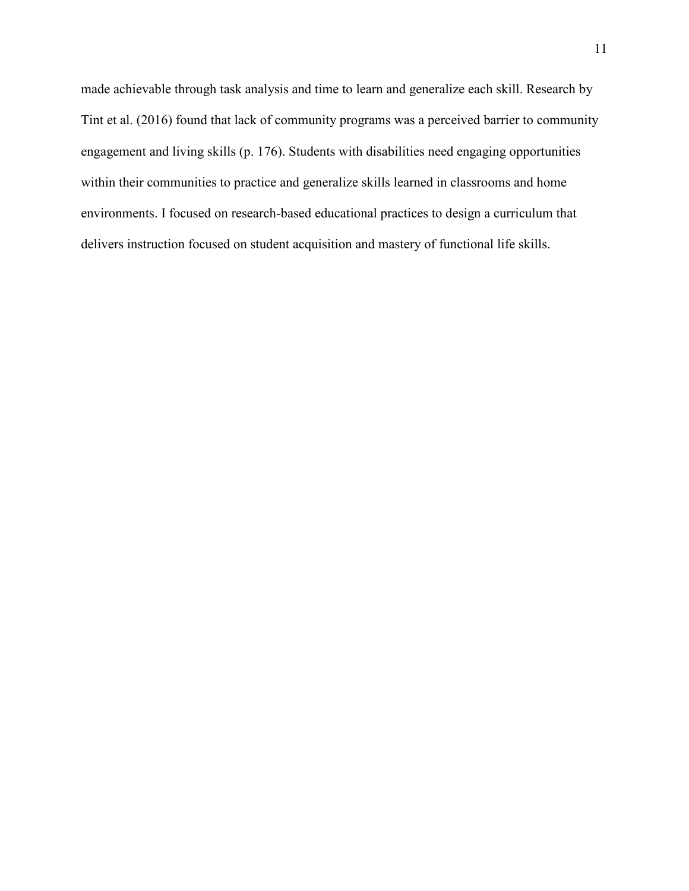made achievable through task analysis and time to learn and generalize each skill. Research by Tint et al. (2016) found that lack of community programs was a perceived barrier to community engagement and living skills (p. 176). Students with disabilities need engaging opportunities within their communities to practice and generalize skills learned in classrooms and home environments. I focused on research-based educational practices to design a curriculum that delivers instruction focused on student acquisition and mastery of functional life skills.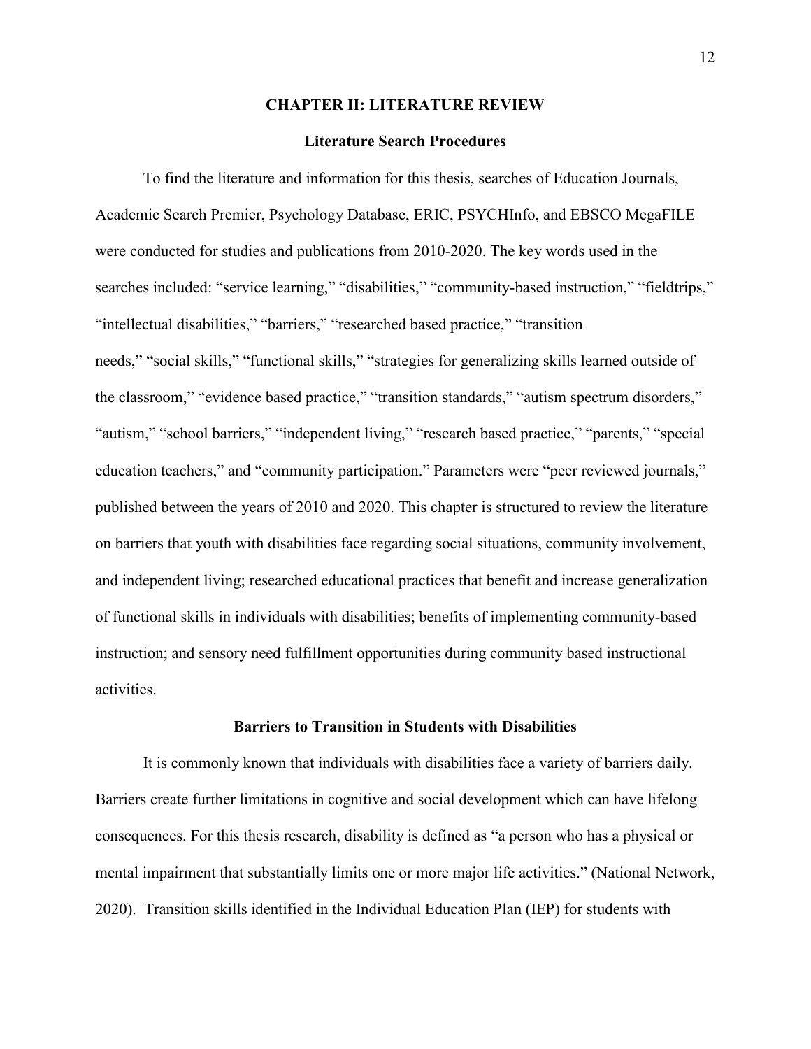# CHAPTER II: LITERATURE REVIEW

## Literature Search Procedures

To find the literature and information for this thesis, searches of Education Journals, Academic Search Premier, Psychology Database, ERIC, PSYCHInfo, and EBSCO MegaFILE were conducted for studies and publications from 2010-2020. The key words used in the searches included: "service learning," "disabilities," "community-based instruction," "fieldtrips," "intellectual disabilities," "barriers," "researched based practice," "transition needs," "social skills," "functional skills," "strategies for generalizing skills learned outside of the classroom," "evidence based practice," "transition standards," "autism spectrum disorders," "autism," "school barriers," "independent living," "research based practice," "parents," "special education teachers," and "community participation." Parameters were "peer reviewed journals," published between the years of 2010 and 2020. This chapter is structured to review the literature on barriers that youth with disabilities face regarding social situations, community involvement, and independent living; researched educational practices that benefit and increase generalization of functional skills in individuals with disabilities; benefits of implementing community-based instruction; and sensory need fulfillment opportunities during community based instructional activities.

## Barriers to Transition in Students with Disabilities

It is commonly known that individuals with disabilities face a variety of barriers daily. Barriers create further limitations in cognitive and social development which can have lifelong consequences. For this thesis research, disability is defined as "a person who has a physical or mental impairment that substantially limits one or more major life activities." (National Network, 2020). Transition skills identified in the Individual Education Plan (IEP) for students with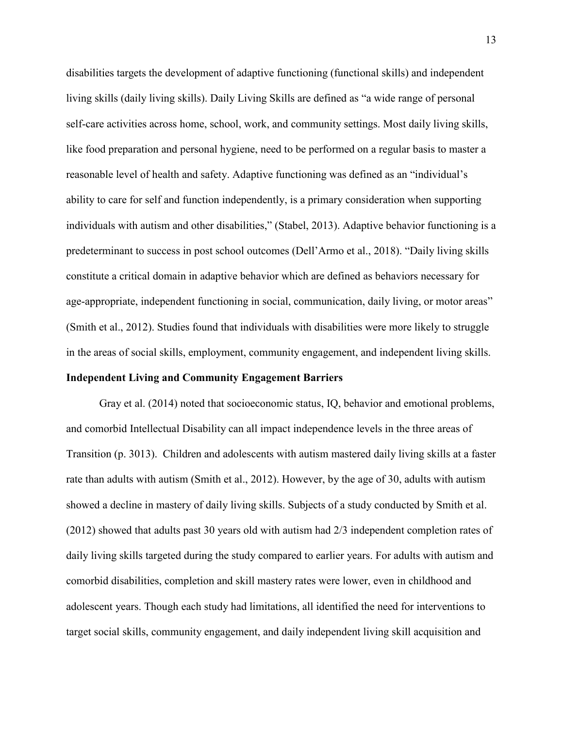disabilities targets the development of adaptive functioning (functional skills) and independent living skills (daily living skills). Daily Living Skills are defined as "a wide range of personal self-care activities across home, school, work, and community settings. Most daily living skills, like food preparation and personal hygiene, need to be performed on a regular basis to master a reasonable level of health and safety. Adaptive functioning was defined as an "individual's ability to care for self and function independently, is a primary consideration when supporting individuals with autism and other disabilities," (Stabel, 2013). Adaptive behavior functioning is a predeterminant to success in post school outcomes (Dell'Armo et al., 2018). "Daily living skills constitute a critical domain in adaptive behavior which are defined as behaviors necessary for age-appropriate, independent functioning in social, communication, daily living, or motor areas" (Smith et al., 2012). Studies found that individuals with disabilities were more likely to struggle in the areas of social skills, employment, community engagement, and independent living skills.

**Independent Living and Community Engagement Barriers**

Gray et al. (2014) noted that socioeconomic status, IQ, behavior and emotional problems, and comorbid Intellectual Disability can all impact independence levels in the three areas of Transition (p. 3013). Children and adolescents with autism mastered daily living skills at a faster rate than adults with autism (Smith et al., 2012). However, by the age of 30, adults with autism showed a decline in mastery of daily living skills. Subjects of a study conducted by Smith et al. (2012) showed that adults past 30 years old with autism had 2/3 independent completion rates of daily living skills targeted during the study compared to earlier years. For adults with autism and comorbid disabilities, completion and skill mastery rates were lower, even in childhood and adolescent years. Though each study had limitations, all identified the need for interventions to target social skills, community engagement, and daily independent living skill acquisition and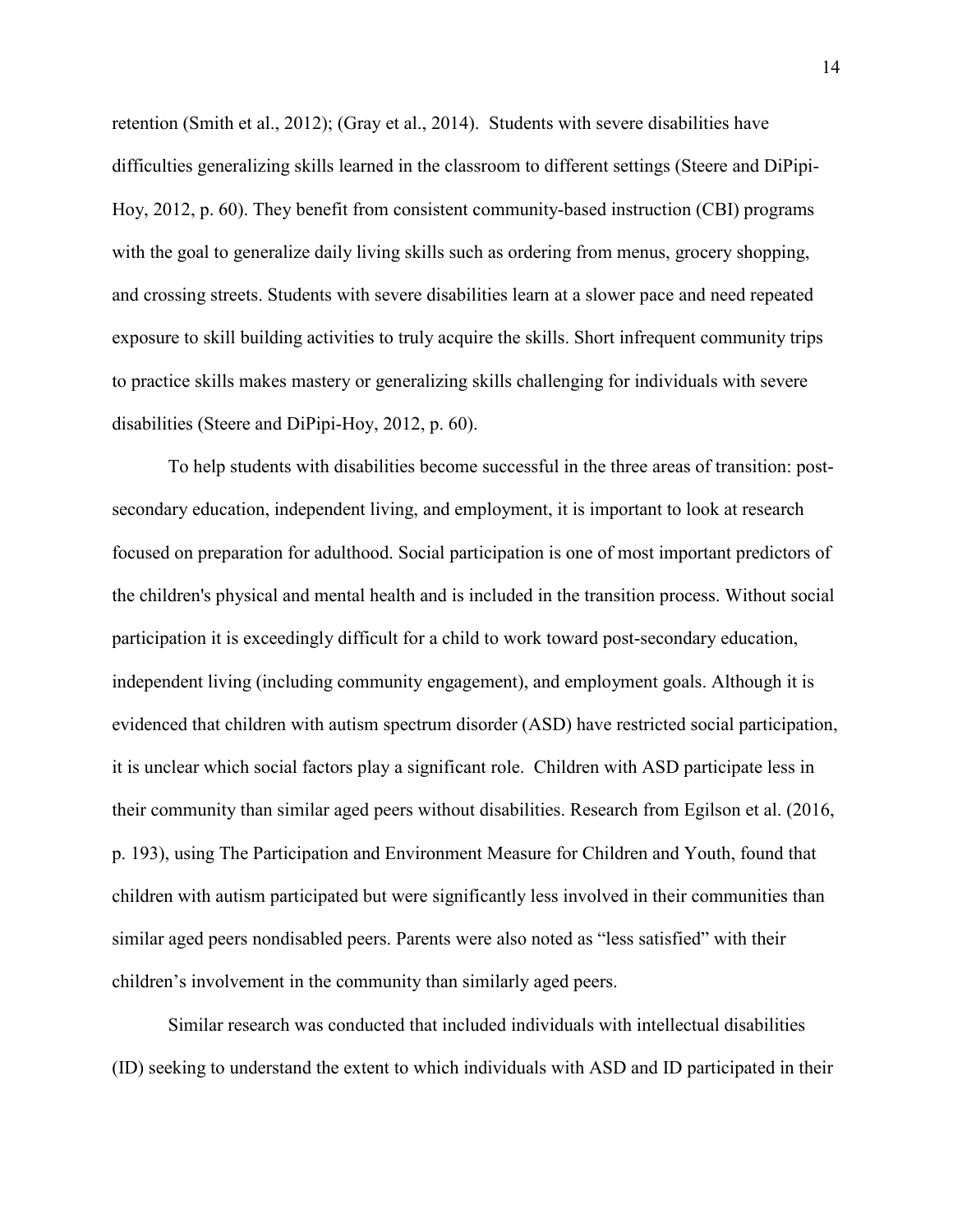retention (Smith et al., 2012); (Gray et al., 2014). Students with severe disabilities have difficulties generalizing skills learned in the classroom to different settings (Steere and DiPipi-Hoy, 2012, p. 60). They benefit from consistent community-based instruction (CBI) programs with the goal to generalize daily living skills such as ordering from menus, grocery shopping, and crossing streets. Students with severe disabilities learn at a slower pace and need repeated exposure to skill building activities to truly acquire the skills. Short infrequent community trips to practice skills makes mastery or generalizing skills challenging for individuals with severe disabilities (Steere and DiPipi-Hoy, 2012, p. 60).

To help students with disabilities become successful in the three areas of transition: post-secondary education, independent living, and employment, it is important to look at research focused on preparation for adulthood. Social participation is one of most important predictors of the children's physical and mental health and is included in the transition process. Without social participation it is exceedingly difficult for a child to work toward post-secondary education, independent living (including community engagement), and employment goals. Although it is evidenced that children with autism spectrum disorder (ASD) have restricted social participation, it is unclear which social factors play a significant role. Children with ASD participate less in their community than similar aged peers without disabilities. Research from Egilson et al. (2016, p. 193), using The Participation and Environment Measure for Children and Youth, found that children with autism participated but were significantly less involved in their communities than similar aged peers nondisabled peers. Parents were also noted as "less satisfied" with their children's involvement in the community than similarly aged peers.

Similar research was conducted that included individuals with intellectual disabilities (ID) seeking to understand the extent to which individuals with ASD and ID participated in their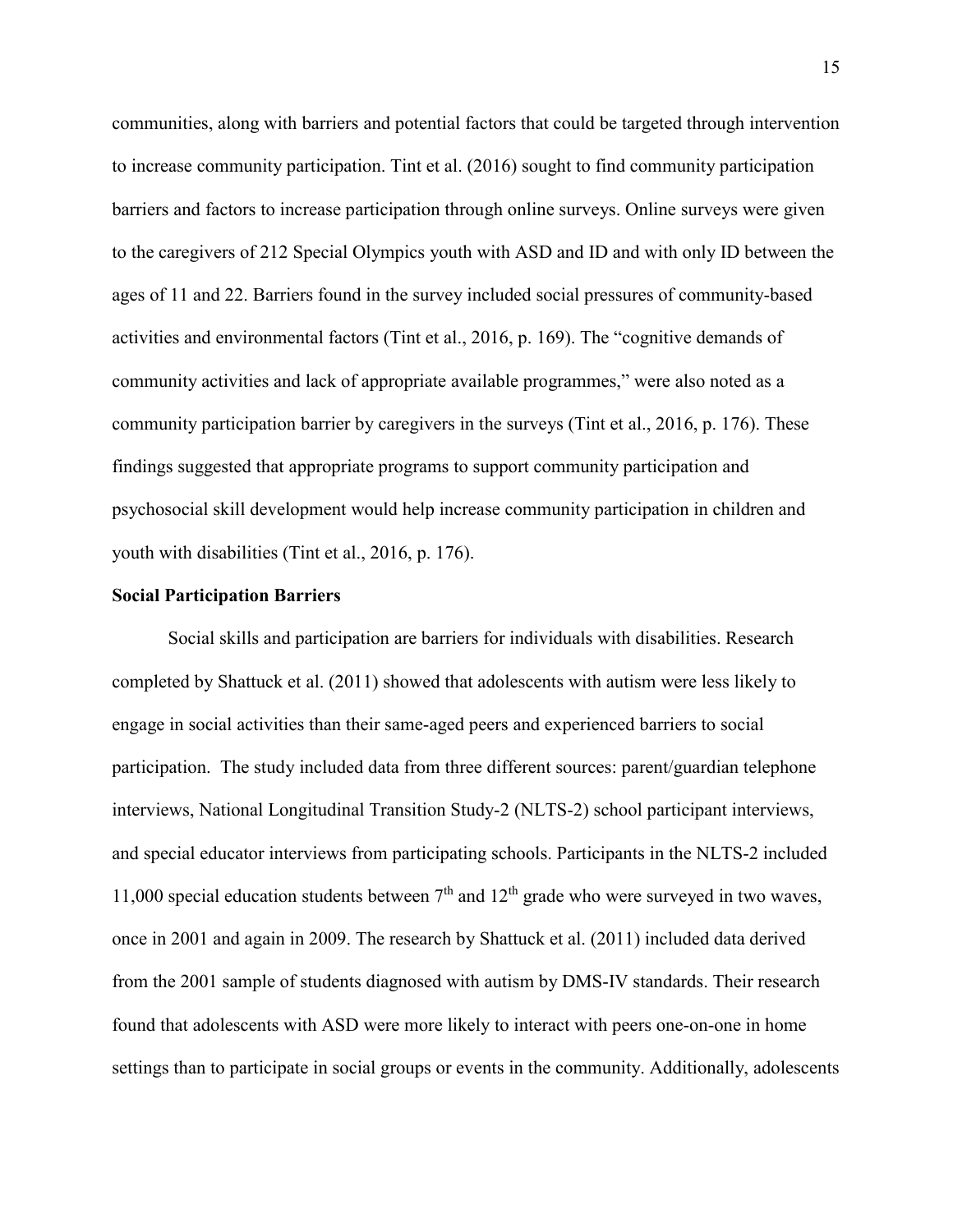communities, along with barriers and potential factors that could be targeted through intervention to increase community participation. Tint et al. (2016) sought to find community participation barriers and factors to increase participation through online surveys. Online surveys were given to the caregivers of 212 Special Olympics youth with ASD and ID and with only ID between the ages of 11 and 22. Barriers found in the survey included social pressures of community-based activities and environmental factors (Tint et al., 2016, p. 169). The "cognitive demands of community activities and lack of appropriate available programmes," were also noted as a community participation barrier by caregivers in the surveys (Tint et al., 2016, p. 176). These findings suggested that appropriate programs to support community participation and psychosocial skill development would help increase community participation in children and youth with disabilities (Tint et al., 2016, p. 176).

**Social Participation Barriers**

Social skills and participation are barriers for individuals with disabilities. Research completed by Shattuck et al. (2011) showed that adolescents with autism were less likely to engage in social activities than their same-aged peers and experienced barriers to social participation. The study included data from three different sources: parent/guardian telephone interviews, National Longitudinal Transition Study-2 (NLTS-2) school participant interviews, and special educator interviews from participating schools. Participants in the NLTS-2 included 11,000 special education students between 7th and 12th grade who were surveyed in two waves, once in 2001 and again in 2009. The research by Shattuck et al. (2011) included data derived from the 2001 sample of students diagnosed with autism by DMS-IV standards. Their research found that adolescents with ASD were more likely to interact with peers one-on-one in home settings than to participate in social groups or events in the community. Additionally, adolescents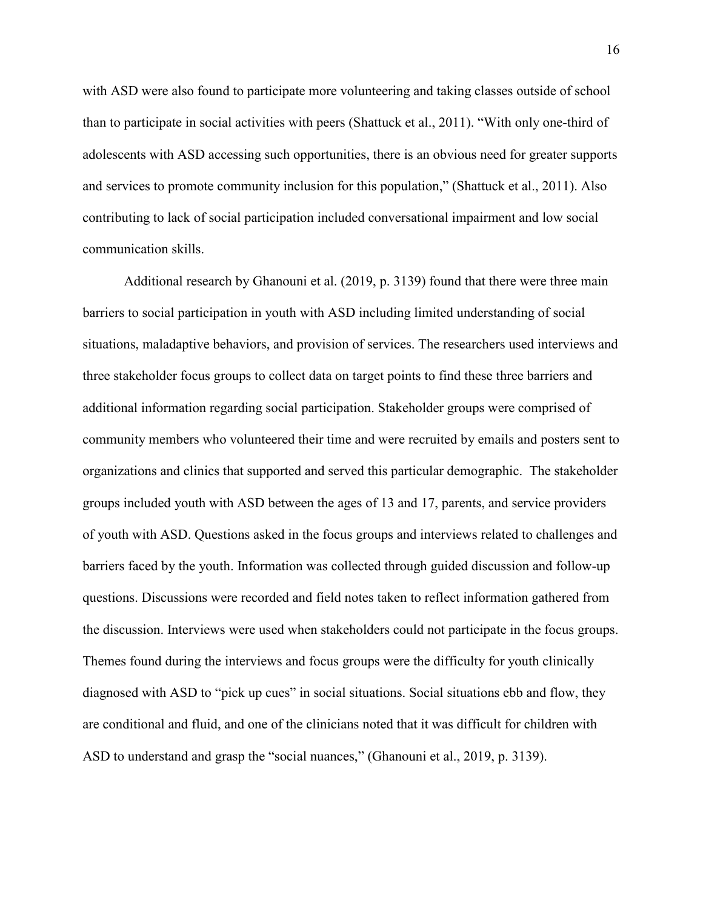with ASD were also found to participate more volunteering and taking classes outside of school than to participate in social activities with peers (Shattuck et al., 2011). "With only one-third of adolescents with ASD accessing such opportunities, there is an obvious need for greater supports and services to promote community inclusion for this population," (Shattuck et al., 2011). Also contributing to lack of social participation included conversational impairment and low social communication skills.

Additional research by Ghanouni et al. (2019, p. 3139) found that there were three main barriers to social participation in youth with ASD including limited understanding of social situations, maladaptive behaviors, and provision of services. The researchers used interviews and three stakeholder focus groups to collect data on target points to find these three barriers and additional information regarding social participation. Stakeholder groups were comprised of community members who volunteered their time and were recruited by emails and posters sent to organizations and clinics that supported and served this particular demographic. The stakeholder groups included youth with ASD between the ages of 13 and 17, parents, and service providers of youth with ASD. Questions asked in the focus groups and interviews related to challenges and barriers faced by the youth. Information was collected through guided discussion and follow-up questions. Discussions were recorded and field notes taken to reflect information gathered from the discussion. Interviews were used when stakeholders could not participate in the focus groups. Themes found during the interviews and focus groups were the difficulty for youth clinically diagnosed with ASD to "pick up cues" in social situations. Social situations ebb and flow, they are conditional and fluid, and one of the clinicians noted that it was difficult for children with ASD to understand and grasp the "social nuances," (Ghanouni et al., 2019, p. 3139).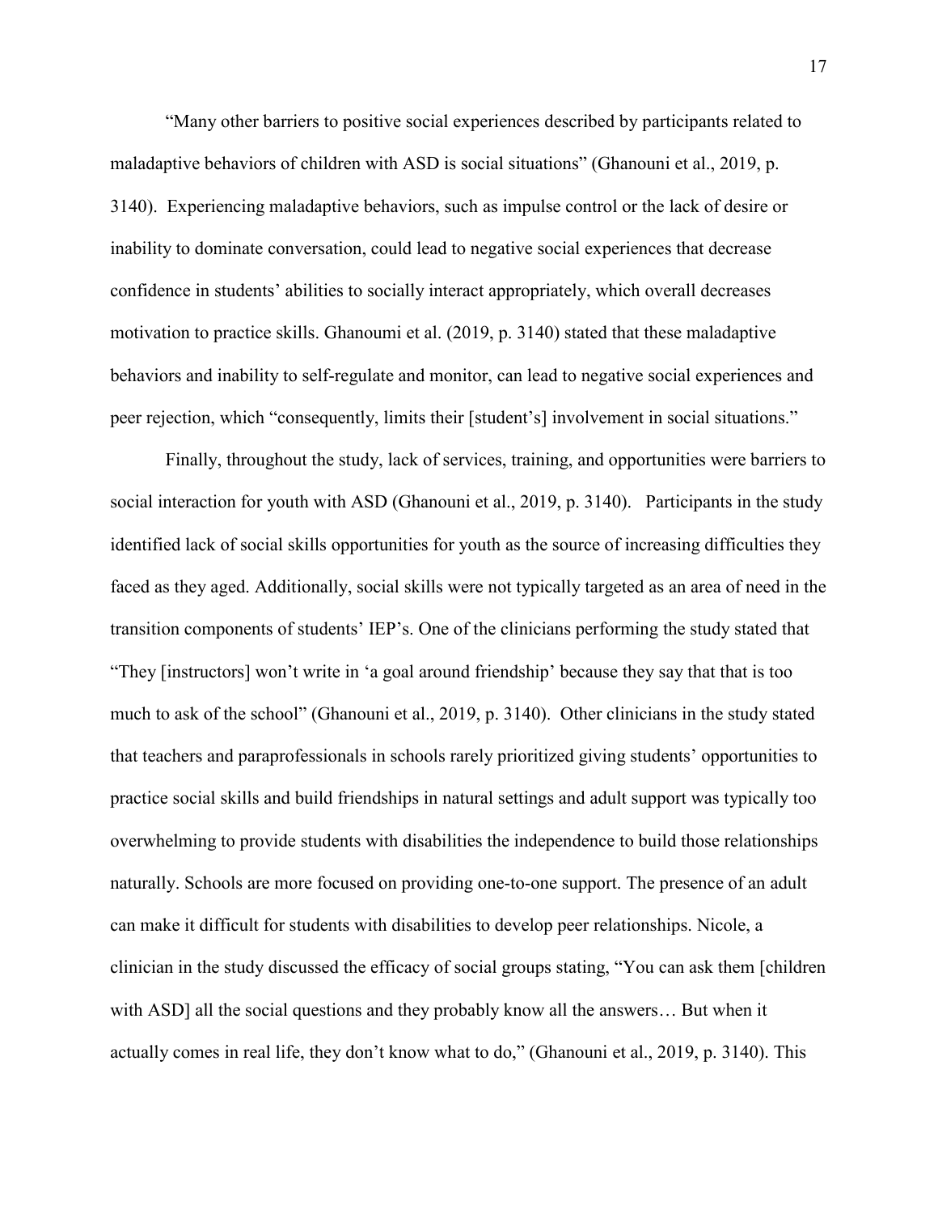"Many other barriers to positive social experiences described by participants related to maladaptive behaviors of children with ASD is social situations" (Ghanouni et al., 2019, p. 3140). Experiencing maladaptive behaviors, such as impulse control or the lack of desire or inability to dominate conversation, could lead to negative social experiences that decrease confidence in students' abilities to socially interact appropriately, which overall decreases motivation to practice skills. Ghanoumi et al. (2019, p. 3140) stated that these maladaptive behaviors and inability to self-regulate and monitor, can lead to negative social experiences and peer rejection, which "consequently, limits their [student's] involvement in social situations."

Finally, throughout the study, lack of services, training, and opportunities were barriers to social interaction for youth with ASD (Ghanouni et al., 2019, p. 3140). Participants in the study identified lack of social skills opportunities for youth as the source of increasing difficulties they faced as they aged. Additionally, social skills were not typically targeted as an area of need in the transition components of students' IEP's. One of the clinicians performing the study stated that "They [instructors] won't write in 'a goal around friendship' because they say that that is too much to ask of the school" (Ghanouni et al., 2019, p. 3140). Other clinicians in the study stated that teachers and paraprofessionals in schools rarely prioritized giving students' opportunities to practice social skills and build friendships in natural settings and adult support was typically too overwhelming to provide students with disabilities the independence to build those relationships naturally. Schools are more focused on providing one-to-one support. The presence of an adult can make it difficult for students with disabilities to develop peer relationships. Nicole, a clinician in the study discussed the efficacy of social groups stating, "You can ask them [children with ASD] all the social questions and they probably know all the answers… But when it actually comes in real life, they don't know what to do," (Ghanouni et al., 2019, p. 3140). This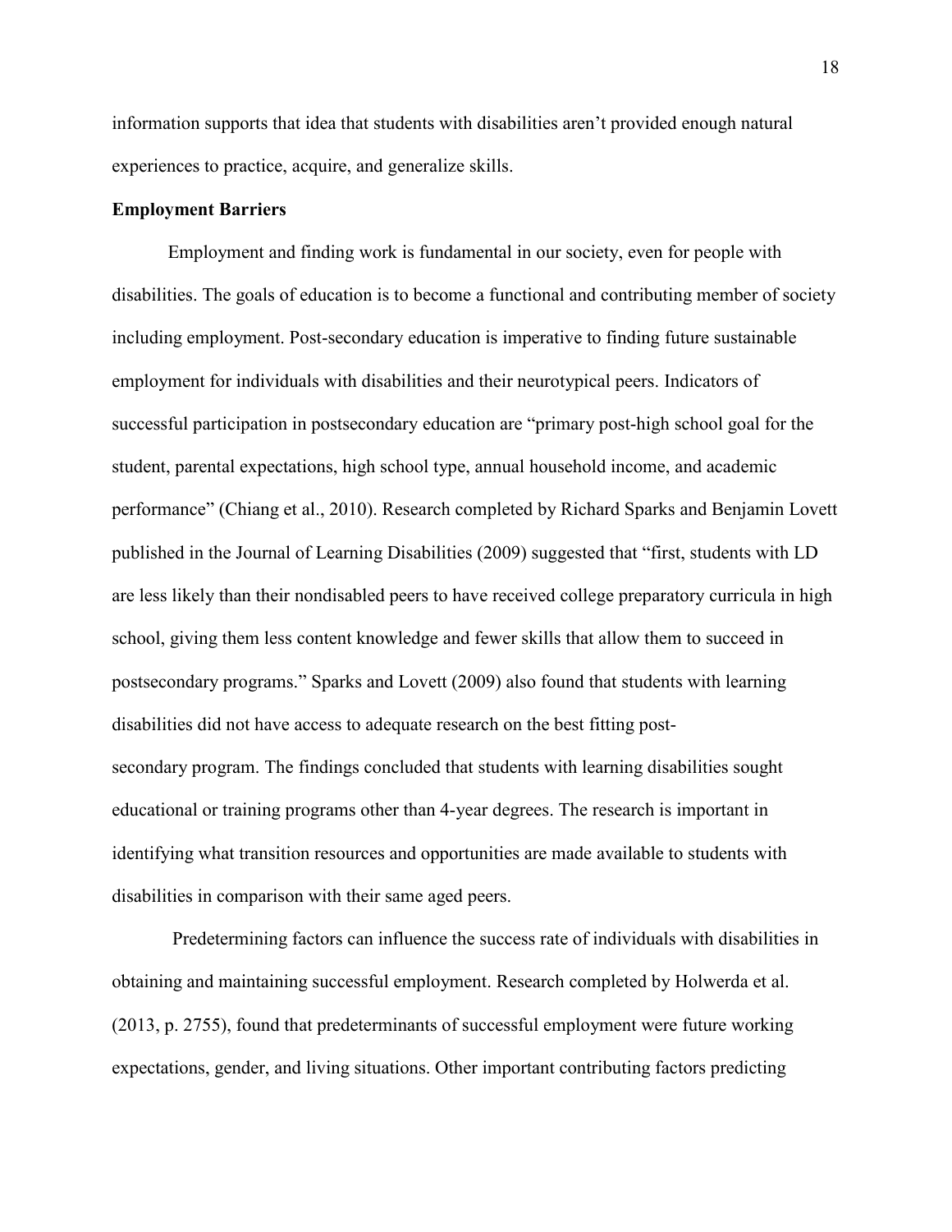information supports that idea that students with disabilities aren't provided enough natural experiences to practice, acquire, and generalize skills.

**Employment Barriers**

Employment and finding work is fundamental in our society, even for people with disabilities. The goals of education is to become a functional and contributing member of society including employment. Post-secondary education is imperative to finding future sustainable employment for individuals with disabilities and their neurotypical peers. Indicators of successful participation in postsecondary education are "primary post-high school goal for the student, parental expectations, high school type, annual household income, and academic performance" (Chiang et al., 2010). Research completed by Richard Sparks and Benjamin Lovett published in the Journal of Learning Disabilities (2009) suggested that "first, students with LD are less likely than their nondisabled peers to have received college preparatory curricula in high school, giving them less content knowledge and fewer skills that allow them to succeed in postsecondary programs." Sparks and Lovett (2009) also found that students with learning disabilities did not have access to adequate research on the best fitting post-secondary program. The findings concluded that students with learning disabilities sought educational or training programs other than 4-year degrees. The research is important in identifying what transition resources and opportunities are made available to students with disabilities in comparison with their same aged peers.

Predetermining factors can influence the success rate of individuals with disabilities in obtaining and maintaining successful employment. Research completed by Holwerda et al. (2013, p. 2755), found that predeterminants of successful employment were future working expectations, gender, and living situations. Other important contributing factors predicting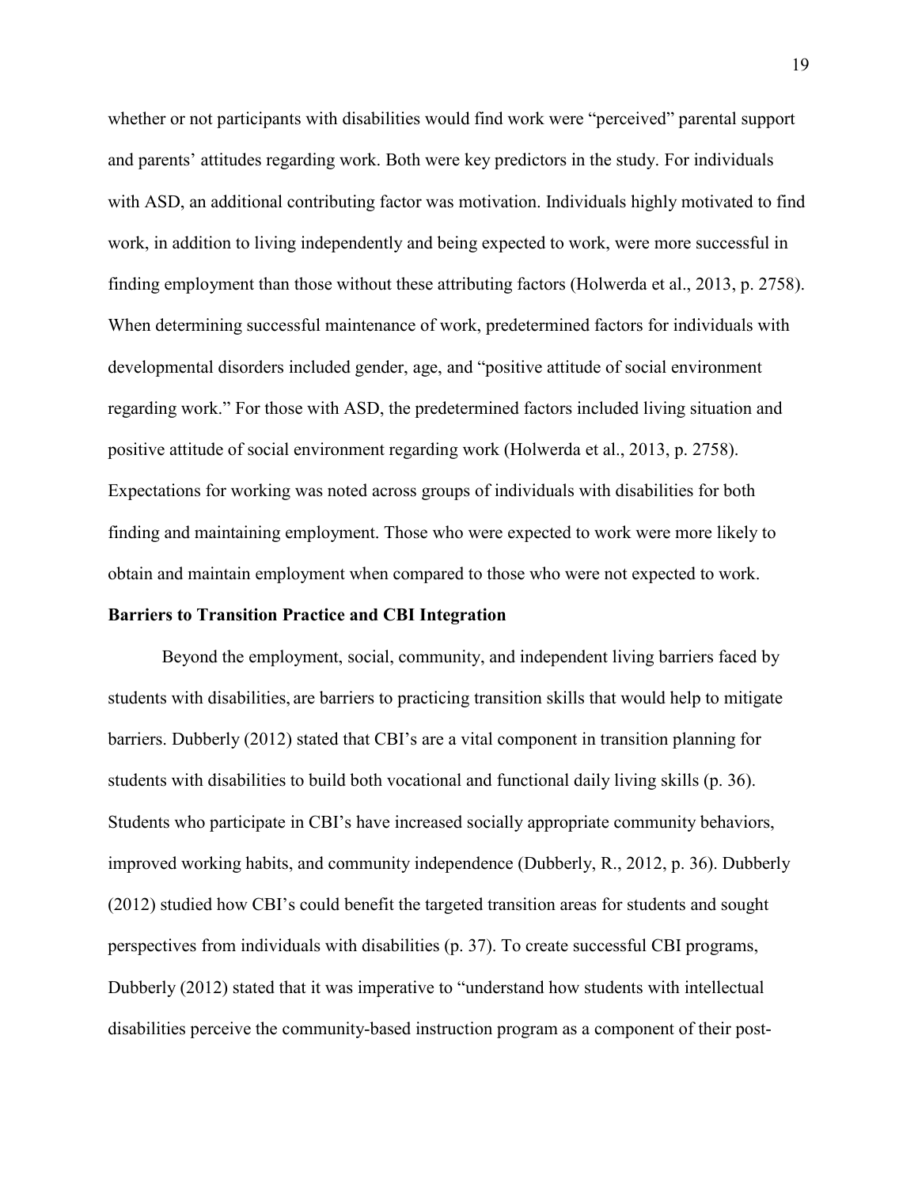whether or not participants with disabilities would find work were "perceived" parental support and parents' attitudes regarding work. Both were key predictors in the study. For individuals with ASD, an additional contributing factor was motivation. Individuals highly motivated to find work, in addition to living independently and being expected to work, were more successful in finding employment than those without these attributing factors (Holwerda et al., 2013, p. 2758). When determining successful maintenance of work, predetermined factors for individuals with developmental disorders included gender, age, and "positive attitude of social environment regarding work." For those with ASD, the predetermined factors included living situation and positive attitude of social environment regarding work (Holwerda et al., 2013, p. 2758). Expectations for working was noted across groups of individuals with disabilities for both finding and maintaining employment. Those who were expected to work were more likely to obtain and maintain employment when compared to those who were not expected to work.

**Barriers to Transition Practice and CBI Integration**

Beyond the employment, social, community, and independent living barriers faced by students with disabilities, are barriers to practicing transition skills that would help to mitigate barriers. Dubberly (2012) stated that CBI's are a vital component in transition planning for students with disabilities to build both vocational and functional daily living skills (p. 36). Students who participate in CBI's have increased socially appropriate community behaviors, improved working habits, and community independence (Dubberly, R., 2012, p. 36). Dubberly (2012) studied how CBI's could benefit the targeted transition areas for students and sought perspectives from individuals with disabilities (p. 37). To create successful CBI programs, Dubberly (2012) stated that it was imperative to "understand how students with intellectual disabilities perceive the community-based instruction program as a component of their post-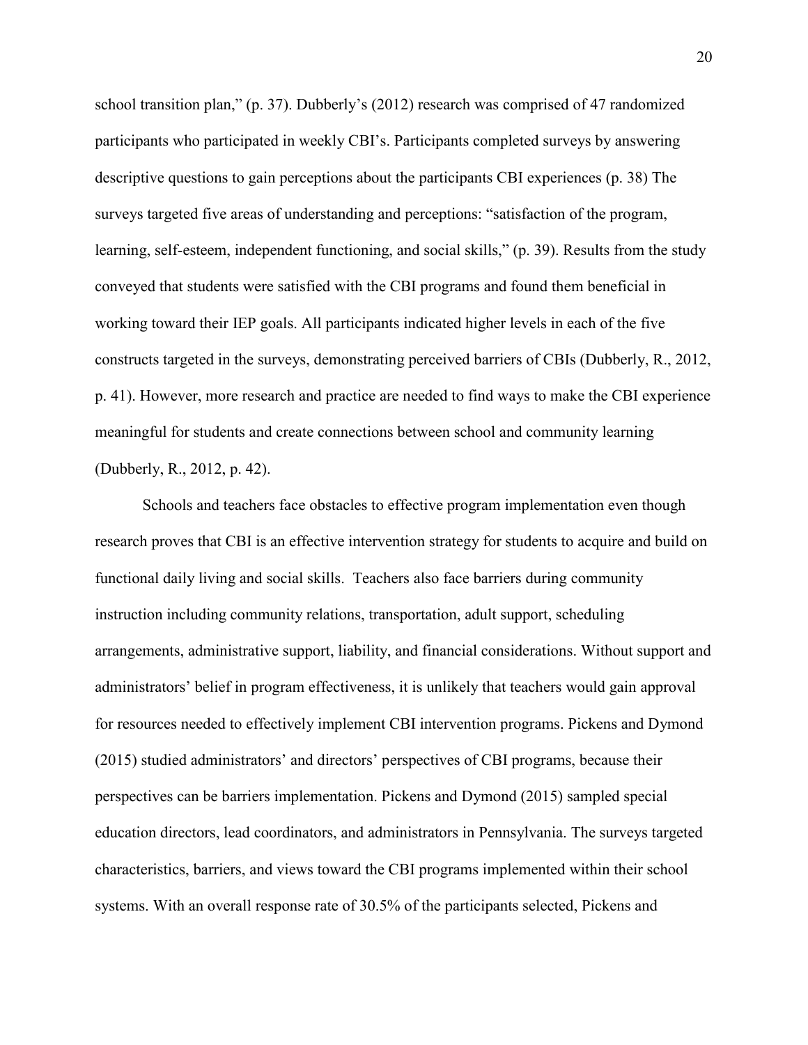school transition plan," (p. 37). Dubberly's (2012) research was comprised of 47 randomized participants who participated in weekly CBI's. Participants completed surveys by answering descriptive questions to gain perceptions about the participants CBI experiences (p. 38) The surveys targeted five areas of understanding and perceptions: "satisfaction of the program, learning, self-esteem, independent functioning, and social skills," (p. 39). Results from the study conveyed that students were satisfied with the CBI programs and found them beneficial in working toward their IEP goals. All participants indicated higher levels in each of the five constructs targeted in the surveys, demonstrating perceived barriers of CBIs (Dubberly, R., 2012, p. 41). However, more research and practice are needed to find ways to make the CBI experience meaningful for students and create connections between school and community learning (Dubberly, R., 2012, p. 42).

Schools and teachers face obstacles to effective program implementation even though research proves that CBI is an effective intervention strategy for students to acquire and build on functional daily living and social skills. Teachers also face barriers during community instruction including community relations, transportation, adult support, scheduling arrangements, administrative support, liability, and financial considerations. Without support and administrators' belief in program effectiveness, it is unlikely that teachers would gain approval for resources needed to effectively implement CBI intervention programs. Pickens and Dymond (2015) studied administrators' and directors' perspectives of CBI programs, because their perspectives can be barriers implementation. Pickens and Dymond (2015) sampled special education directors, lead coordinators, and administrators in Pennsylvania. The surveys targeted characteristics, barriers, and views toward the CBI programs implemented within their school systems. With an overall response rate of 30.5% of the participants selected, Pickens and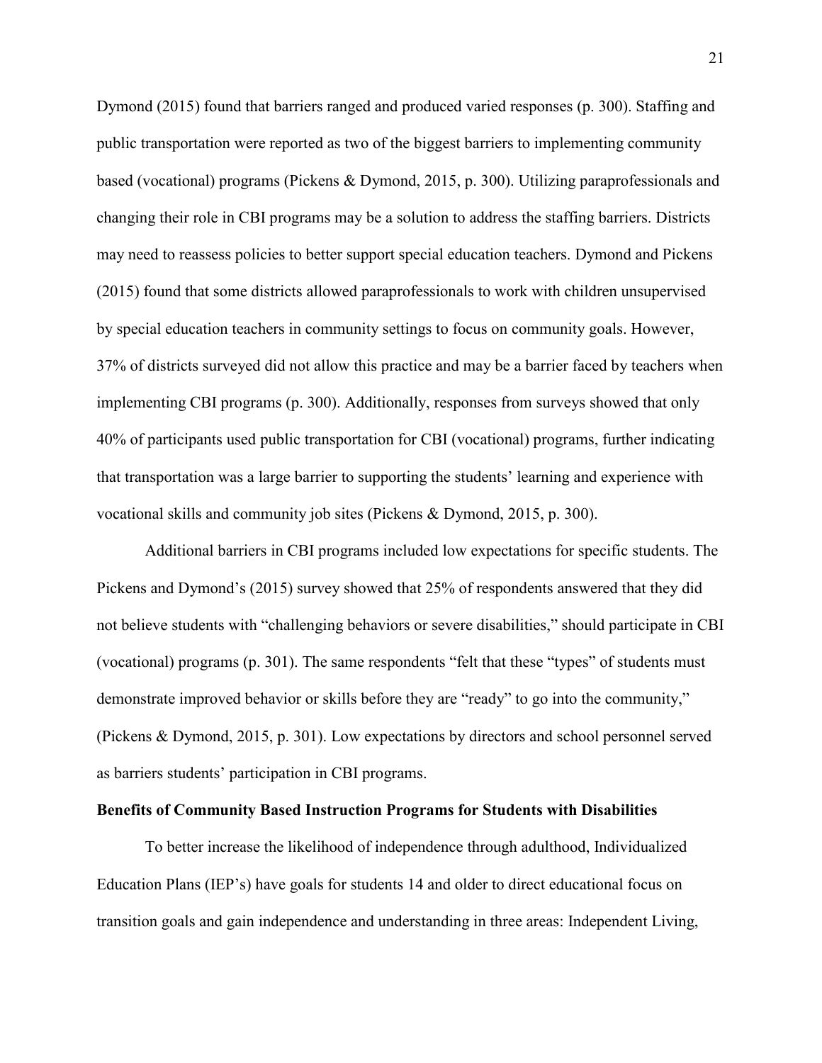Dymond (2015) found that barriers ranged and produced varied responses (p. 300). Staffing and public transportation were reported as two of the biggest barriers to implementing community based (vocational) programs (Pickens & Dymond, 2015, p. 300). Utilizing paraprofessionals and changing their role in CBI programs may be a solution to address the staffing barriers. Districts may need to reassess policies to better support special education teachers. Dymond and Pickens (2015) found that some districts allowed paraprofessionals to work with children unsupervised by special education teachers in community settings to focus on community goals. However, 37% of districts surveyed did not allow this practice and may be a barrier faced by teachers when implementing CBI programs (p. 300). Additionally, responses from surveys showed that only 40% of participants used public transportation for CBI (vocational) programs, further indicating that transportation was a large barrier to supporting the students' learning and experience with vocational skills and community job sites (Pickens & Dymond, 2015, p. 300).

Additional barriers in CBI programs included low expectations for specific students. The Pickens and Dymond's (2015) survey showed that 25% of respondents answered that they did not believe students with "challenging behaviors or severe disabilities," should participate in CBI (vocational) programs (p. 301). The same respondents "felt that these "types" of students must demonstrate improved behavior or skills before they are "ready" to go into the community," (Pickens & Dymond, 2015, p. 301). Low expectations by directors and school personnel served as barriers students' participation in CBI programs.

**Benefits of Community Based Instruction Programs for Students with Disabilities**

To better increase the likelihood of independence through adulthood, Individualized Education Plans (IEP's) have goals for students 14 and older to direct educational focus on transition goals and gain independence and understanding in three areas: Independent Living,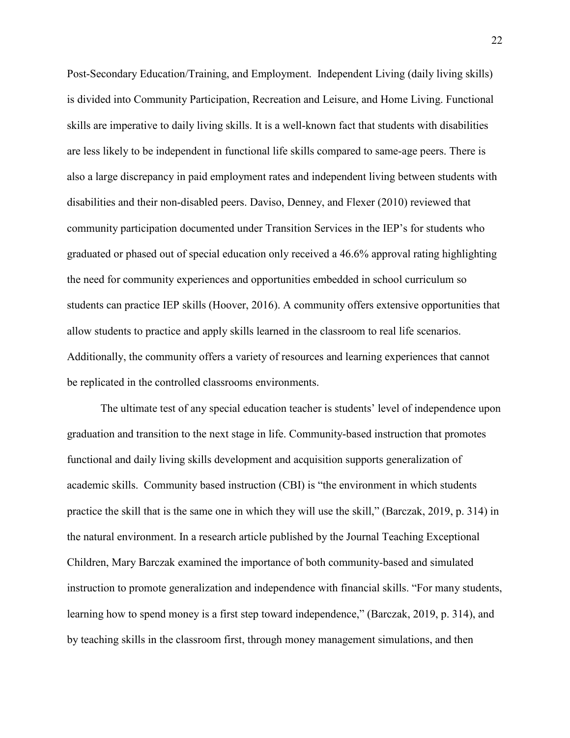Post-Secondary Education/Training, and Employment. Independent Living (daily living skills) is divided into Community Participation, Recreation and Leisure, and Home Living. Functional skills are imperative to daily living skills. It is a well-known fact that students with disabilities are less likely to be independent in functional life skills compared to same-age peers. There is also a large discrepancy in paid employment rates and independent living between students with disabilities and their non-disabled peers. Daviso, Denney, and Flexer (2010) reviewed that community participation documented under Transition Services in the IEP's for students who graduated or phased out of special education only received a 46.6% approval rating highlighting the need for community experiences and opportunities embedded in school curriculum so students can practice IEP skills (Hoover, 2016). A community offers extensive opportunities that allow students to practice and apply skills learned in the classroom to real life scenarios. Additionally, the community offers a variety of resources and learning experiences that cannot be replicated in the controlled classrooms environments.

The ultimate test of any special education teacher is students' level of independence upon graduation and transition to the next stage in life. Community-based instruction that promotes functional and daily living skills development and acquisition supports generalization of academic skills. Community based instruction (CBI) is "the environment in which students practice the skill that is the same one in which they will use the skill," (Barczak, 2019, p. 314) in the natural environment. In a research article published by the Journal Teaching Exceptional Children, Mary Barczak examined the importance of both community-based and simulated instruction to promote generalization and independence with financial skills. "For many students, learning how to spend money is a first step toward independence," (Barczak, 2019, p. 314), and by teaching skills in the classroom first, through money management simulations, and then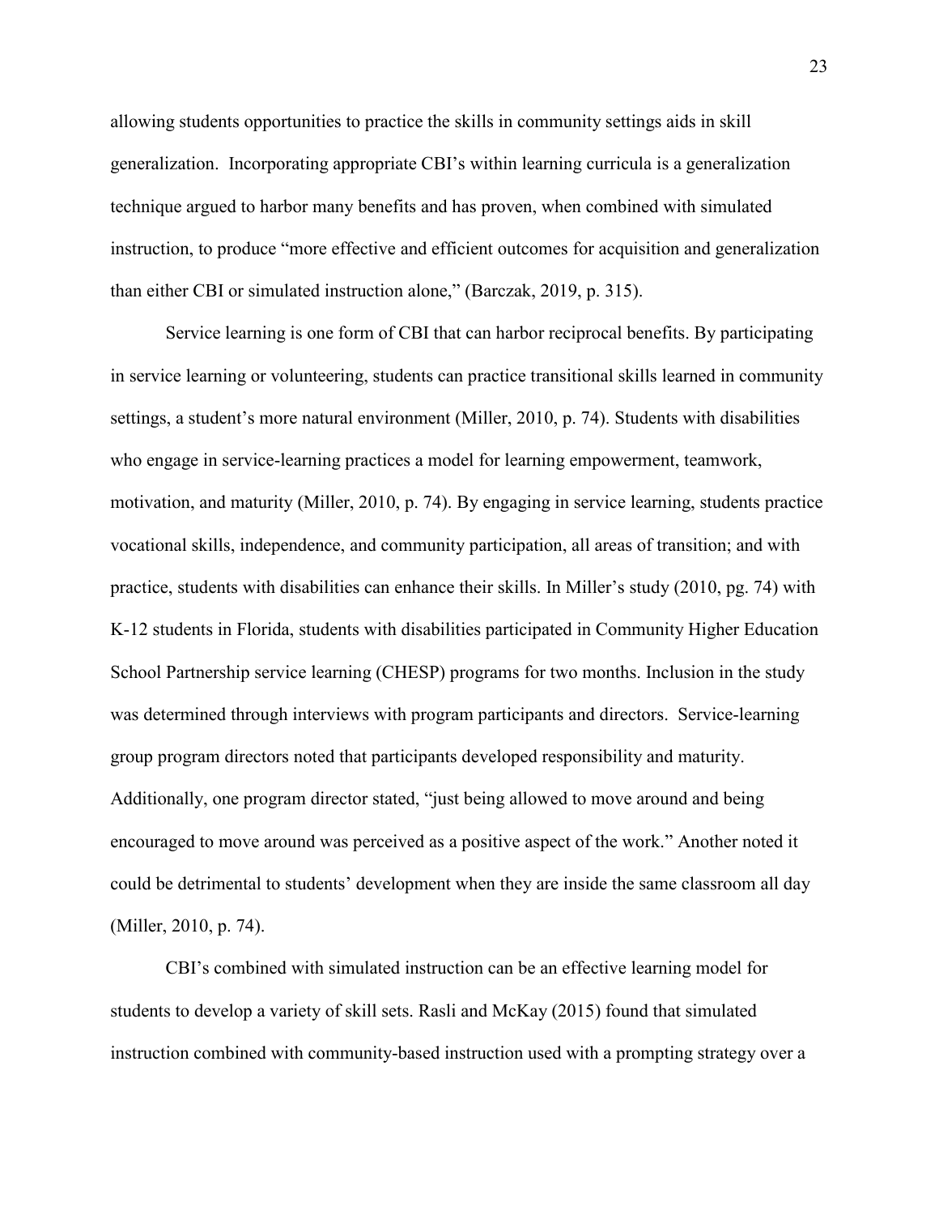allowing students opportunities to practice the skills in community settings aids in skill generalization. Incorporating appropriate CBI's within learning curricula is a generalization technique argued to harbor many benefits and has proven, when combined with simulated instruction, to produce "more effective and efficient outcomes for acquisition and generalization than either CBI or simulated instruction alone," (Barczak, 2019, p. 315).

Service learning is one form of CBI that can harbor reciprocal benefits. By participating in service learning or volunteering, students can practice transitional skills learned in community settings, a student's more natural environment (Miller, 2010, p. 74). Students with disabilities who engage in service-learning practices a model for learning empowerment, teamwork, motivation, and maturity (Miller, 2010, p. 74). By engaging in service learning, students practice vocational skills, independence, and community participation, all areas of transition; and with practice, students with disabilities can enhance their skills. In Miller's study (2010, pg. 74) with K-12 students in Florida, students with disabilities participated in Community Higher Education School Partnership service learning (CHESP) programs for two months. Inclusion in the study was determined through interviews with program participants and directors. Service-learning group program directors noted that participants developed responsibility and maturity. Additionally, one program director stated, "just being allowed to move around and being encouraged to move around was perceived as a positive aspect of the work." Another noted it could be detrimental to students' development when they are inside the same classroom all day (Miller, 2010, p. 74).

CBI's combined with simulated instruction can be an effective learning model for students to develop a variety of skill sets. Rasli and McKay (2015) found that simulated instruction combined with community-based instruction used with a prompting strategy over a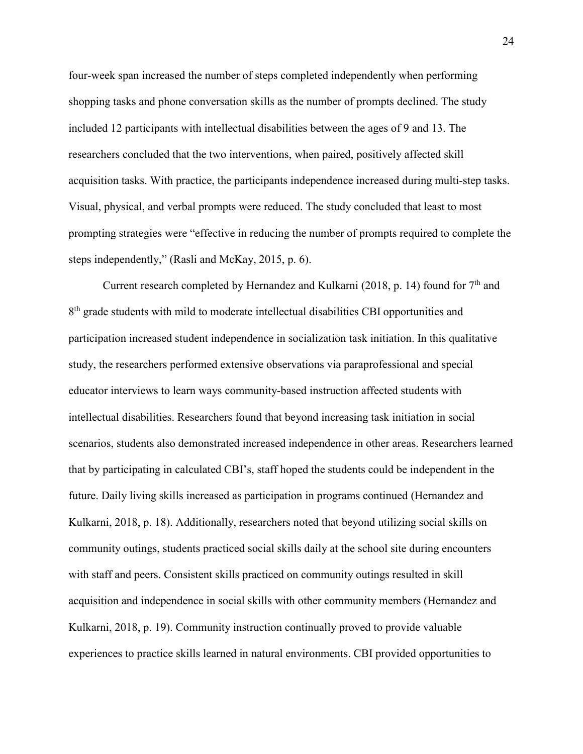four-week span increased the number of steps completed independently when performing shopping tasks and phone conversation skills as the number of prompts declined. The study included 12 participants with intellectual disabilities between the ages of 9 and 13. The researchers concluded that the two interventions, when paired, positively affected skill acquisition tasks. With practice, the participants independence increased during multi-step tasks. Visual, physical, and verbal prompts were reduced. The study concluded that least to most prompting strategies were "effective in reducing the number of prompts required to complete the steps independently," (Rasli and McKay, 2015, p. 6).

Current research completed by Hernandez and Kulkarni (2018, p. 14) found for 7th and 8th grade students with mild to moderate intellectual disabilities CBI opportunities and participation increased student independence in socialization task initiation. In this qualitative study, the researchers performed extensive observations via paraprofessional and special educator interviews to learn ways community-based instruction affected students with intellectual disabilities. Researchers found that beyond increasing task initiation in social scenarios, students also demonstrated increased independence in other areas. Researchers learned that by participating in calculated CBI's, staff hoped the students could be independent in the future. Daily living skills increased as participation in programs continued (Hernandez and Kulkarni, 2018, p. 18). Additionally, researchers noted that beyond utilizing social skills on community outings, students practiced social skills daily at the school site during encounters with staff and peers. Consistent skills practiced on community outings resulted in skill acquisition and independence in social skills with other community members (Hernandez and Kulkarni, 2018, p. 19). Community instruction continually proved to provide valuable experiences to practice skills learned in natural environments. CBI provided opportunities to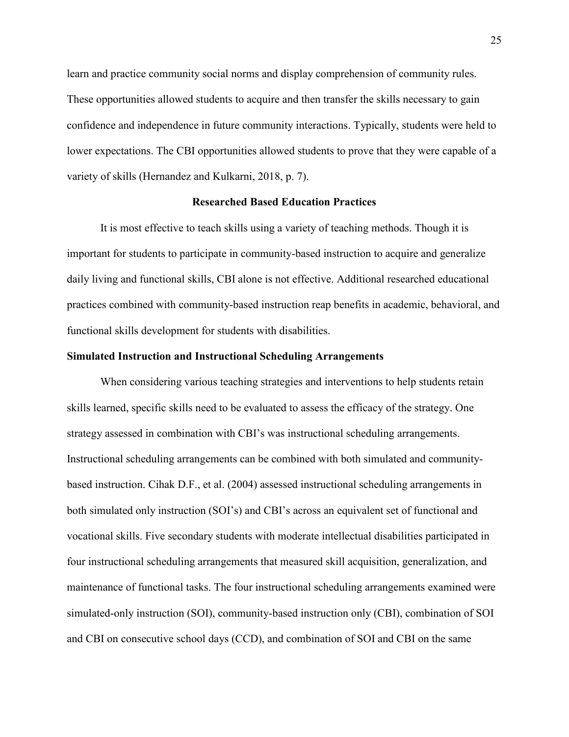learn and practice community social norms and display comprehension of community rules. These opportunities allowed students to acquire and then transfer the skills necessary to gain confidence and independence in future community interactions. Typically, students were held to lower expectations. The CBI opportunities allowed students to prove that they were capable of a variety of skills (Hernandez and Kulkarni, 2018, p. 7).

## Researched Based Education Practices

It is most effective to teach skills using a variety of teaching methods. Though it is important for students to participate in community-based instruction to acquire and generalize daily living and functional skills, CBI alone is not effective. Additional researched educational practices combined with community-based instruction reap benefits in academic, behavioral, and functional skills development for students with disabilities.

### Simulated Instruction and Instructional Scheduling Arrangements

When considering various teaching strategies and interventions to help students retain skills learned, specific skills need to be evaluated to assess the efficacy of the strategy. One strategy assessed in combination with CBI's was instructional scheduling arrangements. Instructional scheduling arrangements can be combined with both simulated and community-based instruction. Cihak D.F., et al. (2004) assessed instructional scheduling arrangements in both simulated only instruction (SOI's) and CBI's across an equivalent set of functional and vocational skills. Five secondary students with moderate intellectual disabilities participated in four instructional scheduling arrangements that measured skill acquisition, generalization, and maintenance of functional tasks. The four instructional scheduling arrangements examined were simulated-only instruction (SOI), community-based instruction only (CBI), combination of SOI and CBI on consecutive school days (CCD), and combination of SOI and CBI on the same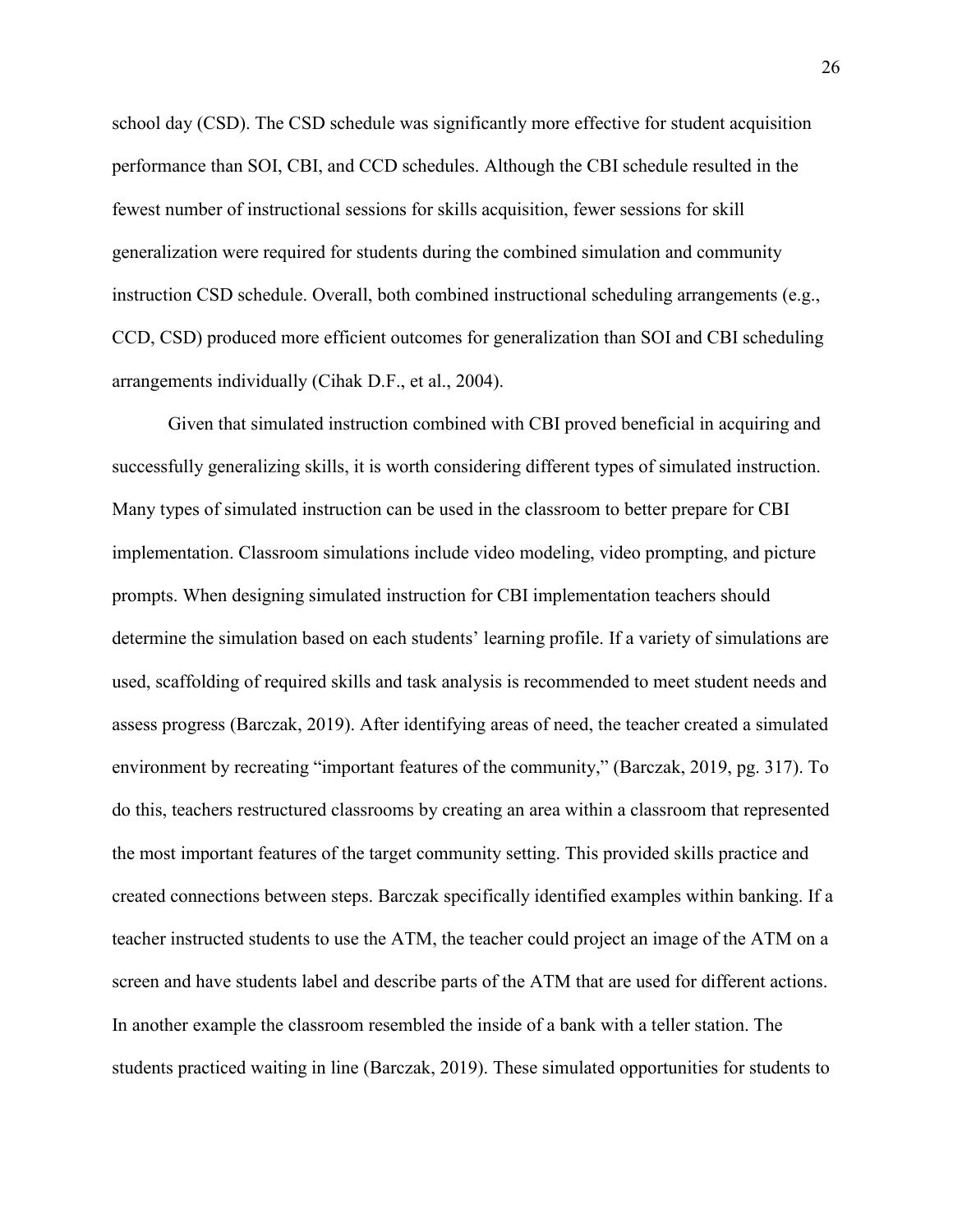school day (CSD). The CSD schedule was significantly more effective for student acquisition performance than SOI, CBI, and CCD schedules. Although the CBI schedule resulted in the fewest number of instructional sessions for skills acquisition, fewer sessions for skill generalization were required for students during the combined simulation and community instruction CSD schedule. Overall, both combined instructional scheduling arrangements (e.g., CCD, CSD) produced more efficient outcomes for generalization than SOI and CBI scheduling arrangements individually (Cihak D.F., et al., 2004).

Given that simulated instruction combined with CBI proved beneficial in acquiring and successfully generalizing skills, it is worth considering different types of simulated instruction. Many types of simulated instruction can be used in the classroom to better prepare for CBI implementation. Classroom simulations include video modeling, video prompting, and picture prompts. When designing simulated instruction for CBI implementation teachers should determine the simulation based on each students' learning profile. If a variety of simulations are used, scaffolding of required skills and task analysis is recommended to meet student needs and assess progress (Barczak, 2019). After identifying areas of need, the teacher created a simulated environment by recreating "important features of the community," (Barczak, 2019, pg. 317). To do this, teachers restructured classrooms by creating an area within a classroom that represented the most important features of the target community setting. This provided skills practice and created connections between steps. Barczak specifically identified examples within banking. If a teacher instructed students to use the ATM, the teacher could project an image of the ATM on a screen and have students label and describe parts of the ATM that are used for different actions. In another example the classroom resembled the inside of a bank with a teller station. The students practiced waiting in line (Barczak, 2019). These simulated opportunities for students to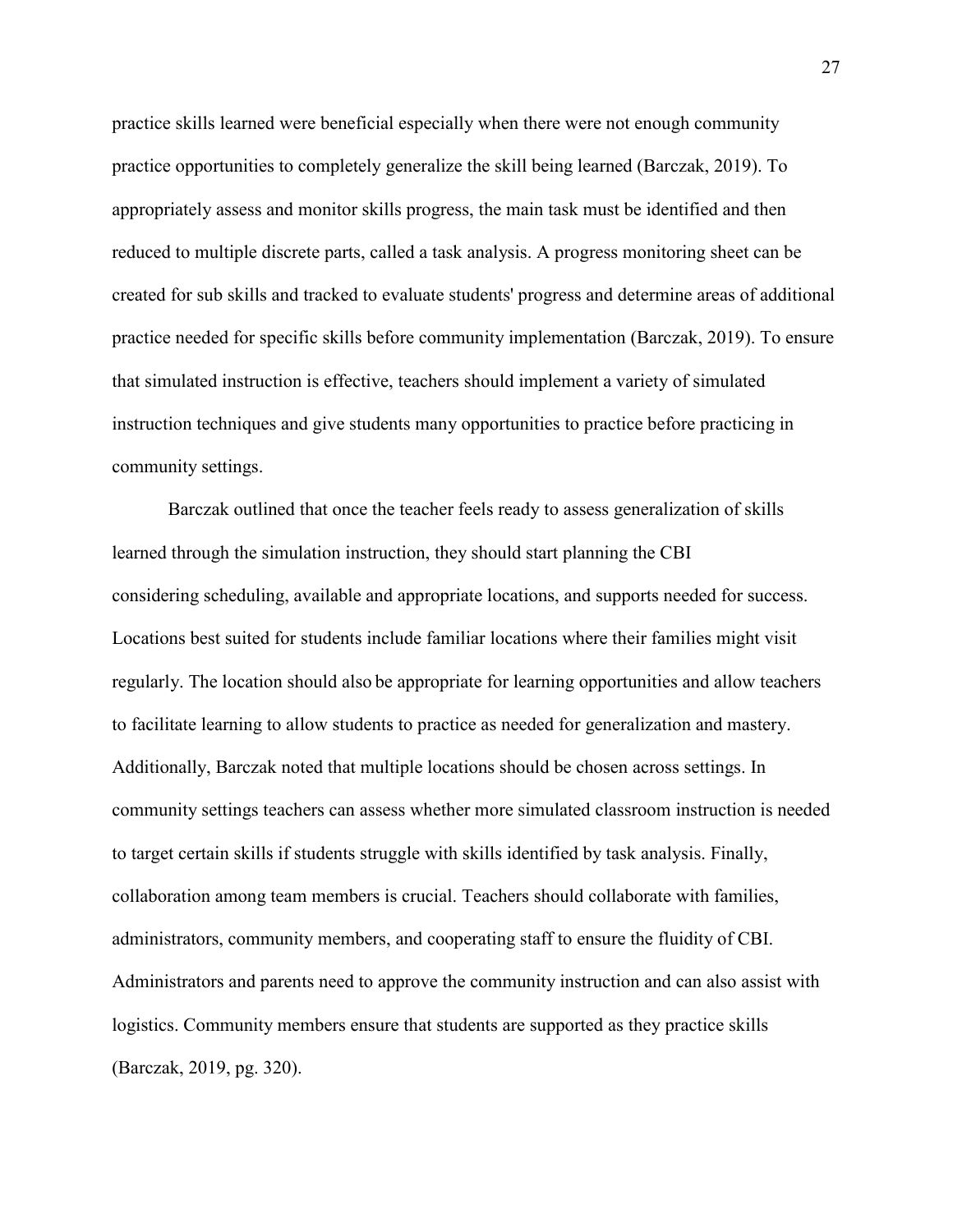practice skills learned were beneficial especially when there were not enough community practice opportunities to completely generalize the skill being learned (Barczak, 2019). To appropriately assess and monitor skills progress, the main task must be identified and then reduced to multiple discrete parts, called a task analysis. A progress monitoring sheet can be created for sub skills and tracked to evaluate students' progress and determine areas of additional practice needed for specific skills before community implementation (Barczak, 2019). To ensure that simulated instruction is effective, teachers should implement a variety of simulated instruction techniques and give students many opportunities to practice before practicing in community settings.

Barczak outlined that once the teacher feels ready to assess generalization of skills learned through the simulation instruction, they should start planning the CBI considering scheduling, available and appropriate locations, and supports needed for success. Locations best suited for students include familiar locations where their families might visit regularly. The location should also be appropriate for learning opportunities and allow teachers to facilitate learning to allow students to practice as needed for generalization and mastery. Additionally, Barczak noted that multiple locations should be chosen across settings. In community settings teachers can assess whether more simulated classroom instruction is needed to target certain skills if students struggle with skills identified by task analysis. Finally, collaboration among team members is crucial. Teachers should collaborate with families, administrators, community members, and cooperating staff to ensure the fluidity of CBI. Administrators and parents need to approve the community instruction and can also assist with logistics. Community members ensure that students are supported as they practice skills (Barczak, 2019, pg. 320).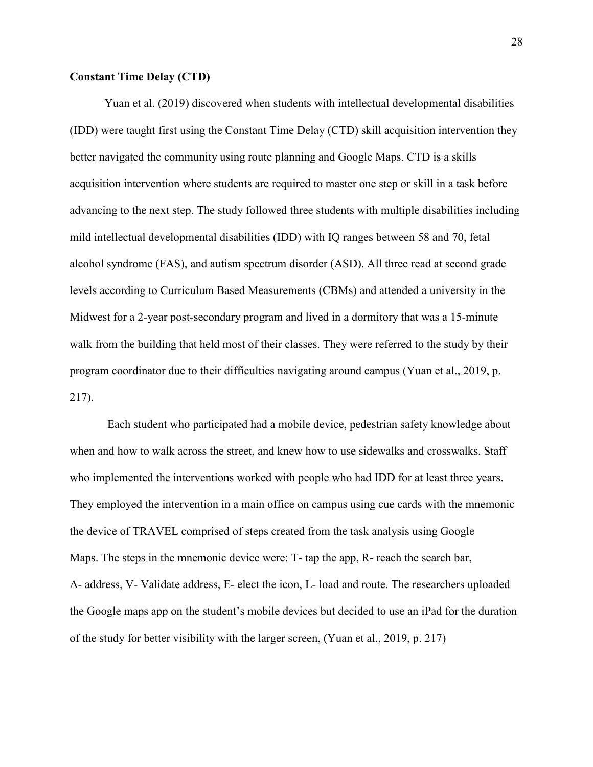**Constant Time Delay (CTD)**

Yuan et al. (2019) discovered when students with intellectual developmental disabilities (IDD) were taught first using the Constant Time Delay (CTD) skill acquisition intervention they better navigated the community using route planning and Google Maps. CTD is a skills acquisition intervention where students are required to master one step or skill in a task before advancing to the next step. The study followed three students with multiple disabilities including mild intellectual developmental disabilities (IDD) with IQ ranges between 58 and 70, fetal alcohol syndrome (FAS), and autism spectrum disorder (ASD). All three read at second grade levels according to Curriculum Based Measurements (CBMs) and attended a university in the Midwest for a 2-year post-secondary program and lived in a dormitory that was a 15-minute walk from the building that held most of their classes. They were referred to the study by their program coordinator due to their difficulties navigating around campus (Yuan et al., 2019, p. 217).

Each student who participated had a mobile device, pedestrian safety knowledge about when and how to walk across the street, and knew how to use sidewalks and crosswalks. Staff who implemented the interventions worked with people who had IDD for at least three years. They employed the intervention in a main office on campus using cue cards with the mnemonic the device of TRAVEL comprised of steps created from the task analysis using Google Maps. The steps in the mnemonic device were: T- tap the app, R- reach the search bar, A- address, V- Validate address, E- elect the icon, L- load and route. The researchers uploaded the Google maps app on the student's mobile devices but decided to use an iPad for the duration of the study for better visibility with the larger screen, (Yuan et al., 2019, p. 217)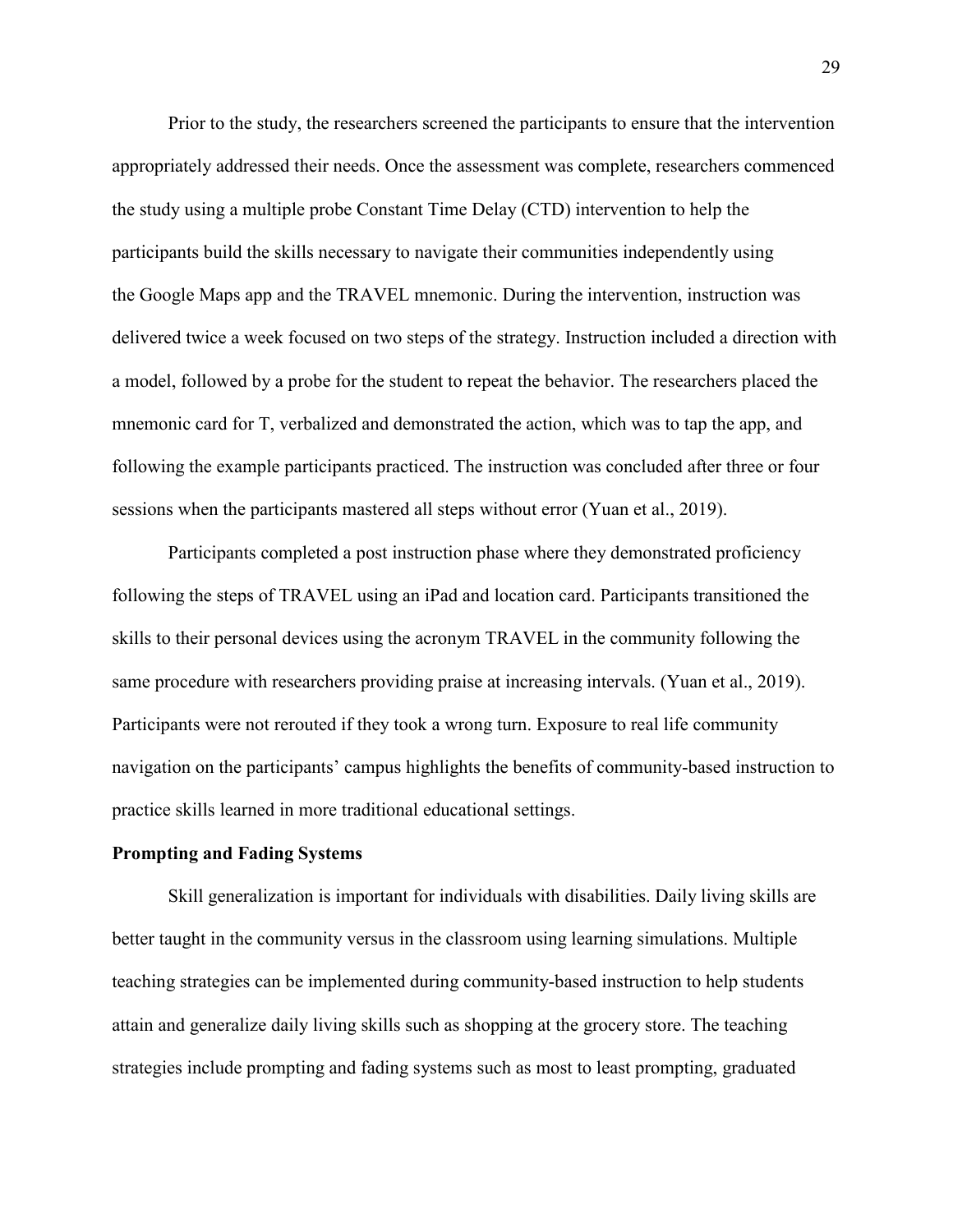Prior to the study, the researchers screened the participants to ensure that the intervention appropriately addressed their needs. Once the assessment was complete, researchers commenced the study using a multiple probe Constant Time Delay (CTD) intervention to help the participants build the skills necessary to navigate their communities independently using the Google Maps app and the TRAVEL mnemonic. During the intervention, instruction was delivered twice a week focused on two steps of the strategy. Instruction included a direction with a model, followed by a probe for the student to repeat the behavior. The researchers placed the mnemonic card for T, verbalized and demonstrated the action, which was to tap the app, and following the example participants practiced. The instruction was concluded after three or four sessions when the participants mastered all steps without error (Yuan et al., 2019).

Participants completed a post instruction phase where they demonstrated proficiency following the steps of TRAVEL using an iPad and location card. Participants transitioned the skills to their personal devices using the acronym TRAVEL in the community following the same procedure with researchers providing praise at increasing intervals. (Yuan et al., 2019). Participants were not rerouted if they took a wrong turn. Exposure to real life community navigation on the participants' campus highlights the benefits of community-based instruction to practice skills learned in more traditional educational settings.

**Prompting and Fading Systems**

Skill generalization is important for individuals with disabilities. Daily living skills are better taught in the community versus in the classroom using learning simulations. Multiple teaching strategies can be implemented during community-based instruction to help students attain and generalize daily living skills such as shopping at the grocery store. The teaching strategies include prompting and fading systems such as most to least prompting, graduated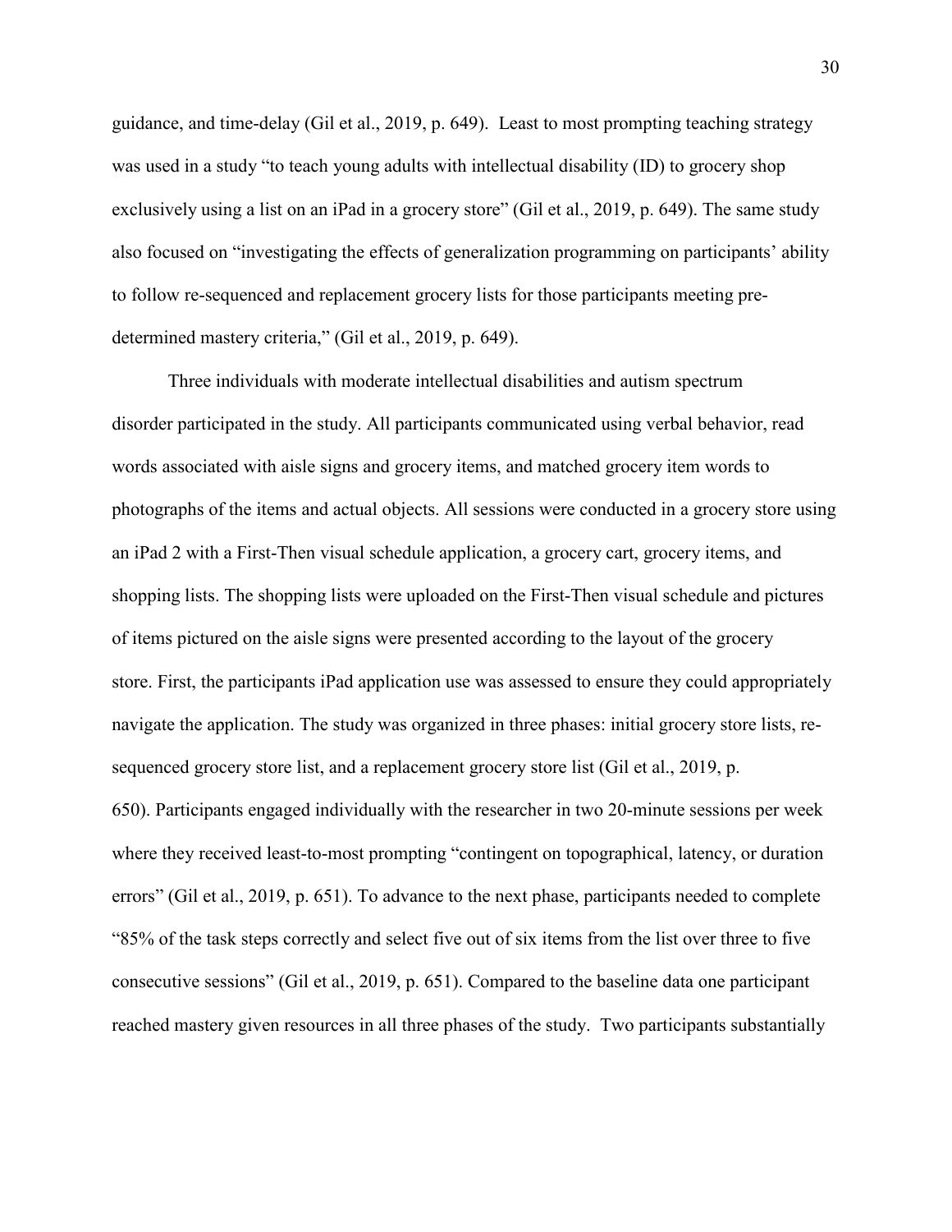guidance, and time-delay (Gil et al., 2019, p. 649). Least to most prompting teaching strategy was used in a study "to teach young adults with intellectual disability (ID) to grocery shop exclusively using a list on an iPad in a grocery store" (Gil et al., 2019, p. 649). The same study also focused on "investigating the effects of generalization programming on participants' ability to follow re-sequenced and replacement grocery lists for those participants meeting pre-determined mastery criteria," (Gil et al., 2019, p. 649).

Three individuals with moderate intellectual disabilities and autism spectrum disorder participated in the study. All participants communicated using verbal behavior, read words associated with aisle signs and grocery items, and matched grocery item words to photographs of the items and actual objects. All sessions were conducted in a grocery store using an iPad 2 with a First-Then visual schedule application, a grocery cart, grocery items, and shopping lists. The shopping lists were uploaded on the First-Then visual schedule and pictures of items pictured on the aisle signs were presented according to the layout of the grocery store. First, the participants iPad application use was assessed to ensure they could appropriately navigate the application. The study was organized in three phases: initial grocery store lists, re-sequenced grocery store list, and a replacement grocery store list (Gil et al., 2019, p. 650). Participants engaged individually with the researcher in two 20-minute sessions per week where they received least-to-most prompting "contingent on topographical, latency, or duration errors" (Gil et al., 2019, p. 651). To advance to the next phase, participants needed to complete "85% of the task steps correctly and select five out of six items from the list over three to five consecutive sessions" (Gil et al., 2019, p. 651). Compared to the baseline data one participant reached mastery given resources in all three phases of the study. Two participants substantially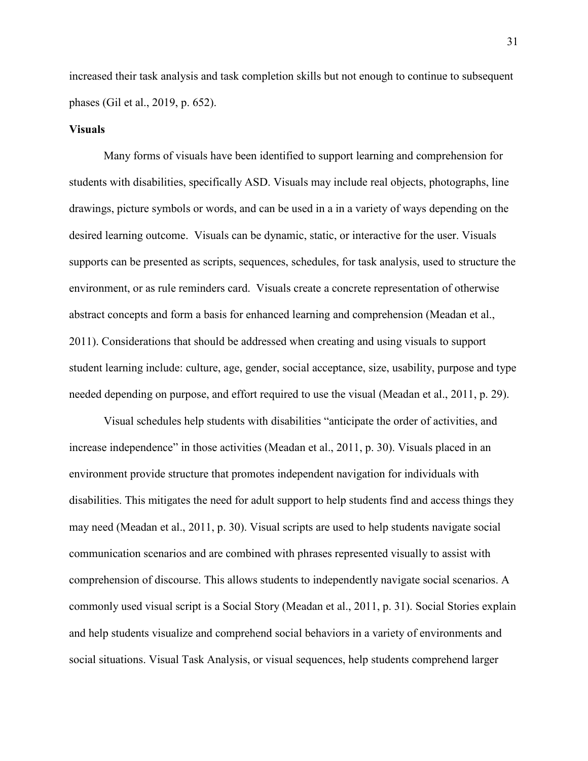increased their task analysis and task completion skills but not enough to continue to subsequent phases (Gil et al., 2019, p. 652).

### Visuals

Many forms of visuals have been identified to support learning and comprehension for students with disabilities, specifically ASD. Visuals may include real objects, photographs, line drawings, picture symbols or words, and can be used in a in a variety of ways depending on the desired learning outcome. Visuals can be dynamic, static, or interactive for the user. Visuals supports can be presented as scripts, sequences, schedules, for task analysis, used to structure the environment, or as rule reminders card. Visuals create a concrete representation of otherwise abstract concepts and form a basis for enhanced learning and comprehension (Meadan et al., 2011). Considerations that should be addressed when creating and using visuals to support student learning include: culture, age, gender, social acceptance, size, usability, purpose and type needed depending on purpose, and effort required to use the visual (Meadan et al., 2011, p. 29).

Visual schedules help students with disabilities "anticipate the order of activities, and increase independence" in those activities (Meadan et al., 2011, p. 30). Visuals placed in an environment provide structure that promotes independent navigation for individuals with disabilities. This mitigates the need for adult support to help students find and access things they may need (Meadan et al., 2011, p. 30). Visual scripts are used to help students navigate social communication scenarios and are combined with phrases represented visually to assist with comprehension of discourse. This allows students to independently navigate social scenarios. A commonly used visual script is a Social Story (Meadan et al., 2011, p. 31). Social Stories explain and help students visualize and comprehend social behaviors in a variety of environments and social situations. Visual Task Analysis, or visual sequences, help students comprehend larger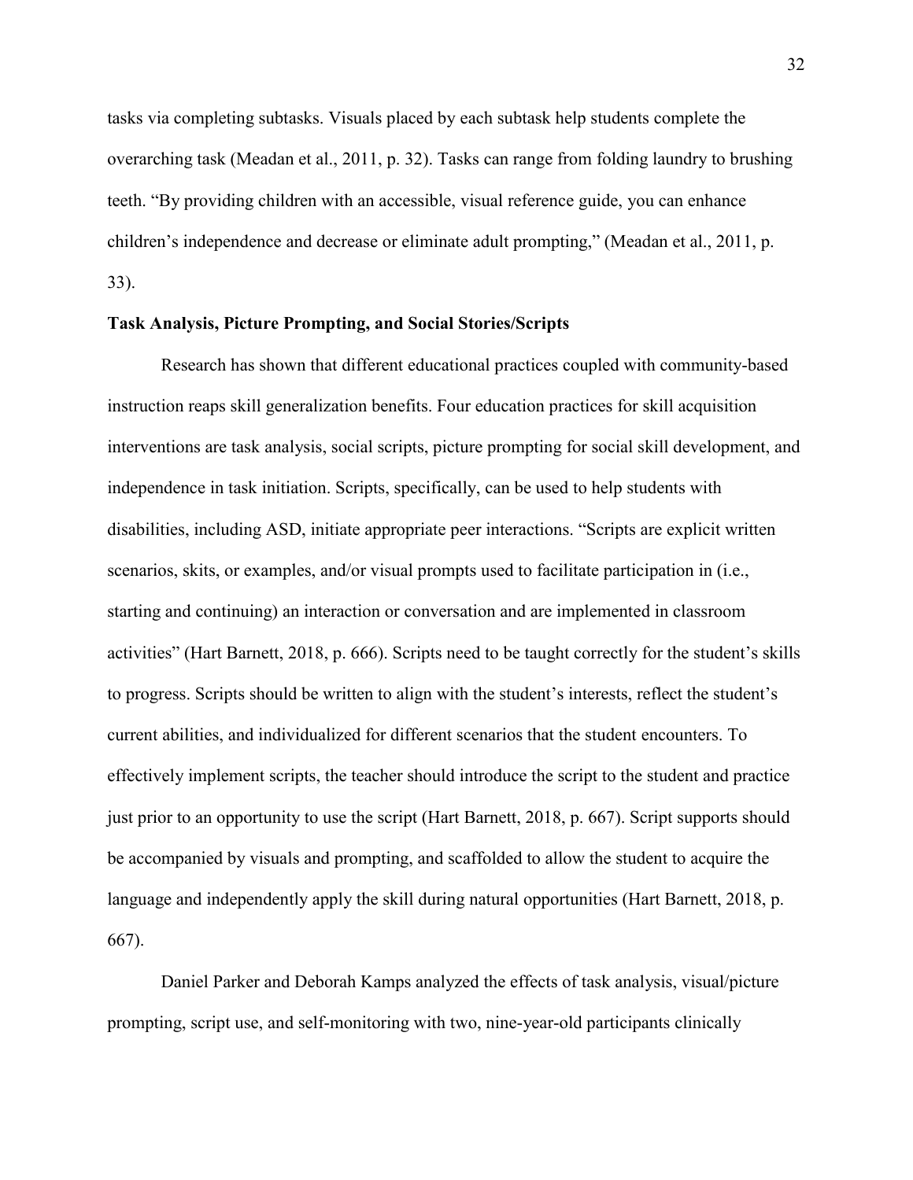tasks via completing subtasks. Visuals placed by each subtask help students complete the overarching task (Meadan et al., 2011, p. 32). Tasks can range from folding laundry to brushing teeth. "By providing children with an accessible, visual reference guide, you can enhance children's independence and decrease or eliminate adult prompting," (Meadan et al., 2011, p. 33).

**Task Analysis, Picture Prompting, and Social Stories/Scripts**

Research has shown that different educational practices coupled with community-based instruction reaps skill generalization benefits. Four education practices for skill acquisition interventions are task analysis, social scripts, picture prompting for social skill development, and independence in task initiation. Scripts, specifically, can be used to help students with disabilities, including ASD, initiate appropriate peer interactions. "Scripts are explicit written scenarios, skits, or examples, and/or visual prompts used to facilitate participation in (i.e., starting and continuing) an interaction or conversation and are implemented in classroom activities" (Hart Barnett, 2018, p. 666). Scripts need to be taught correctly for the student's skills to progress. Scripts should be written to align with the student's interests, reflect the student's current abilities, and individualized for different scenarios that the student encounters. To effectively implement scripts, the teacher should introduce the script to the student and practice just prior to an opportunity to use the script (Hart Barnett, 2018, p. 667). Script supports should be accompanied by visuals and prompting, and scaffolded to allow the student to acquire the language and independently apply the skill during natural opportunities (Hart Barnett, 2018, p. 667).

Daniel Parker and Deborah Kamps analyzed the effects of task analysis, visual/picture prompting, script use, and self-monitoring with two, nine-year-old participants clinically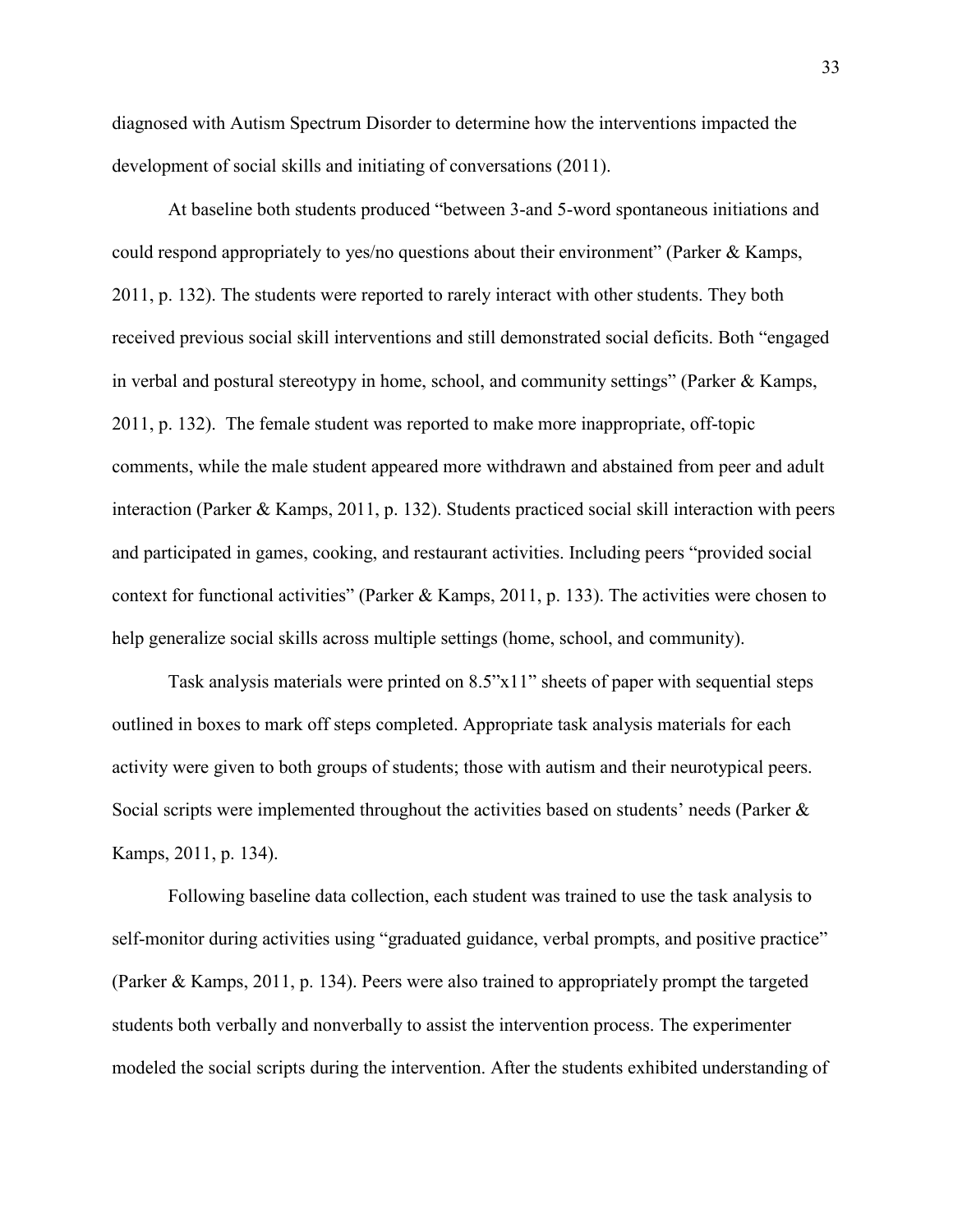diagnosed with Autism Spectrum Disorder to determine how the interventions impacted the development of social skills and initiating of conversations (2011).

At baseline both students produced "between 3-and 5-word spontaneous initiations and could respond appropriately to yes/no questions about their environment" (Parker & Kamps, 2011, p. 132). The students were reported to rarely interact with other students. They both received previous social skill interventions and still demonstrated social deficits. Both "engaged in verbal and postural stereotypy in home, school, and community settings" (Parker & Kamps, 2011, p. 132). The female student was reported to make more inappropriate, off-topic comments, while the male student appeared more withdrawn and abstained from peer and adult interaction (Parker & Kamps, 2011, p. 132). Students practiced social skill interaction with peers and participated in games, cooking, and restaurant activities. Including peers "provided social context for functional activities" (Parker & Kamps, 2011, p. 133). The activities were chosen to help generalize social skills across multiple settings (home, school, and community).

Task analysis materials were printed on 8.5"x11" sheets of paper with sequential steps outlined in boxes to mark off steps completed. Appropriate task analysis materials for each activity were given to both groups of students; those with autism and their neurotypical peers. Social scripts were implemented throughout the activities based on students' needs (Parker & Kamps, 2011, p. 134).

Following baseline data collection, each student was trained to use the task analysis to self-monitor during activities using "graduated guidance, verbal prompts, and positive practice" (Parker & Kamps, 2011, p. 134). Peers were also trained to appropriately prompt the targeted students both verbally and nonverbally to assist the intervention process. The experimenter modeled the social scripts during the intervention. After the students exhibited understanding of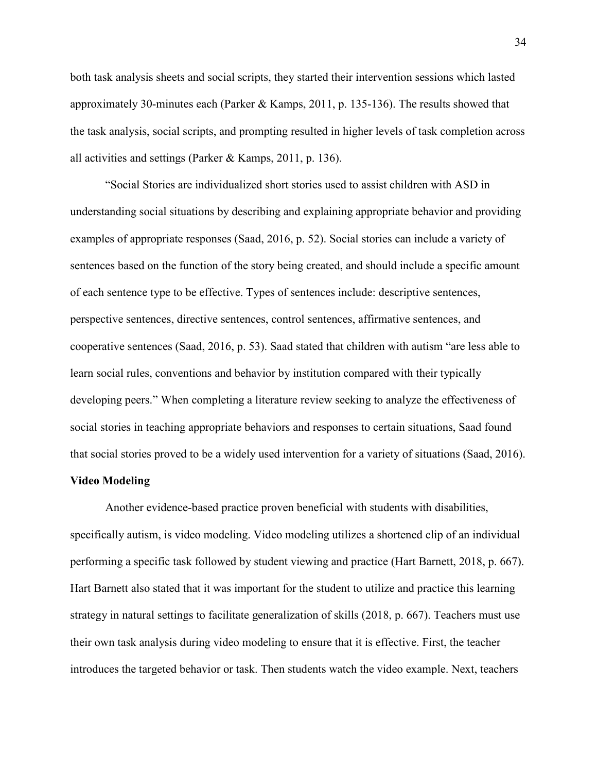both task analysis sheets and social scripts, they started their intervention sessions which lasted approximately 30-minutes each (Parker & Kamps, 2011, p. 135-136). The results showed that the task analysis, social scripts, and prompting resulted in higher levels of task completion across all activities and settings (Parker & Kamps, 2011, p. 136).

"Social Stories are individualized short stories used to assist children with ASD in understanding social situations by describing and explaining appropriate behavior and providing examples of appropriate responses (Saad, 2016, p. 52). Social stories can include a variety of sentences based on the function of the story being created, and should include a specific amount of each sentence type to be effective. Types of sentences include: descriptive sentences, perspective sentences, directive sentences, control sentences, affirmative sentences, and cooperative sentences (Saad, 2016, p. 53). Saad stated that children with autism "are less able to learn social rules, conventions and behavior by institution compared with their typically developing peers." When completing a literature review seeking to analyze the effectiveness of social stories in teaching appropriate behaviors and responses to certain situations, Saad found that social stories proved to be a widely used intervention for a variety of situations (Saad, 2016).

**Video Modeling**

Another evidence-based practice proven beneficial with students with disabilities, specifically autism, is video modeling. Video modeling utilizes a shortened clip of an individual performing a specific task followed by student viewing and practice (Hart Barnett, 2018, p. 667). Hart Barnett also stated that it was important for the student to utilize and practice this learning strategy in natural settings to facilitate generalization of skills (2018, p. 667). Teachers must use their own task analysis during video modeling to ensure that it is effective. First, the teacher introduces the targeted behavior or task. Then students watch the video example. Next, teachers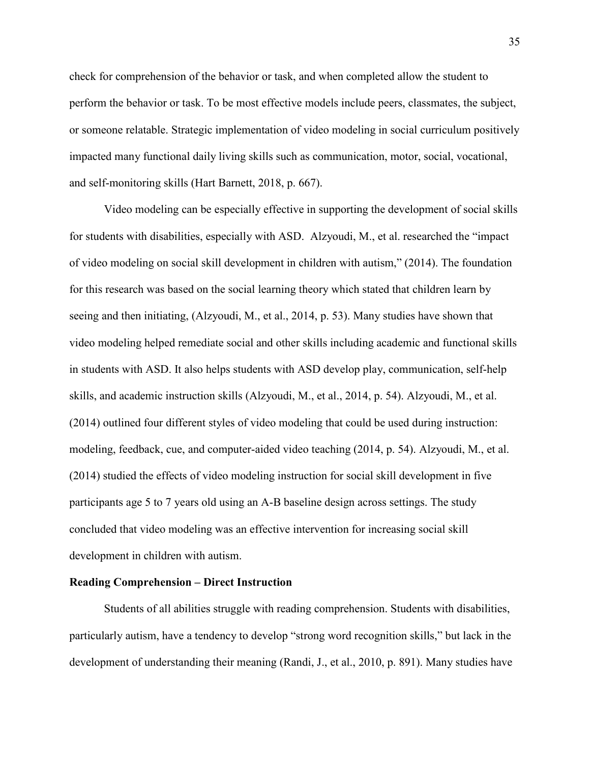check for comprehension of the behavior or task, and when completed allow the student to perform the behavior or task. To be most effective models include peers, classmates, the subject, or someone relatable. Strategic implementation of video modeling in social curriculum positively impacted many functional daily living skills such as communication, motor, social, vocational, and self-monitoring skills (Hart Barnett, 2018, p. 667).

Video modeling can be especially effective in supporting the development of social skills for students with disabilities, especially with ASD. Alzyoudi, M., et al. researched the "impact of video modeling on social skill development in children with autism," (2014). The foundation for this research was based on the social learning theory which stated that children learn by seeing and then initiating, (Alzyoudi, M., et al., 2014, p. 53). Many studies have shown that video modeling helped remediate social and other skills including academic and functional skills in students with ASD. It also helps students with ASD develop play, communication, self-help skills, and academic instruction skills (Alzyoudi, M., et al., 2014, p. 54). Alzyoudi, M., et al. (2014) outlined four different styles of video modeling that could be used during instruction: modeling, feedback, cue, and computer-aided video teaching (2014, p. 54). Alzyoudi, M., et al. (2014) studied the effects of video modeling instruction for social skill development in five participants age 5 to 7 years old using an A-B baseline design across settings. The study concluded that video modeling was an effective intervention for increasing social skill development in children with autism.

**Reading Comprehension – Direct Instruction**

Students of all abilities struggle with reading comprehension. Students with disabilities, particularly autism, have a tendency to develop "strong word recognition skills," but lack in the development of understanding their meaning (Randi, J., et al., 2010, p. 891). Many studies have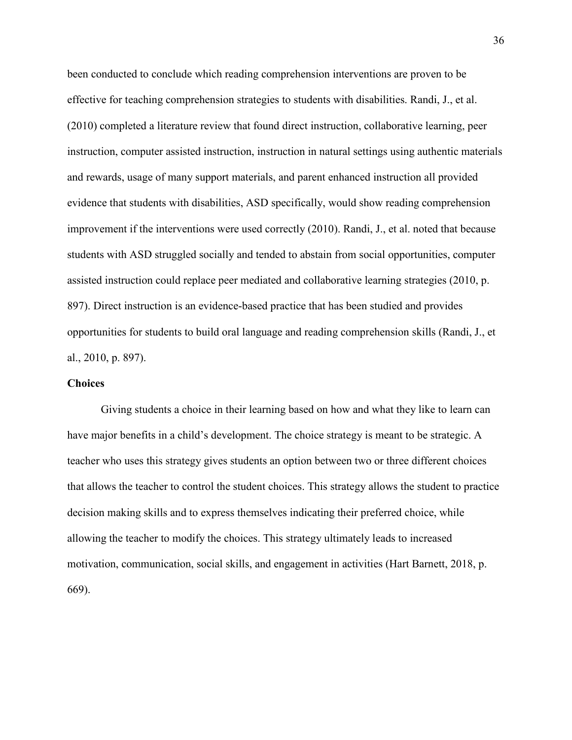been conducted to conclude which reading comprehension interventions are proven to be effective for teaching comprehension strategies to students with disabilities. Randi, J., et al. (2010) completed a literature review that found direct instruction, collaborative learning, peer instruction, computer assisted instruction, instruction in natural settings using authentic materials and rewards, usage of many support materials, and parent enhanced instruction all provided evidence that students with disabilities, ASD specifically, would show reading comprehension improvement if the interventions were used correctly (2010). Randi, J., et al. noted that because students with ASD struggled socially and tended to abstain from social opportunities, computer assisted instruction could replace peer mediated and collaborative learning strategies (2010, p. 897). Direct instruction is an evidence-based practice that has been studied and provides opportunities for students to build oral language and reading comprehension skills (Randi, J., et al., 2010, p. 897).

**Choices**

Giving students a choice in their learning based on how and what they like to learn can have major benefits in a child's development. The choice strategy is meant to be strategic. A teacher who uses this strategy gives students an option between two or three different choices that allows the teacher to control the student choices. This strategy allows the student to practice decision making skills and to express themselves indicating their preferred choice, while allowing the teacher to modify the choices. This strategy ultimately leads to increased motivation, communication, social skills, and engagement in activities (Hart Barnett, 2018, p. 669).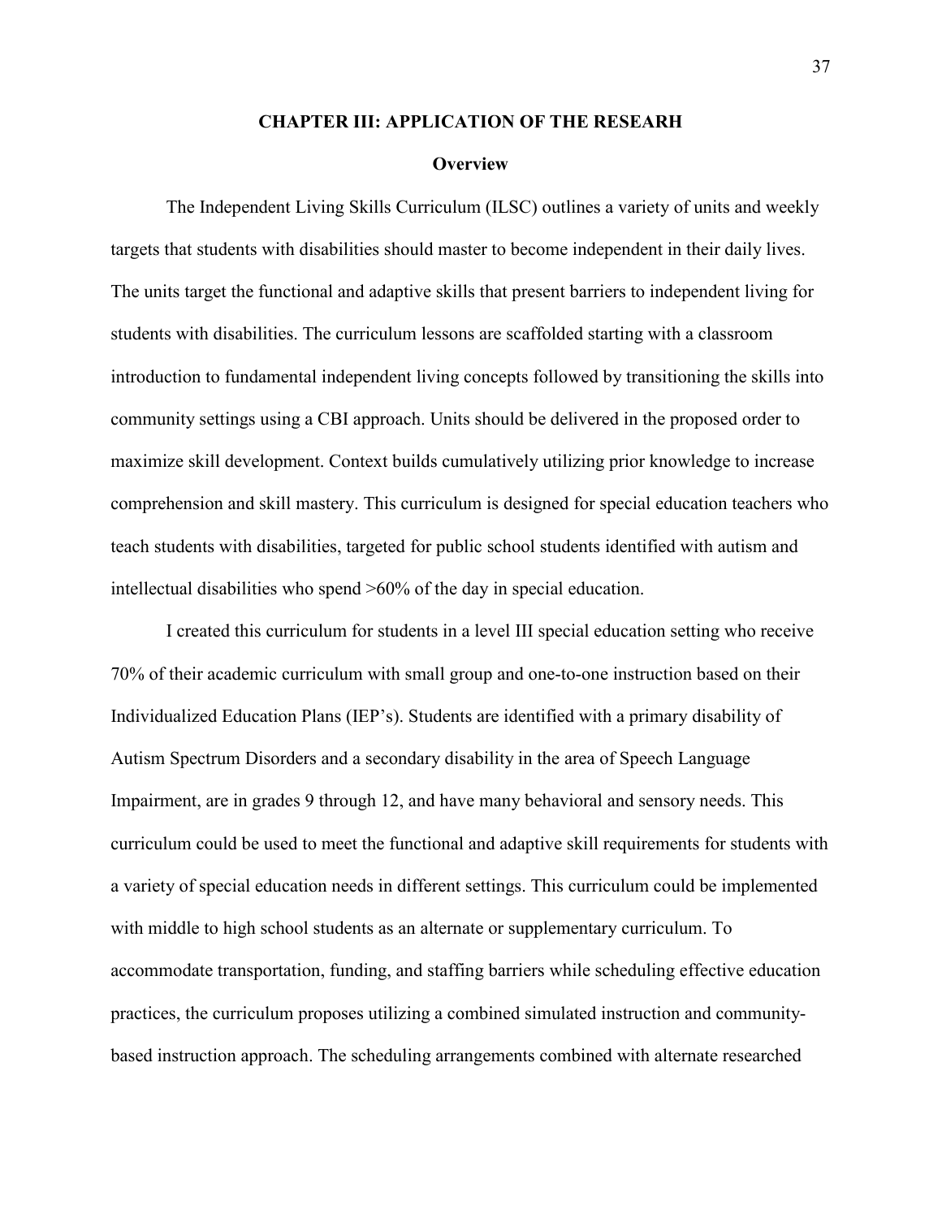## CHAPTER III: APPLICATION OF THE RESEARH

### Overview

The Independent Living Skills Curriculum (ILSC) outlines a variety of units and weekly targets that students with disabilities should master to become independent in their daily lives. The units target the functional and adaptive skills that present barriers to independent living for students with disabilities. The curriculum lessons are scaffolded starting with a classroom introduction to fundamental independent living concepts followed by transitioning the skills into community settings using a CBI approach. Units should be delivered in the proposed order to maximize skill development. Context builds cumulatively utilizing prior knowledge to increase comprehension and skill mastery. This curriculum is designed for special education teachers who teach students with disabilities, targeted for public school students identified with autism and intellectual disabilities who spend >60% of the day in special education.

I created this curriculum for students in a level III special education setting who receive 70% of their academic curriculum with small group and one-to-one instruction based on their Individualized Education Plans (IEP's). Students are identified with a primary disability of Autism Spectrum Disorders and a secondary disability in the area of Speech Language Impairment, are in grades 9 through 12, and have many behavioral and sensory needs. This curriculum could be used to meet the functional and adaptive skill requirements for students with a variety of special education needs in different settings. This curriculum could be implemented with middle to high school students as an alternate or supplementary curriculum. To accommodate transportation, funding, and staffing barriers while scheduling effective education practices, the curriculum proposes utilizing a combined simulated instruction and community-based instruction approach. The scheduling arrangements combined with alternate researched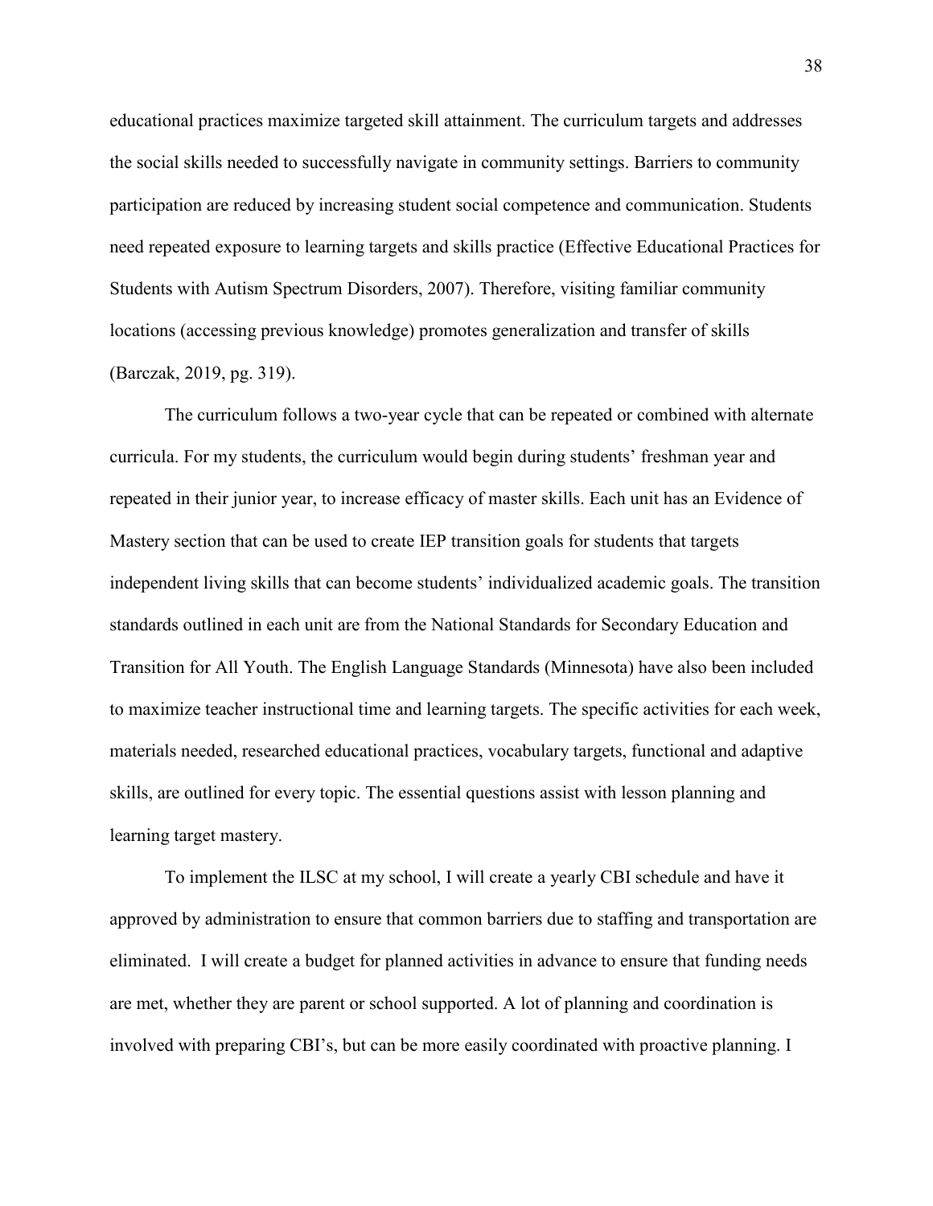educational practices maximize targeted skill attainment. The curriculum targets and addresses the social skills needed to successfully navigate in community settings. Barriers to community participation are reduced by increasing student social competence and communication. Students need repeated exposure to learning targets and skills practice (Effective Educational Practices for Students with Autism Spectrum Disorders, 2007). Therefore, visiting familiar community locations (accessing previous knowledge) promotes generalization and transfer of skills (Barczak, 2019, pg. 319).

The curriculum follows a two-year cycle that can be repeated or combined with alternate curricula. For my students, the curriculum would begin during students' freshman year and repeated in their junior year, to increase efficacy of master skills. Each unit has an Evidence of Mastery section that can be used to create IEP transition goals for students that targets independent living skills that can become students' individualized academic goals. The transition standards outlined in each unit are from the National Standards for Secondary Education and Transition for All Youth. The English Language Standards (Minnesota) have also been included to maximize teacher instructional time and learning targets. The specific activities for each week, materials needed, researched educational practices, vocabulary targets, functional and adaptive skills, are outlined for every topic. The essential questions assist with lesson planning and learning target mastery.

To implement the ILSC at my school, I will create a yearly CBI schedule and have it approved by administration to ensure that common barriers due to staffing and transportation are eliminated. I will create a budget for planned activities in advance to ensure that funding needs are met, whether they are parent or school supported. A lot of planning and coordination is involved with preparing CBI's, but can be more easily coordinated with proactive planning. I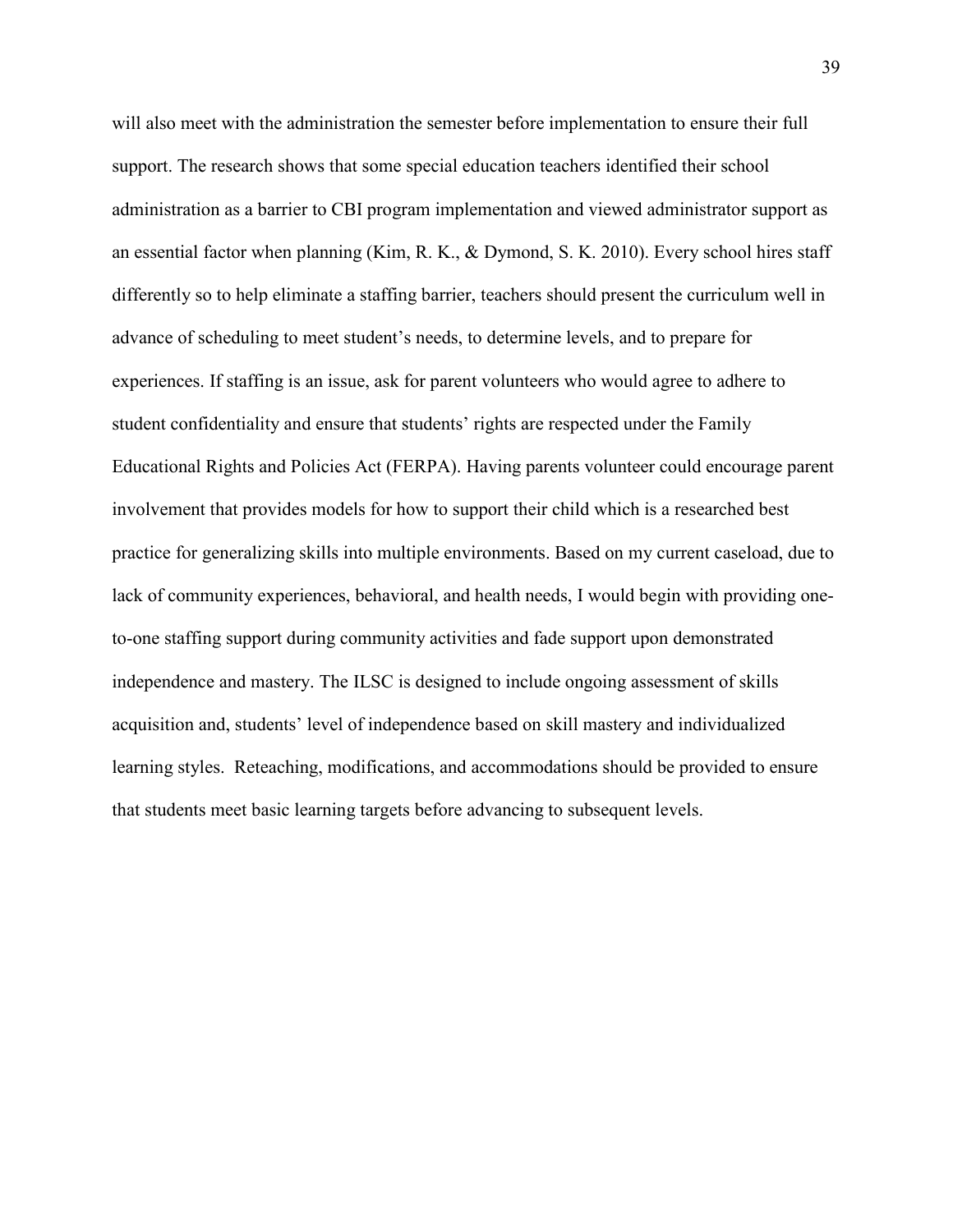will also meet with the administration the semester before implementation to ensure their full support. The research shows that some special education teachers identified their school administration as a barrier to CBI program implementation and viewed administrator support as an essential factor when planning (Kim, R. K., & Dymond, S. K. 2010). Every school hires staff differently so to help eliminate a staffing barrier, teachers should present the curriculum well in advance of scheduling to meet student's needs, to determine levels, and to prepare for experiences. If staffing is an issue, ask for parent volunteers who would agree to adhere to student confidentiality and ensure that students' rights are respected under the Family Educational Rights and Policies Act (FERPA). Having parents volunteer could encourage parent involvement that provides models for how to support their child which is a researched best practice for generalizing skills into multiple environments. Based on my current caseload, due to lack of community experiences, behavioral, and health needs, I would begin with providing one-to-one staffing support during community activities and fade support upon demonstrated independence and mastery. The ILSC is designed to include ongoing assessment of skills acquisition and, students' level of independence based on skill mastery and individualized learning styles.  Reteaching, modifications, and accommodations should be provided to ensure that students meet basic learning targets before advancing to subsequent levels.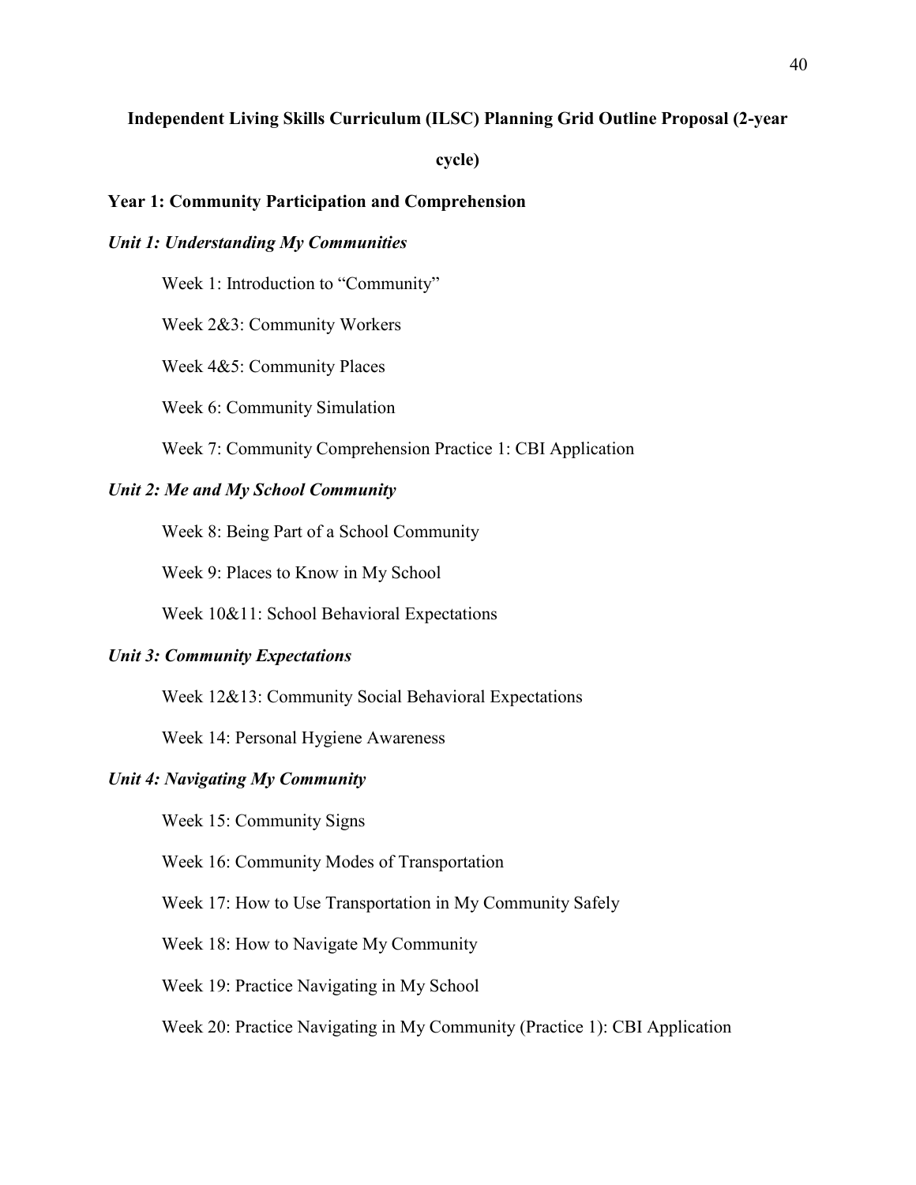**Independent Living Skills Curriculum (ILSC) Planning Grid Outline Proposal (2-year cycle)**

**Year 1: Community Participation and Comprehension**

***Unit 1: Understanding My Communities***

Week 1: Introduction to "Community"

Week 2&3: Community Workers

Week 4&5: Community Places

Week 6: Community Simulation

Week 7: Community Comprehension Practice 1: CBI Application

***Unit 2: Me and My School Community***

Week 8: Being Part of a School Community

Week 9: Places to Know in My School

Week 10&11: School Behavioral Expectations

***Unit 3: Community Expectations***

Week 12&13: Community Social Behavioral Expectations

Week 14: Personal Hygiene Awareness

***Unit 4: Navigating My Community***

Week 15: Community Signs

Week 16: Community Modes of Transportation

Week 17: How to Use Transportation in My Community Safely

Week 18: How to Navigate My Community

Week 19: Practice Navigating in My School

Week 20: Practice Navigating in My Community (Practice 1): CBI Application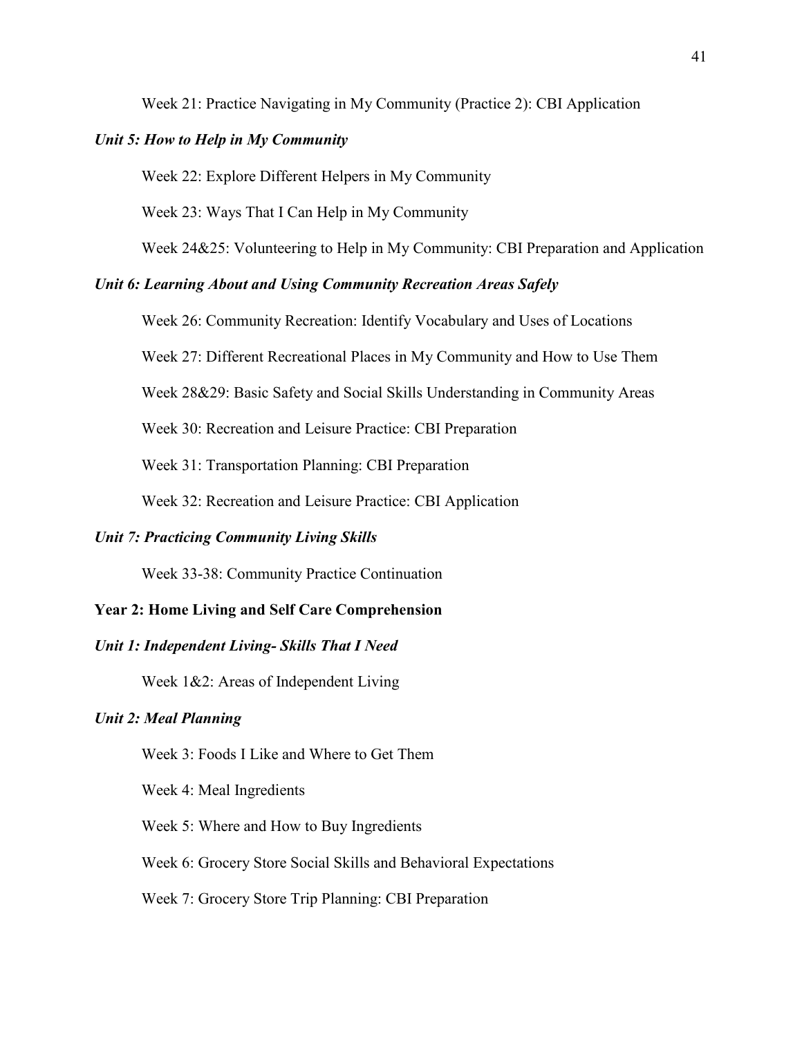Week 21: Practice Navigating in My Community (Practice 2): CBI Application

*Unit 5: How to Help in My Community*

Week 22: Explore Different Helpers in My Community

Week 23: Ways That I Can Help in My Community

Week 24&25: Volunteering to Help in My Community: CBI Preparation and Application

*Unit 6: Learning About and Using Community Recreation Areas Safely*

Week 26: Community Recreation: Identify Vocabulary and Uses of Locations

Week 27: Different Recreational Places in My Community and How to Use Them

Week 28&29: Basic Safety and Social Skills Understanding in Community Areas

Week 30: Recreation and Leisure Practice: CBI Preparation

Week 31: Transportation Planning: CBI Preparation

Week 32: Recreation and Leisure Practice: CBI Application

*Unit 7: Practicing Community Living Skills*

Week 33-38: Community Practice Continuation

**Year 2: Home Living and Self Care Comprehension**

*Unit 1: Independent Living- Skills That I Need*

Week 1&2: Areas of Independent Living

*Unit 2: Meal Planning*

Week 3: Foods I Like and Where to Get Them

Week 4: Meal Ingredients

Week 5: Where and How to Buy Ingredients

Week 6: Grocery Store Social Skills and Behavioral Expectations

Week 7: Grocery Store Trip Planning: CBI Preparation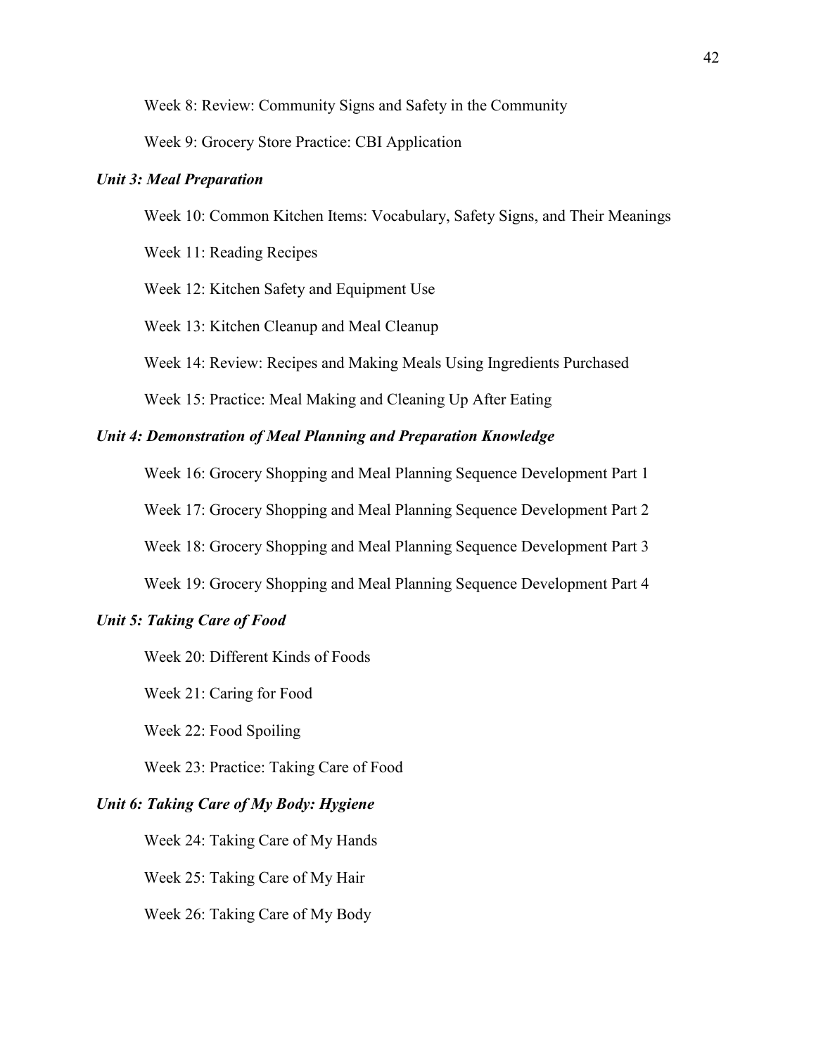Week 8: Review: Community Signs and Safety in the Community

Week 9: Grocery Store Practice: CBI Application

***Unit 3: Meal Preparation***

Week 10: Common Kitchen Items: Vocabulary, Safety Signs, and Their Meanings

Week 11: Reading Recipes

Week 12: Kitchen Safety and Equipment Use

Week 13: Kitchen Cleanup and Meal Cleanup

Week 14: Review: Recipes and Making Meals Using Ingredients Purchased

Week 15: Practice: Meal Making and Cleaning Up After Eating

***Unit 4: Demonstration of Meal Planning and Preparation Knowledge***

Week 16: Grocery Shopping and Meal Planning Sequence Development Part 1

Week 17: Grocery Shopping and Meal Planning Sequence Development Part 2

Week 18: Grocery Shopping and Meal Planning Sequence Development Part 3

Week 19: Grocery Shopping and Meal Planning Sequence Development Part 4

***Unit 5: Taking Care of Food***

Week 20: Different Kinds of Foods

Week 21: Caring for Food

Week 22: Food Spoiling

Week 23: Practice: Taking Care of Food

***Unit 6: Taking Care of My Body: Hygiene***

Week 24: Taking Care of My Hands

Week 25: Taking Care of My Hair

Week 26: Taking Care of My Body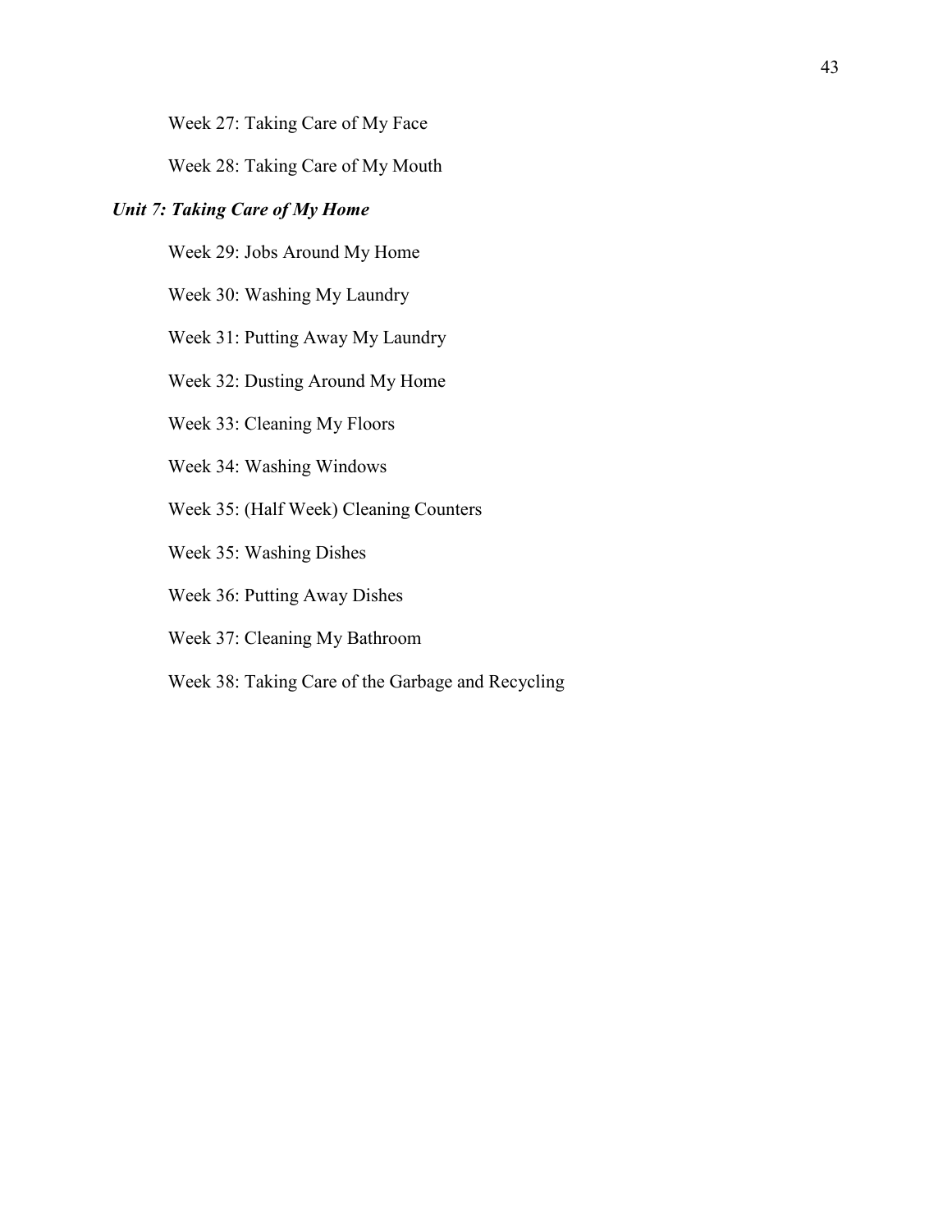Week 27: Taking Care of My Face

Week 28: Taking Care of My Mouth

***Unit 7: Taking Care of My Home***

Week 29: Jobs Around My Home

Week 30: Washing My Laundry

Week 31: Putting Away My Laundry

Week 32: Dusting Around My Home

Week 33: Cleaning My Floors

Week 34: Washing Windows

Week 35: (Half Week) Cleaning Counters

Week 35: Washing Dishes

Week 36: Putting Away Dishes

Week 37: Cleaning My Bathroom

Week 38: Taking Care of the Garbage and Recycling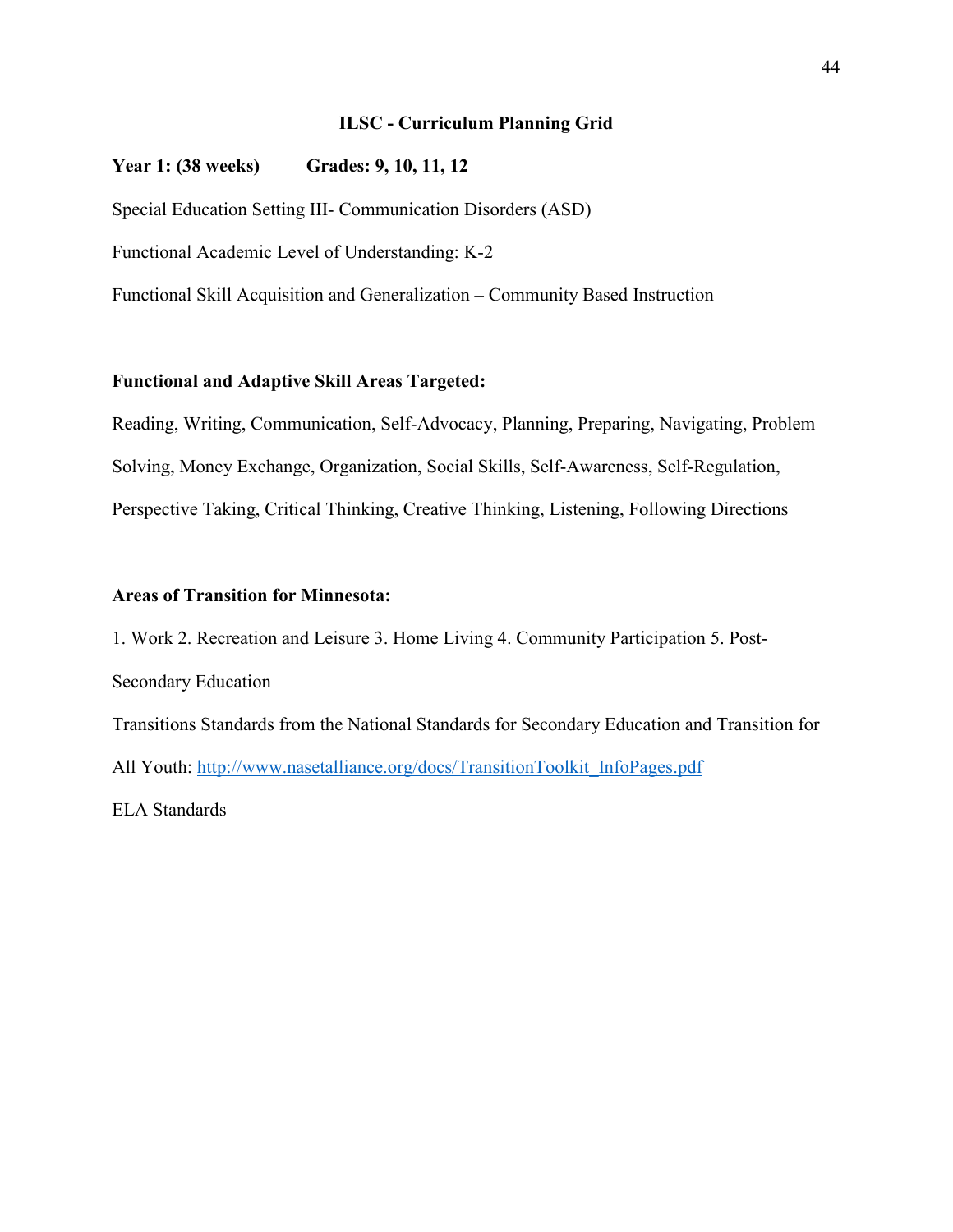# ILSC - Curriculum Planning Grid

**Year 1: (38 weeks)** **Grades: 9, 10, 11, 12**

Special Education Setting III- Communication Disorders (ASD)

Functional Academic Level of Understanding: K-2

Functional Skill Acquisition and Generalization – Community Based Instruction

**Functional and Adaptive Skill Areas Targeted:**

Reading, Writing, Communication, Self-Advocacy, Planning, Preparing, Navigating, Problem Solving, Money Exchange, Organization, Social Skills, Self-Awareness, Self-Regulation, Perspective Taking, Critical Thinking, Creative Thinking, Listening, Following Directions

**Areas of Transition for Minnesota:**

1. Work 2. Recreation and Leisure 3. Home Living 4. Community Participation 5. Post-Secondary Education

Transitions Standards from the National Standards for Secondary Education and Transition for All Youth: http://www.nasetalliance.org/docs/TransitionToolkit_InfoPages.pdf

ELA Standards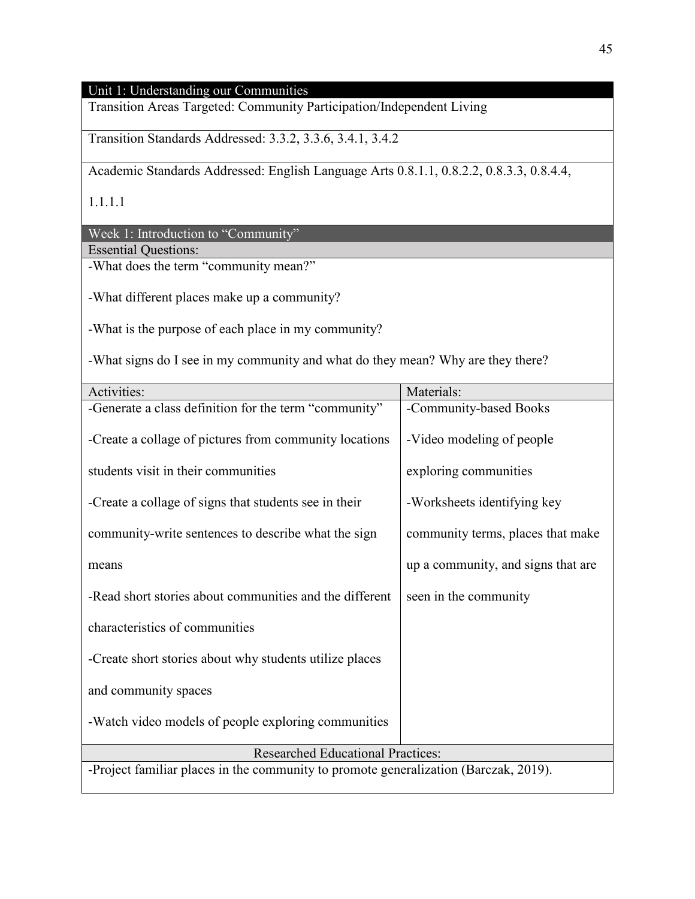| Unit 1: Understanding our Communities | |
|---|---|
| Transition Areas Targeted: Community Participation/Independent Living | |
| Transition Standards Addressed: 3.3.2, 3.3.6, 3.4.1, 3.4.2 | |
| Academic Standards Addressed: English Language Arts 0.8.1.1, 0.8.2.2, 0.8.3.3, 0.8.4.4, 1.1.1.1 | |
| Week 1: Introduction to "Community" | |
| Essential Questions: | |
| -What does the term "community mean?"<br><br>-What different places make up a community?<br><br>-What is the purpose of each place in my community?<br><br>-What signs do I see in my community and what do they mean? Why are they there? | |
| Activities: | Materials: |
| -Generate a class definition for the term "community"<br><br>-Create a collage of pictures from community locations students visit in their communities<br><br>-Create a collage of signs that students see in their community-write sentences to describe what the sign means<br><br>-Read short stories about communities and the different characteristics of communities<br><br>-Create short stories about why students utilize places and community spaces<br><br>-Watch video models of people exploring communities | -Community-based Books<br><br>-Video modeling of people exploring communities<br><br>-Worksheets identifying key community terms, places that make up a community, and signs that are seen in the community |
| Researched Educational Practices: | |
| -Project familiar places in the community to promote generalization (Barczak, 2019). | |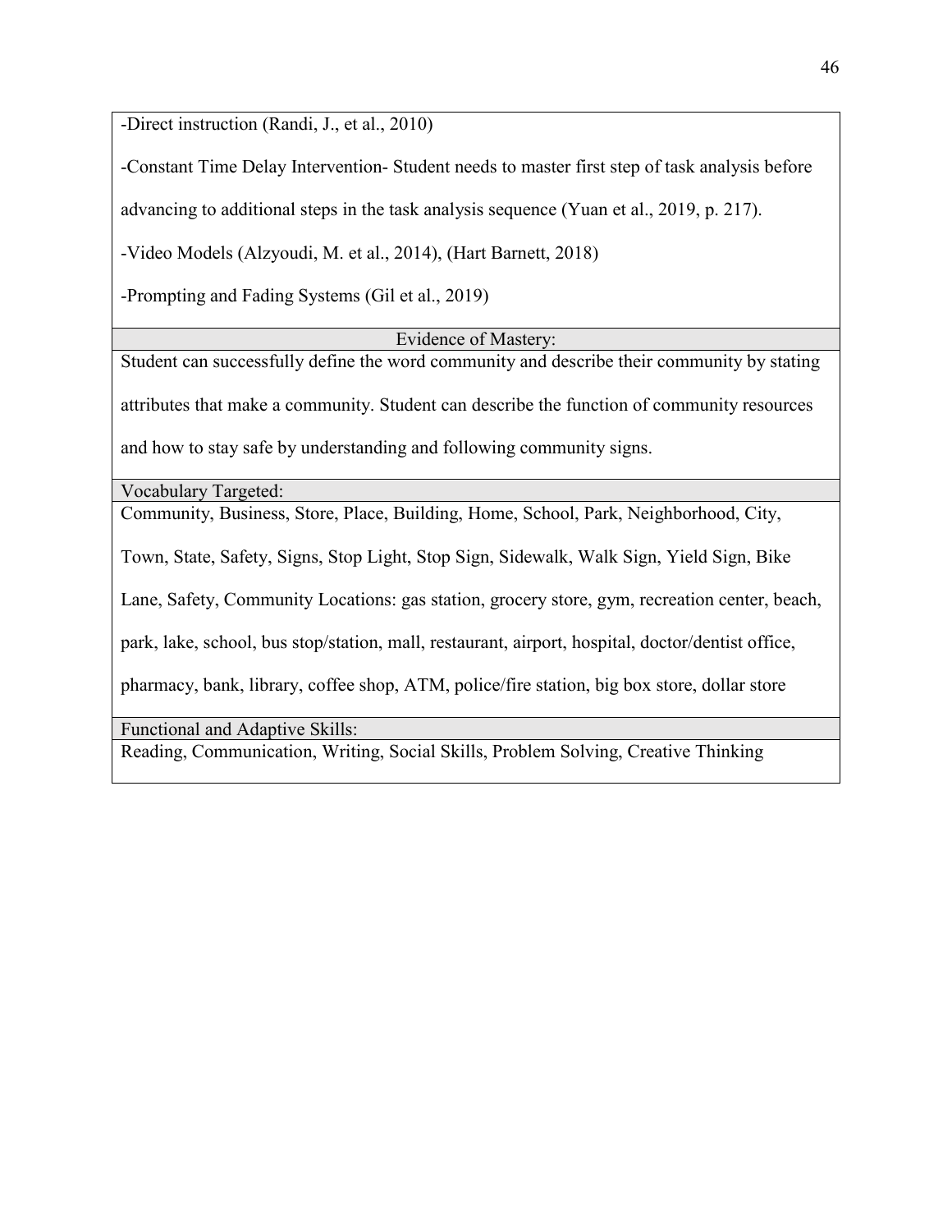| |
|---|
| -Direct instruction (Randi, J., et al., 2010)<br><br>-Constant Time Delay Intervention- Student needs to master first step of task analysis before advancing to additional steps in the task analysis sequence (Yuan et al., 2019, p. 217).<br><br>-Video Models (Alzyoudi, M. et al., 2014), (Hart Barnett, 2018)<br><br>-Prompting and Fading Systems (Gil et al., 2019) |
| Evidence of Mastery: |
| Student can successfully define the word community and describe their community by stating attributes that make a community. Student can describe the function of community resources and how to stay safe by understanding and following community signs. |
| Vocabulary Targeted: |
| Community, Business, Store, Place, Building, Home, School, Park, Neighborhood, City, Town, State, Safety, Signs, Stop Light, Stop Sign, Sidewalk, Walk Sign, Yield Sign, Bike Lane, Safety, Community Locations: gas station, grocery store, gym, recreation center, beach, park, lake, school, bus stop/station, mall, restaurant, airport, hospital, doctor/dentist office, pharmacy, bank, library, coffee shop, ATM, police/fire station, big box store, dollar store |
| Functional and Adaptive Skills: |
| Reading, Communication, Writing, Social Skills, Problem Solving, Creative Thinking |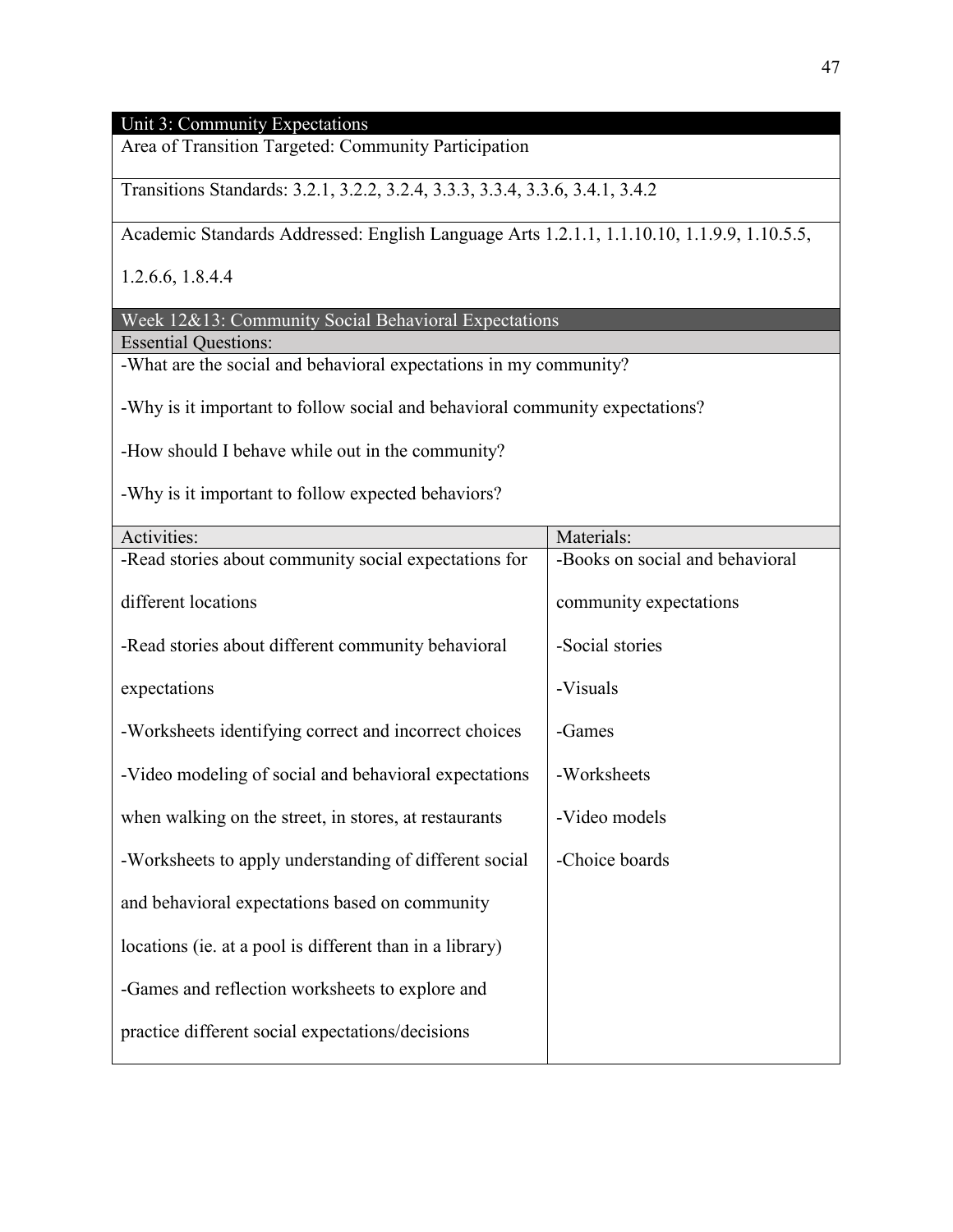| Unit 3: Community Expectations | |
|---|---|
| Area of Transition Targeted: Community Participation | |
| Transitions Standards: 3.2.1, 3.2.2, 3.2.4, 3.3.3, 3.3.4, 3.3.6, 3.4.1, 3.4.2 | |
| Academic Standards Addressed: English Language Arts 1.2.1.1, 1.1.10.10, 1.1.9.9, 1.10.5.5, 1.2.6.6, 1.8.4.4 | |
| Week 12&13: Community Social Behavioral Expectations | |
| Essential Questions: | |
| -What are the social and behavioral expectations in my community?<br>-Why is it important to follow social and behavioral community expectations?<br>-How should I behave while out in the community?<br>-Why is it important to follow expected behaviors? | |
| Activities: | Materials: |
| -Read stories about community social expectations for different locations<br>-Read stories about different community behavioral expectations<br>-Worksheets identifying correct and incorrect choices<br>-Video modeling of social and behavioral expectations when walking on the street, in stores, at restaurants<br>-Worksheets to apply understanding of different social and behavioral expectations based on community locations (ie. at a pool is different than in a library)<br>-Games and reflection worksheets to explore and practice different social expectations/decisions | -Books on social and behavioral community expectations<br>-Social stories<br>-Visuals<br>-Games<br>-Worksheets<br>-Video models<br>-Choice boards |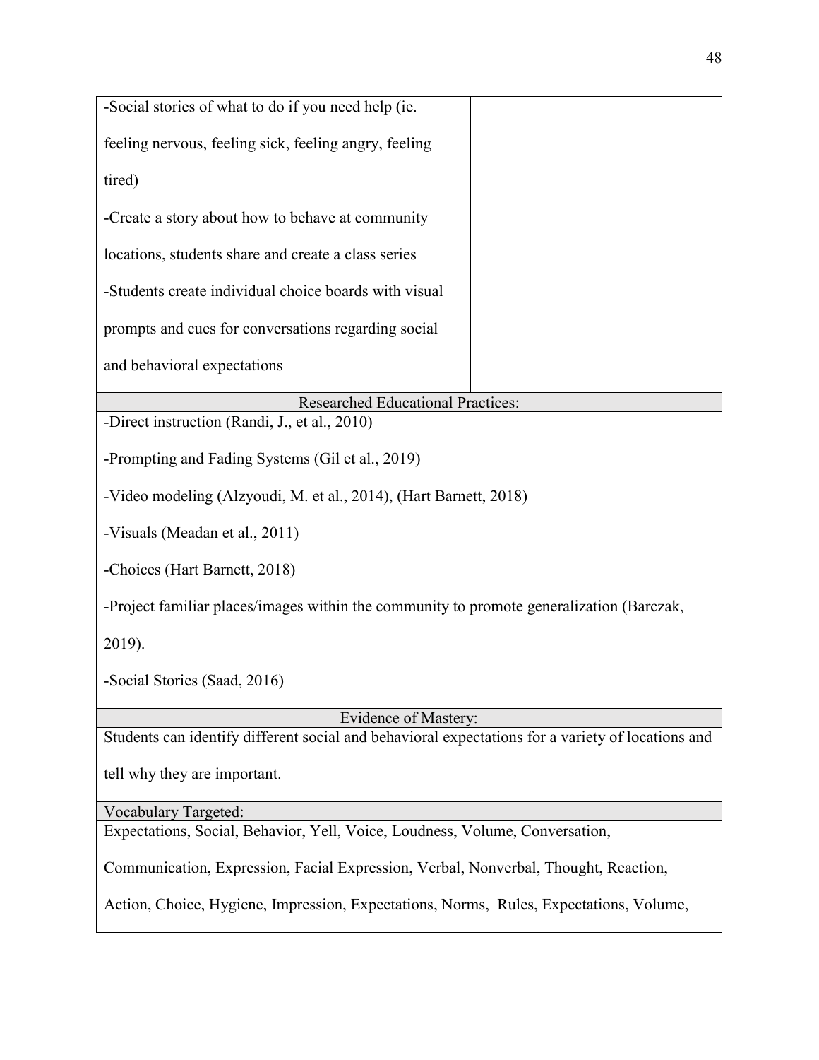| | |
|---|---|
| -Social stories of what to do if you need help (ie. feeling nervous, feeling sick, feeling angry, feeling tired)<br>-Create a story about how to behave at community locations, students share and create a class series<br>-Students create individual choice boards with visual prompts and cues for conversations regarding social and behavioral expectations | |

| Researched Educational Practices: |
|---|
| -Direct instruction (Randi, J., et al., 2010)<br>-Prompting and Fading Systems (Gil et al., 2019)<br>-Video modeling (Alzyoudi, M. et al., 2014), (Hart Barnett, 2018)<br>-Visuals (Meadan et al., 2011)<br>-Choices (Hart Barnett, 2018)<br>-Project familiar places/images within the community to promote generalization (Barczak, 2019).<br>-Social Stories (Saad, 2016) |

| Evidence of Mastery: |
|---|
| Students can identify different social and behavioral expectations for a variety of locations and tell why they are important. |

| Vocabulary Targeted: |
|---|
| Expectations, Social, Behavior, Yell, Voice, Loudness, Volume, Conversation, Communication, Expression, Facial Expression, Verbal, Nonverbal, Thought, Reaction, Action, Choice, Hygiene, Impression, Expectations, Norms, Rules, Expectations, Volume, |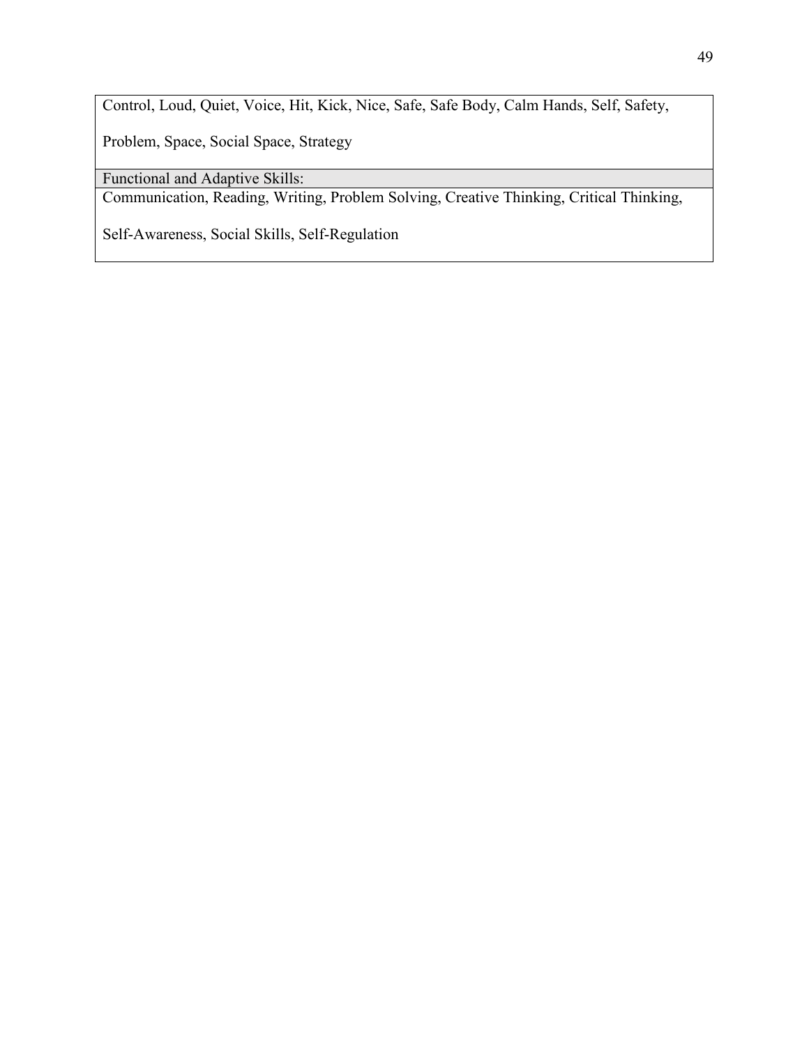| Control, Loud, Quiet, Voice, Hit, Kick, Nice, Safe, Safe Body, Calm Hands, Self, Safety, Problem, Space, Social Space, Strategy |
|---|
| Functional and Adaptive Skills: |
| Communication, Reading, Writing, Problem Solving, Creative Thinking, Critical Thinking, Self-Awareness, Social Skills, Self-Regulation |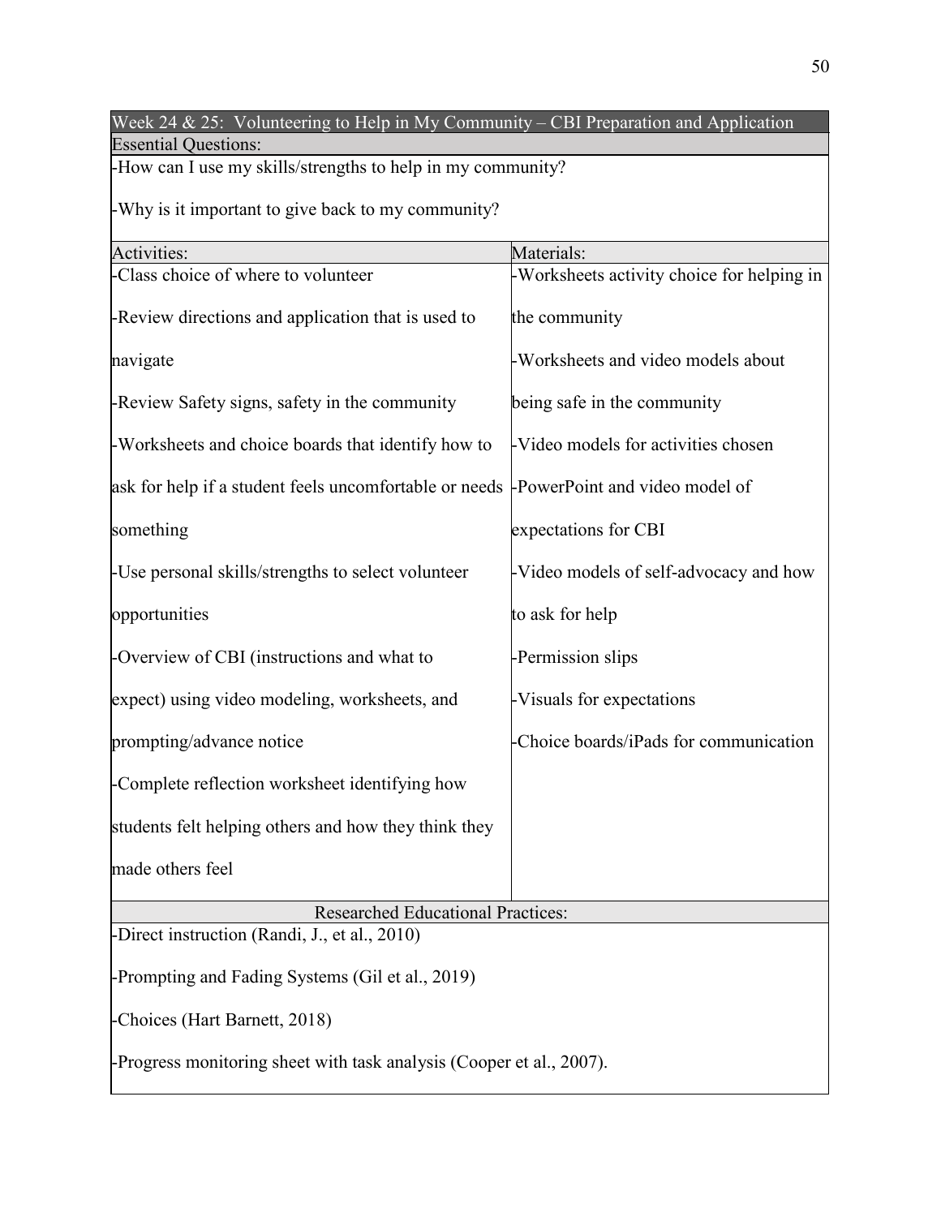| Week 24 & 25: Volunteering to Help in My Community – CBI Preparation and Application | |
|---|---|
| Essential Questions: | |
| -How can I use my skills/strengths to help in my community?<br><br>-Why is it important to give back to my community? | |
| Activities: | Materials: |
| -Class choice of where to volunteer<br><br>-Review directions and application that is used to navigate<br><br>-Review Safety signs, safety in the community<br><br>-Worksheets and choice boards that identify how to ask for help if a student feels uncomfortable or needs something<br><br>-Use personal skills/strengths to select volunteer opportunities<br><br>-Overview of CBI (instructions and what to expect) using video modeling, worksheets, and prompting/advance notice<br><br>-Complete reflection worksheet identifying how students felt helping others and how they think they made others feel | -Worksheets activity choice for helping in the community<br><br>-Worksheets and video models about being safe in the community<br><br>-Video models for activities chosen<br><br>-PowerPoint and video model of expectations for CBI<br><br>-Video models of self-advocacy and how to ask for help<br><br>-Permission slips<br><br>-Visuals for expectations<br><br>-Choice boards/iPads for communication |
| Researched Educational Practices: | |
| -Direct instruction (Randi, J., et al., 2010)<br><br>-Prompting and Fading Systems (Gil et al., 2019)<br><br>-Choices (Hart Barnett, 2018)<br><br>-Progress monitoring sheet with task analysis (Cooper et al., 2007). | |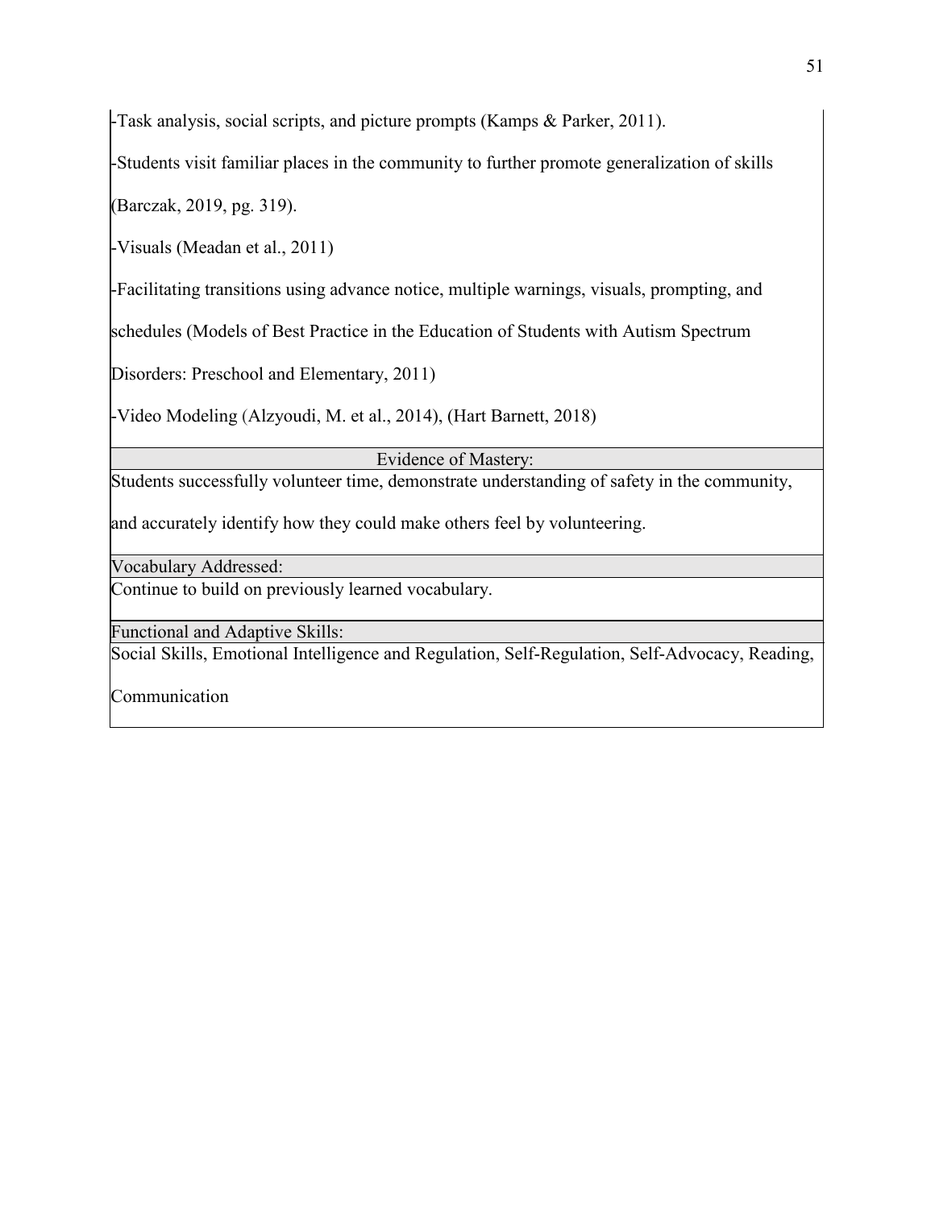-Task analysis, social scripts, and picture prompts (Kamps & Parker, 2011).

-Students visit familiar places in the community to further promote generalization of skills (Barczak, 2019, pg. 319).

-Visuals (Meadan et al., 2011)

-Facilitating transitions using advance notice, multiple warnings, visuals, prompting, and schedules (Models of Best Practice in the Education of Students with Autism Spectrum Disorders: Preschool and Elementary, 2011)

-Video Modeling (Alzyoudi, M. et al., 2014), (Hart Barnett, 2018)

| Evidence of Mastery: |
| --- |
| Students successfully volunteer time, demonstrate understanding of safety in the community, and accurately identify how they could make others feel by volunteering. |

| Vocabulary Addressed: |
| --- |
| Continue to build on previously learned vocabulary. |

| Functional and Adaptive Skills: |
| --- |
| Social Skills, Emotional Intelligence and Regulation, Self-Regulation, Self-Advocacy, Reading, Communication |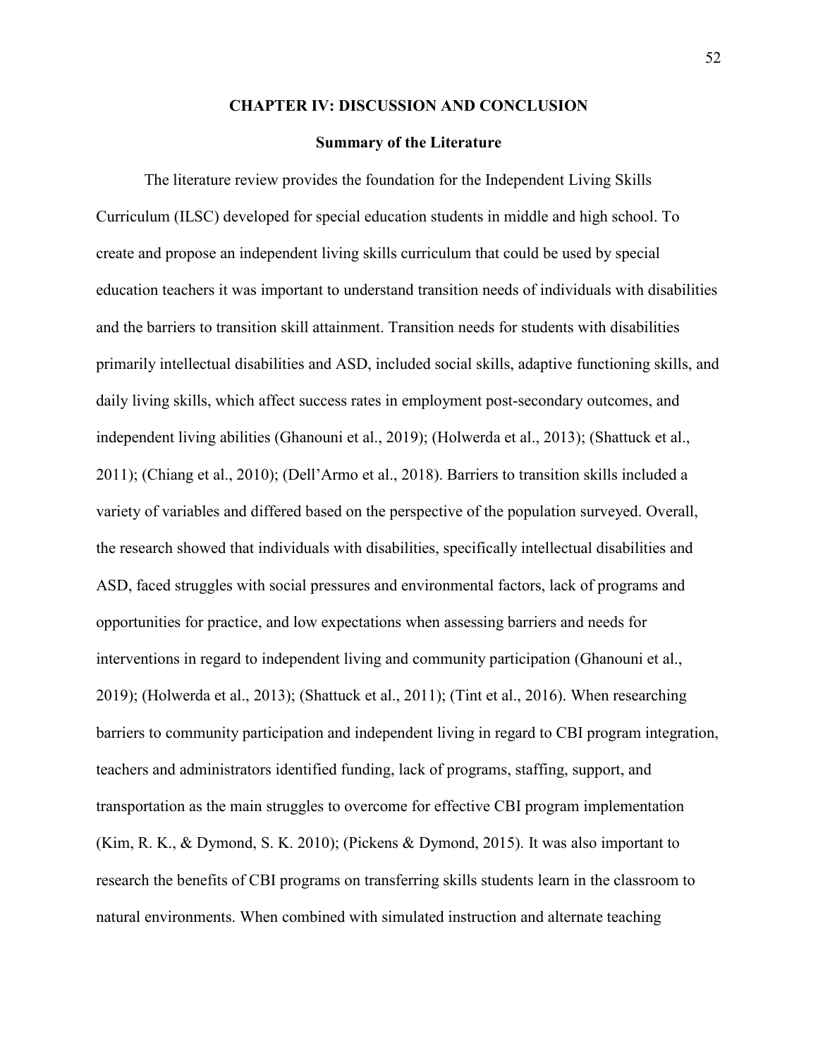# CHAPTER IV: DISCUSSION AND CONCLUSION

## Summary of the Literature

The literature review provides the foundation for the Independent Living Skills Curriculum (ILSC) developed for special education students in middle and high school. To create and propose an independent living skills curriculum that could be used by special education teachers it was important to understand transition needs of individuals with disabilities and the barriers to transition skill attainment. Transition needs for students with disabilities primarily intellectual disabilities and ASD, included social skills, adaptive functioning skills, and daily living skills, which affect success rates in employment post-secondary outcomes, and independent living abilities (Ghanouni et al., 2019); (Holwerda et al., 2013); (Shattuck et al., 2011); (Chiang et al., 2010); (Dell'Armo et al., 2018). Barriers to transition skills included a variety of variables and differed based on the perspective of the population surveyed. Overall, the research showed that individuals with disabilities, specifically intellectual disabilities and ASD, faced struggles with social pressures and environmental factors, lack of programs and opportunities for practice, and low expectations when assessing barriers and needs for interventions in regard to independent living and community participation (Ghanouni et al., 2019); (Holwerda et al., 2013); (Shattuck et al., 2011); (Tint et al., 2016). When researching barriers to community participation and independent living in regard to CBI program integration, teachers and administrators identified funding, lack of programs, staffing, support, and transportation as the main struggles to overcome for effective CBI program implementation (Kim, R. K., & Dymond, S. K. 2010); (Pickens & Dymond, 2015). It was also important to research the benefits of CBI programs on transferring skills students learn in the classroom to natural environments. When combined with simulated instruction and alternate teaching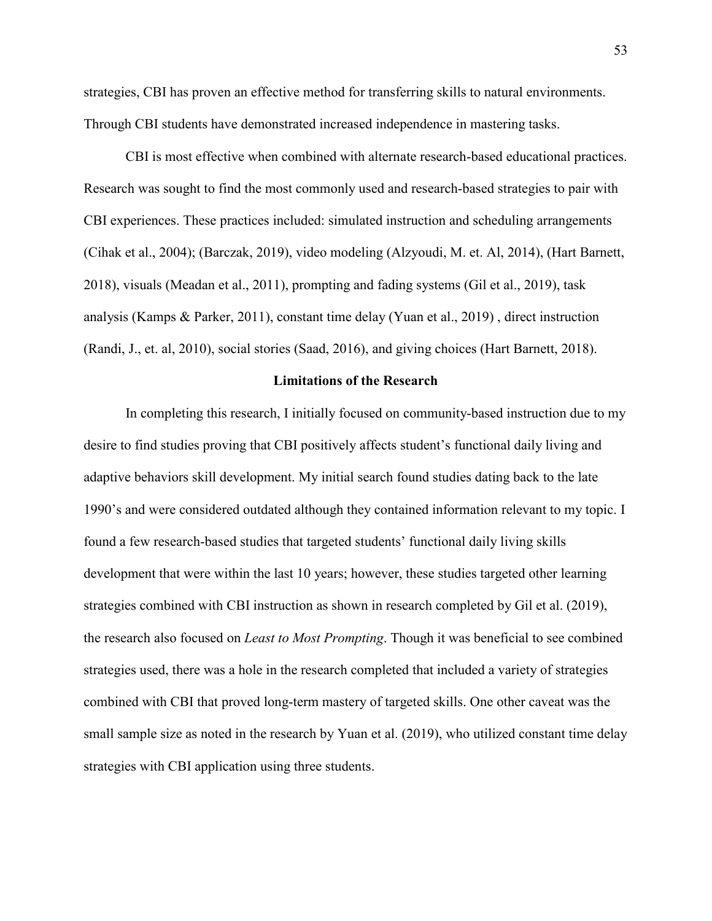strategies, CBI has proven an effective method for transferring skills to natural environments. Through CBI students have demonstrated increased independence in mastering tasks.

CBI is most effective when combined with alternate research-based educational practices. Research was sought to find the most commonly used and research-based strategies to pair with CBI experiences. These practices included: simulated instruction and scheduling arrangements (Cihak et al., 2004); (Barczak, 2019), video modeling (Alzyoudi, M. et. Al, 2014), (Hart Barnett, 2018), visuals (Meadan et al., 2011), prompting and fading systems (Gil et al., 2019), task analysis (Kamps & Parker, 2011), constant time delay (Yuan et al., 2019) , direct instruction (Randi, J., et. al, 2010), social stories (Saad, 2016), and giving choices (Hart Barnett, 2018).

## Limitations of the Research

In completing this research, I initially focused on community-based instruction due to my desire to find studies proving that CBI positively affects student's functional daily living and adaptive behaviors skill development. My initial search found studies dating back to the late 1990's and were considered outdated although they contained information relevant to my topic. I found a few research-based studies that targeted students' functional daily living skills development that were within the last 10 years; however, these studies targeted other learning strategies combined with CBI instruction as shown in research completed by Gil et al. (2019), the research also focused on *Least to Most Prompting*. Though it was beneficial to see combined strategies used, there was a hole in the research completed that included a variety of strategies combined with CBI that proved long-term mastery of targeted skills. One other caveat was the small sample size as noted in the research by Yuan et al. (2019), who utilized constant time delay strategies with CBI application using three students.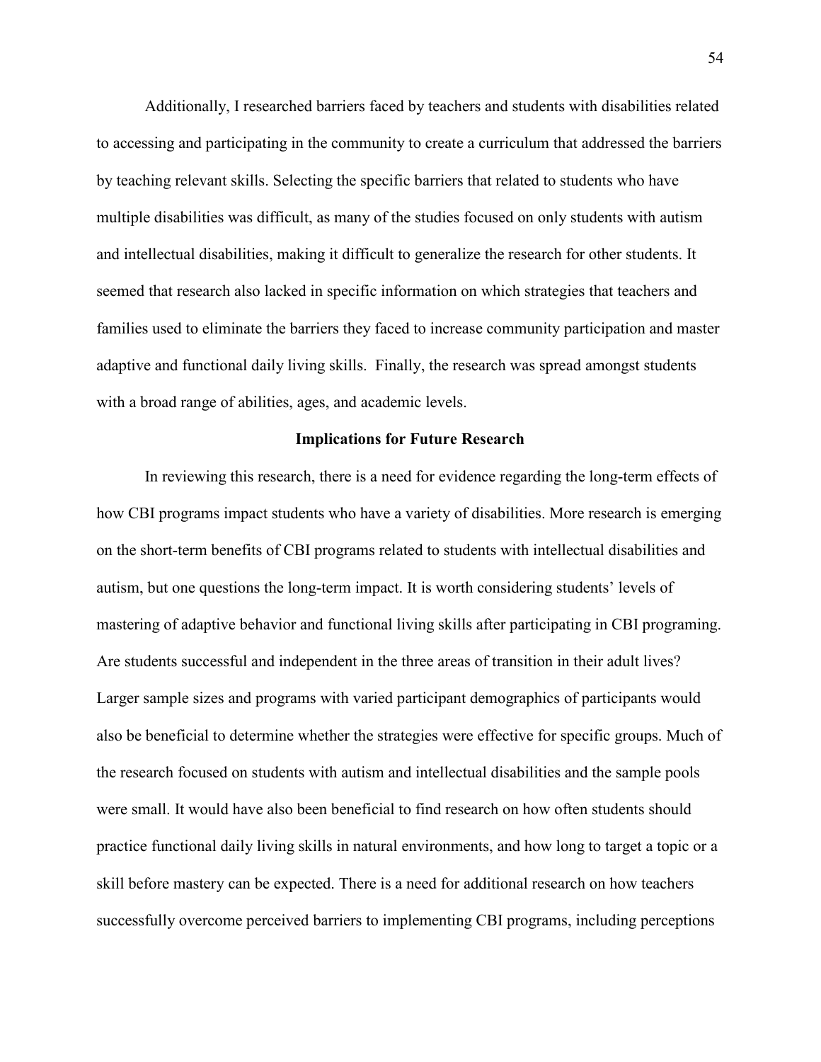Additionally, I researched barriers faced by teachers and students with disabilities related to accessing and participating in the community to create a curriculum that addressed the barriers by teaching relevant skills. Selecting the specific barriers that related to students who have multiple disabilities was difficult, as many of the studies focused on only students with autism and intellectual disabilities, making it difficult to generalize the research for other students. It seemed that research also lacked in specific information on which strategies that teachers and families used to eliminate the barriers they faced to increase community participation and master adaptive and functional daily living skills. Finally, the research was spread amongst students with a broad range of abilities, ages, and academic levels.

## Implications for Future Research

In reviewing this research, there is a need for evidence regarding the long-term effects of how CBI programs impact students who have a variety of disabilities. More research is emerging on the short-term benefits of CBI programs related to students with intellectual disabilities and autism, but one questions the long-term impact. It is worth considering students' levels of mastering of adaptive behavior and functional living skills after participating in CBI programing. Are students successful and independent in the three areas of transition in their adult lives? Larger sample sizes and programs with varied participant demographics of participants would also be beneficial to determine whether the strategies were effective for specific groups. Much of the research focused on students with autism and intellectual disabilities and the sample pools were small. It would have also been beneficial to find research on how often students should practice functional daily living skills in natural environments, and how long to target a topic or a skill before mastery can be expected. There is a need for additional research on how teachers successfully overcome perceived barriers to implementing CBI programs, including perceptions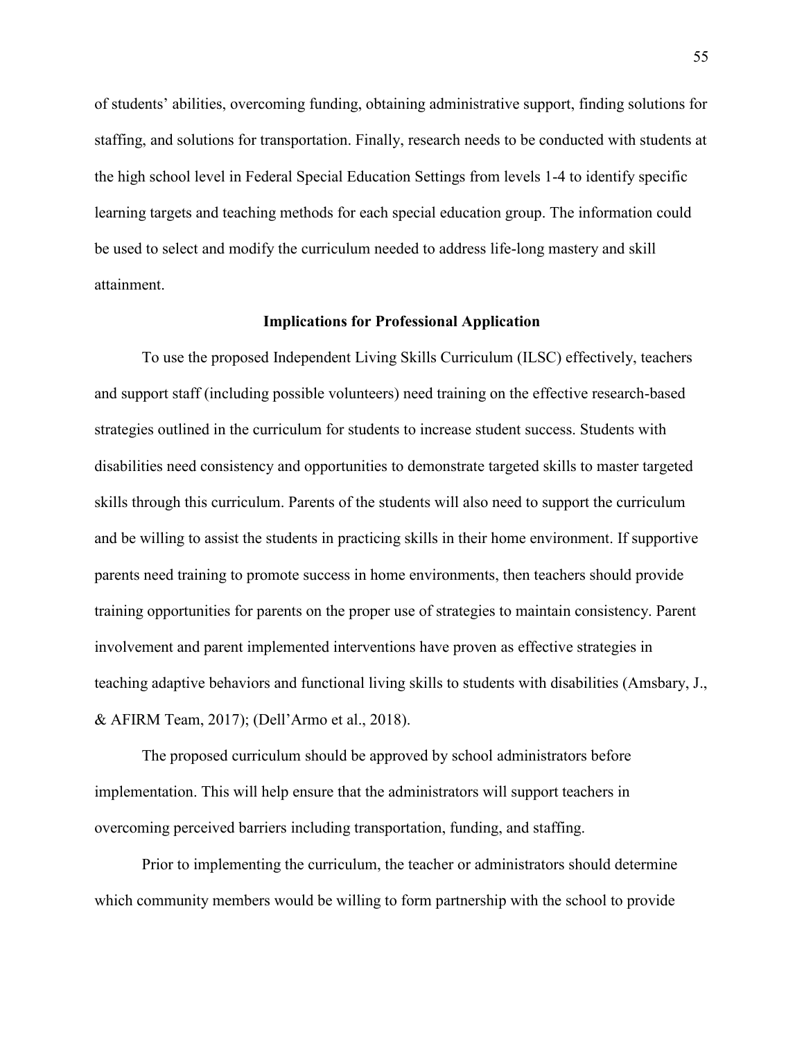of students' abilities, overcoming funding, obtaining administrative support, finding solutions for staffing, and solutions for transportation. Finally, research needs to be conducted with students at the high school level in Federal Special Education Settings from levels 1-4 to identify specific learning targets and teaching methods for each special education group. The information could be used to select and modify the curriculum needed to address life-long mastery and skill attainment.

## Implications for Professional Application

To use the proposed Independent Living Skills Curriculum (ILSC) effectively, teachers and support staff (including possible volunteers) need training on the effective research-based strategies outlined in the curriculum for students to increase student success. Students with disabilities need consistency and opportunities to demonstrate targeted skills to master targeted skills through this curriculum. Parents of the students will also need to support the curriculum and be willing to assist the students in practicing skills in their home environment. If supportive parents need training to promote success in home environments, then teachers should provide training opportunities for parents on the proper use of strategies to maintain consistency. Parent involvement and parent implemented interventions have proven as effective strategies in teaching adaptive behaviors and functional living skills to students with disabilities (Amsbary, J., & AFIRM Team, 2017); (Dell'Armo et al., 2018).

The proposed curriculum should be approved by school administrators before implementation. This will help ensure that the administrators will support teachers in overcoming perceived barriers including transportation, funding, and staffing.

Prior to implementing the curriculum, the teacher or administrators should determine which community members would be willing to form partnership with the school to provide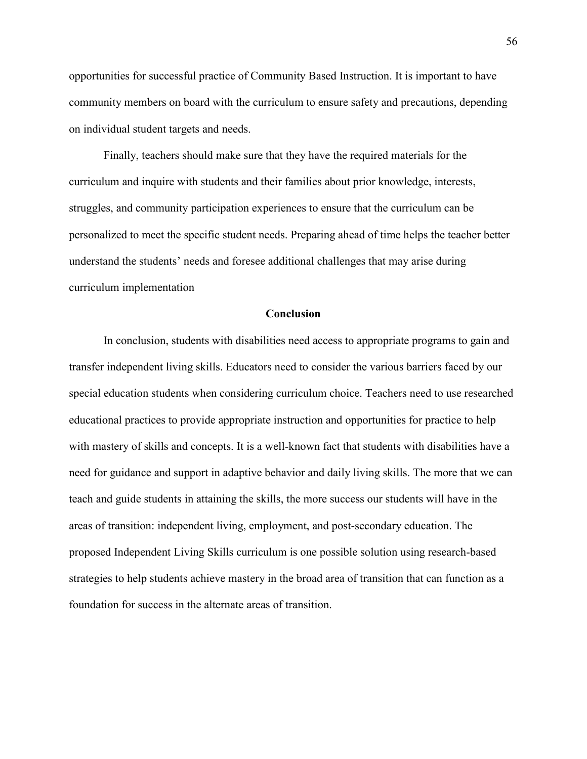opportunities for successful practice of Community Based Instruction. It is important to have community members on board with the curriculum to ensure safety and precautions, depending on individual student targets and needs.

Finally, teachers should make sure that they have the required materials for the curriculum and inquire with students and their families about prior knowledge, interests, struggles, and community participation experiences to ensure that the curriculum can be personalized to meet the specific student needs. Preparing ahead of time helps the teacher better understand the students' needs and foresee additional challenges that may arise during curriculum implementation

## Conclusion

In conclusion, students with disabilities need access to appropriate programs to gain and transfer independent living skills. Educators need to consider the various barriers faced by our special education students when considering curriculum choice. Teachers need to use researched educational practices to provide appropriate instruction and opportunities for practice to help with mastery of skills and concepts. It is a well-known fact that students with disabilities have a need for guidance and support in adaptive behavior and daily living skills. The more that we can teach and guide students in attaining the skills, the more success our students will have in the areas of transition: independent living, employment, and post-secondary education. The proposed Independent Living Skills curriculum is one possible solution using research-based strategies to help students achieve mastery in the broad area of transition that can function as a foundation for success in the alternate areas of transition.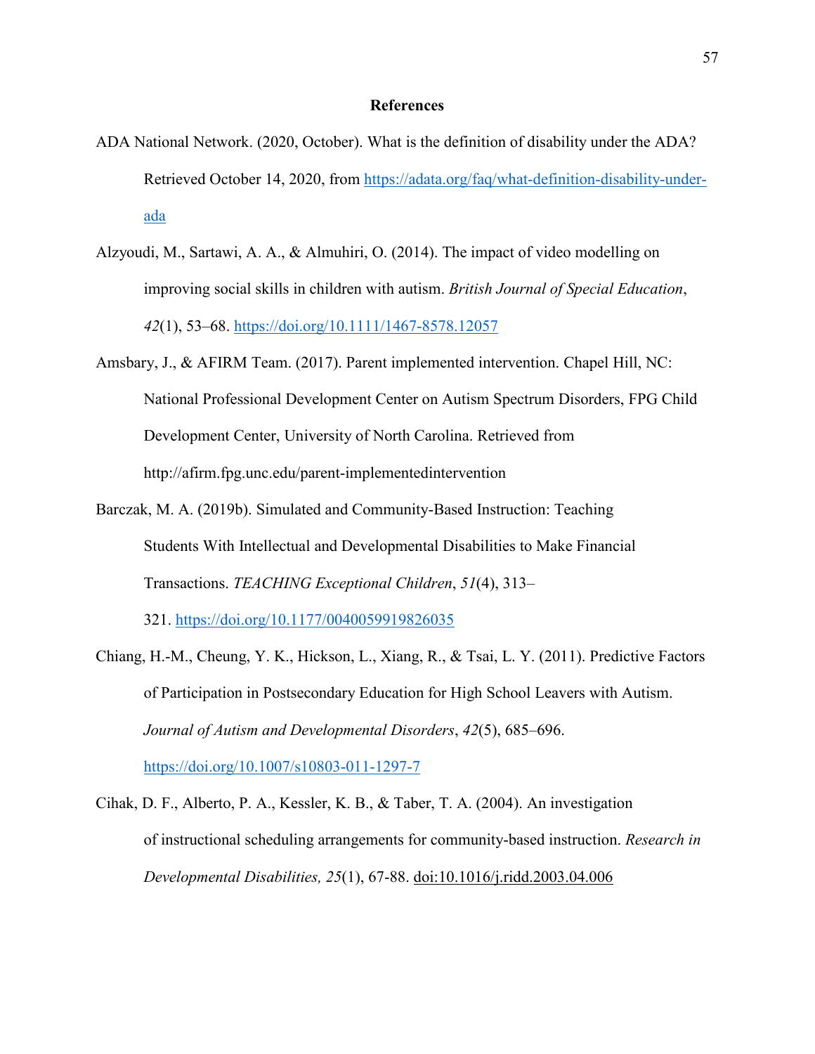# References

ADA National Network. (2020, October). What is the definition of disability under the ADA? Retrieved October 14, 2020, from https://adata.org/faq/what-definition-disability-under-ada

Alzyoudi, M., Sartawi, A. A., & Almuhiri, O. (2014). The impact of video modelling on improving social skills in children with autism. *British Journal of Special Education*, *42*(1), 53–68. https://doi.org/10.1111/1467-8578.12057

Amsbary, J., & AFIRM Team. (2017). Parent implemented intervention. Chapel Hill, NC: National Professional Development Center on Autism Spectrum Disorders, FPG Child Development Center, University of North Carolina. Retrieved from http://afirm.fpg.unc.edu/parent-implementedintervention

Barczak, M. A. (2019b). Simulated and Community-Based Instruction: Teaching Students With Intellectual and Developmental Disabilities to Make Financial Transactions. *TEACHING Exceptional Children*, *51*(4), 313–321. https://doi.org/10.1177/0040059919826035

Chiang, H.-M., Cheung, Y. K., Hickson, L., Xiang, R., & Tsai, L. Y. (2011). Predictive Factors of Participation in Postsecondary Education for High School Leavers with Autism. *Journal of Autism and Developmental Disorders*, *42*(5), 685–696. https://doi.org/10.1007/s10803-011-1297-7

Cihak, D. F., Alberto, P. A., Kessler, K. B., & Taber, T. A. (2004). An investigation of instructional scheduling arrangements for community-based instruction. *Research in Developmental Disabilities, 25*(1), 67-88. doi:10.1016/j.ridd.2003.04.006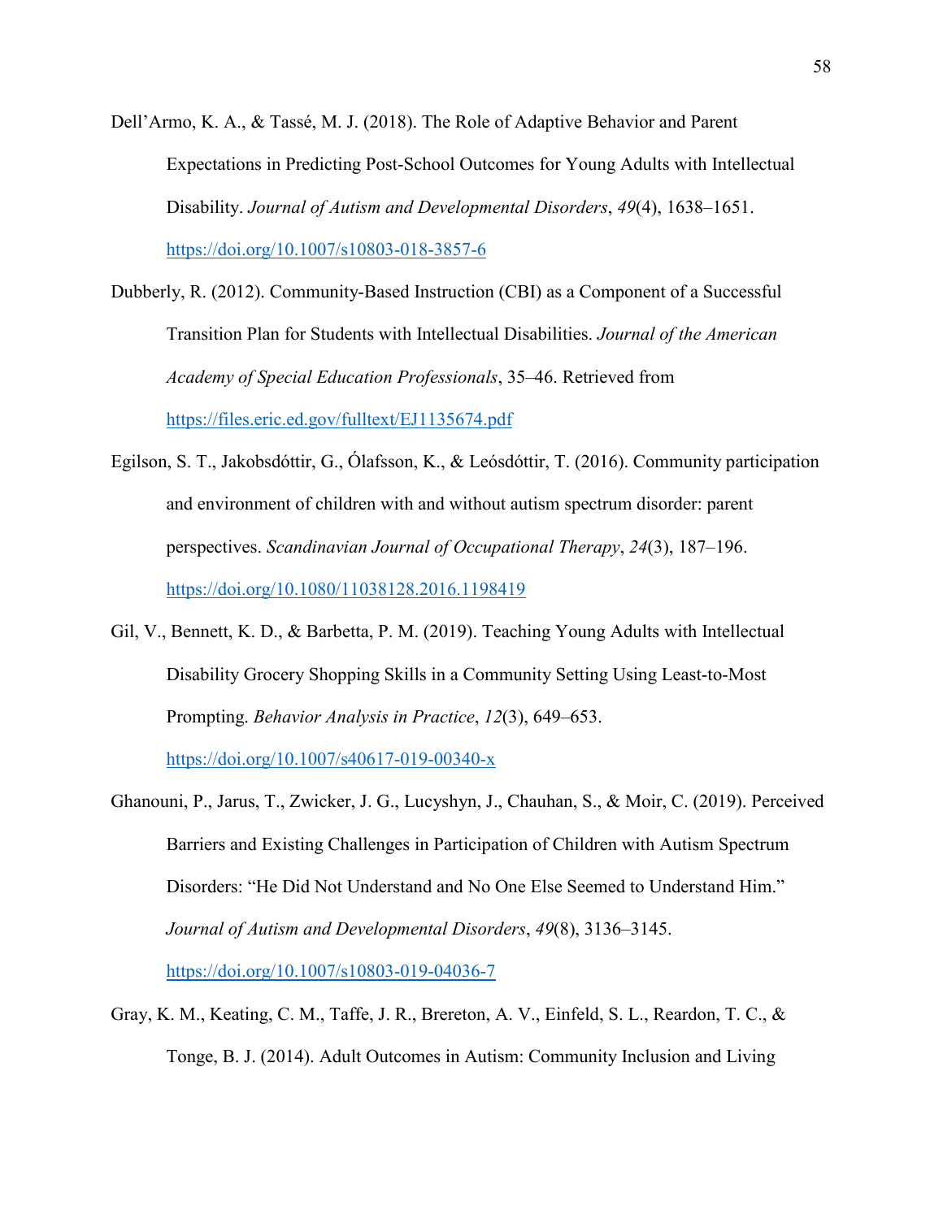Dell'Armo, K. A., & Tassé, M. J. (2018). The Role of Adaptive Behavior and Parent Expectations in Predicting Post-School Outcomes for Young Adults with Intellectual Disability. *Journal of Autism and Developmental Disorders*, *49*(4), 1638–1651. https://doi.org/10.1007/s10803-018-3857-6

Dubberly, R. (2012). Community-Based Instruction (CBI) as a Component of a Successful Transition Plan for Students with Intellectual Disabilities. *Journal of the American Academy of Special Education Professionals*, 35–46. Retrieved from https://files.eric.ed.gov/fulltext/EJ1135674.pdf

Egilson, S. T., Jakobsdóttir, G., Ólafsson, K., & Leósdóttir, T. (2016). Community participation and environment of children with and without autism spectrum disorder: parent perspectives. *Scandinavian Journal of Occupational Therapy*, *24*(3), 187–196. https://doi.org/10.1080/11038128.2016.1198419

Gil, V., Bennett, K. D., & Barbetta, P. M. (2019). Teaching Young Adults with Intellectual Disability Grocery Shopping Skills in a Community Setting Using Least-to-Most Prompting. *Behavior Analysis in Practice*, *12*(3), 649–653. https://doi.org/10.1007/s40617-019-00340-x

Ghanouni, P., Jarus, T., Zwicker, J. G., Lucyshyn, J., Chauhan, S., & Moir, C. (2019). Perceived Barriers and Existing Challenges in Participation of Children with Autism Spectrum Disorders: "He Did Not Understand and No One Else Seemed to Understand Him." *Journal of Autism and Developmental Disorders*, *49*(8), 3136–3145. https://doi.org/10.1007/s10803-019-04036-7

Gray, K. M., Keating, C. M., Taffe, J. R., Brereton, A. V., Einfeld, S. L., Reardon, T. C., & Tonge, B. J. (2014). Adult Outcomes in Autism: Community Inclusion and Living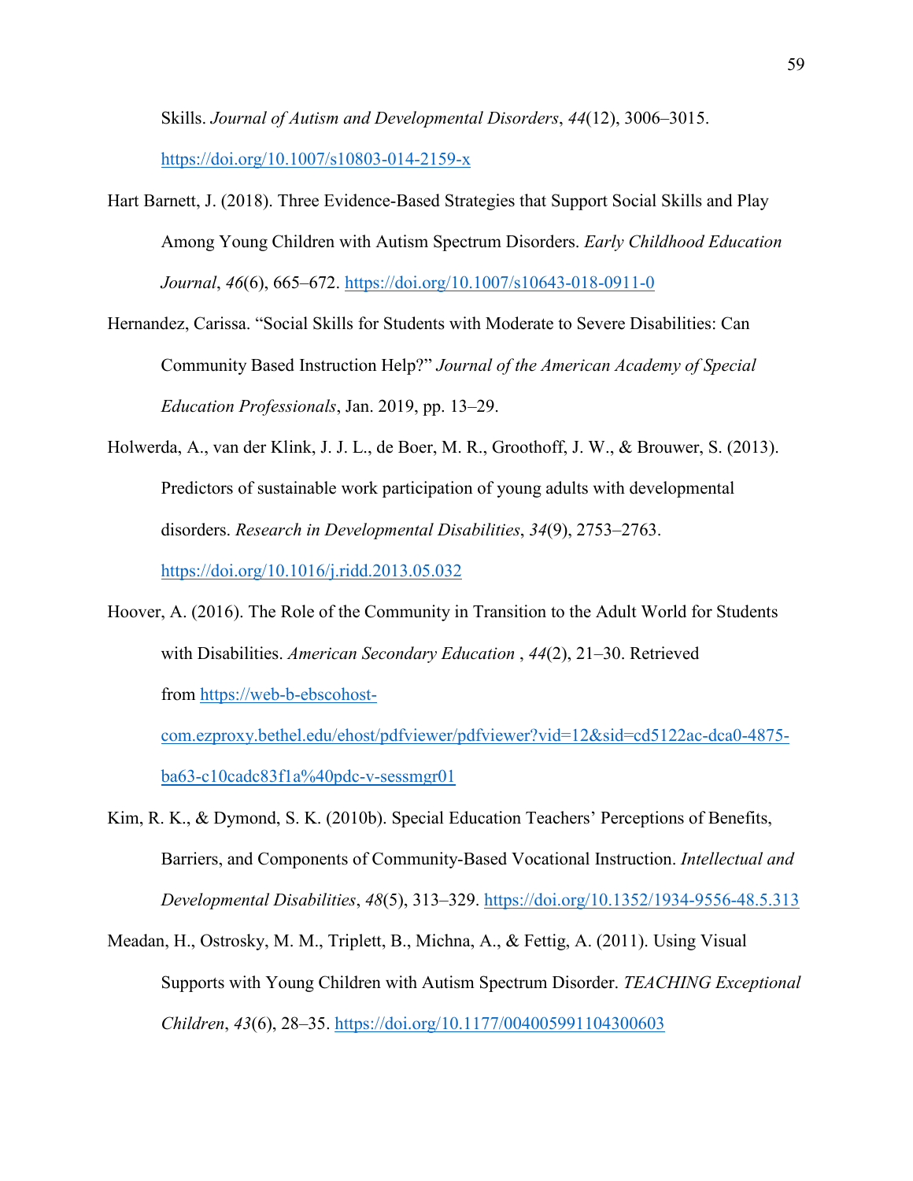Skills. *Journal of Autism and Developmental Disorders*, *44*(12), 3006–3015. https://doi.org/10.1007/s10803-014-2159-x

Hart Barnett, J. (2018). Three Evidence-Based Strategies that Support Social Skills and Play Among Young Children with Autism Spectrum Disorders. *Early Childhood Education Journal*, *46*(6), 665–672. https://doi.org/10.1007/s10643-018-0911-0

Hernandez, Carissa. "Social Skills for Students with Moderate to Severe Disabilities: Can Community Based Instruction Help?" *Journal of the American Academy of Special Education Professionals*, Jan. 2019, pp. 13–29.

Holwerda, A., van der Klink, J. J. L., de Boer, M. R., Groothoff, J. W., & Brouwer, S. (2013). Predictors of sustainable work participation of young adults with developmental disorders. *Research in Developmental Disabilities*, *34*(9), 2753–2763. https://doi.org/10.1016/j.ridd.2013.05.032

Hoover, A. (2016). The Role of the Community in Transition to the Adult World for Students with Disabilities. *American Secondary Education* , *44*(2), 21–30. Retrieved from https://web-b-ebscohost-com.ezproxy.bethel.edu/ehost/pdfviewer/pdfviewer?vid=12&sid=cd5122ac-dca0-4875-ba63-c10cadc83f1a%40pdc-v-sessmgr01

Kim, R. K., & Dymond, S. K. (2010b). Special Education Teachers' Perceptions of Benefits, Barriers, and Components of Community-Based Vocational Instruction. *Intellectual and Developmental Disabilities*, *48*(5), 313–329. https://doi.org/10.1352/1934-9556-48.5.313

Meadan, H., Ostrosky, M. M., Triplett, B., Michna, A., & Fettig, A. (2011). Using Visual Supports with Young Children with Autism Spectrum Disorder. *TEACHING Exceptional Children*, *43*(6), 28–35. https://doi.org/10.1177/004005991104300603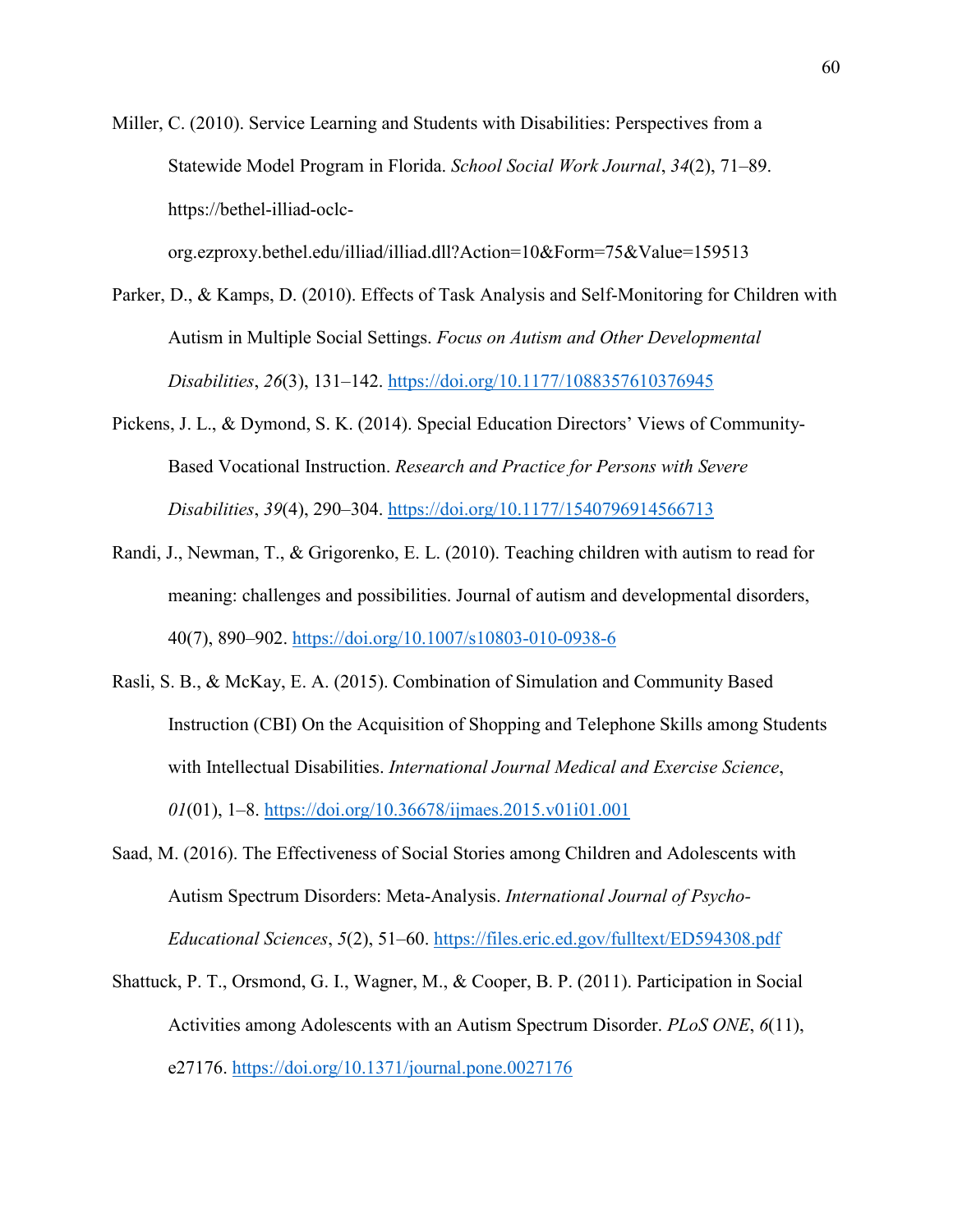Miller, C. (2010). Service Learning and Students with Disabilities: Perspectives from a Statewide Model Program in Florida. *School Social Work Journal*, *34*(2), 71–89. https://bethel-illiad-oclc-org.ezproxy.bethel.edu/illiad/illiad.dll?Action=10&Form=75&Value=159513

Parker, D., & Kamps, D. (2010). Effects of Task Analysis and Self-Monitoring for Children with Autism in Multiple Social Settings. *Focus on Autism and Other Developmental Disabilities*, *26*(3), 131–142. https://doi.org/10.1177/1088357610376945

Pickens, J. L., & Dymond, S. K. (2014). Special Education Directors' Views of Community-Based Vocational Instruction. *Research and Practice for Persons with Severe Disabilities*, *39*(4), 290–304. https://doi.org/10.1177/1540796914566713

Randi, J., Newman, T., & Grigorenko, E. L. (2010). Teaching children with autism to read for meaning: challenges and possibilities. Journal of autism and developmental disorders, 40(7), 890–902. https://doi.org/10.1007/s10803-010-0938-6

Rasli, S. B., & McKay, E. A. (2015). Combination of Simulation and Community Based Instruction (CBI) On the Acquisition of Shopping and Telephone Skills among Students with Intellectual Disabilities. *International Journal Medical and Exercise Science*, *01*(01), 1–8. https://doi.org/10.36678/ijmaes.2015.v01i01.001

Saad, M. (2016). The Effectiveness of Social Stories among Children and Adolescents with Autism Spectrum Disorders: Meta-Analysis. *International Journal of Psycho-Educational Sciences*, *5*(2), 51–60. https://files.eric.ed.gov/fulltext/ED594308.pdf

Shattuck, P. T., Orsmond, G. I., Wagner, M., & Cooper, B. P. (2011). Participation in Social Activities among Adolescents with an Autism Spectrum Disorder. *PLoS ONE*, *6*(11), e27176. https://doi.org/10.1371/journal.pone.0027176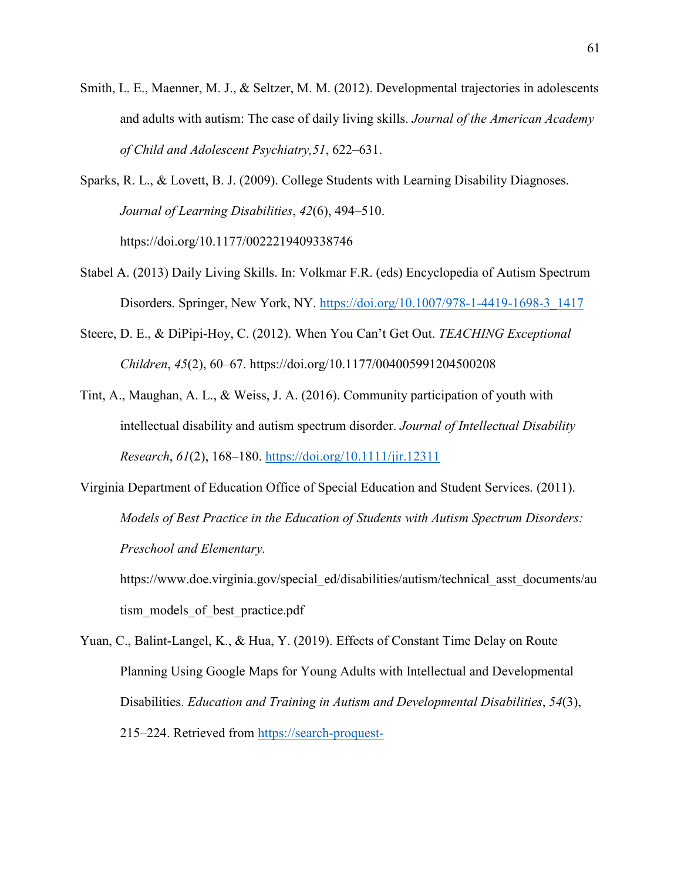Smith, L. E., Maenner, M. J., & Seltzer, M. M. (2012). Developmental trajectories in adolescents and adults with autism: The case of daily living skills. *Journal of the American Academy of Child and Adolescent Psychiatry,51*, 622–631.

Sparks, R. L., & Lovett, B. J. (2009). College Students with Learning Disability Diagnoses. *Journal of Learning Disabilities*, *42*(6), 494–510. https://doi.org/10.1177/0022219409338746

Stabel A. (2013) Daily Living Skills. In: Volkmar F.R. (eds) Encyclopedia of Autism Spectrum Disorders. Springer, New York, NY. https://doi.org/10.1007/978-1-4419-1698-3_1417

Steere, D. E., & DiPipi-Hoy, C. (2012). When You Can't Get Out. *TEACHING Exceptional Children*, *45*(2), 60–67. https://doi.org/10.1177/004005991204500208

Tint, A., Maughan, A. L., & Weiss, J. A. (2016). Community participation of youth with intellectual disability and autism spectrum disorder. *Journal of Intellectual Disability Research*, *61*(2), 168–180. https://doi.org/10.1111/jir.12311

Virginia Department of Education Office of Special Education and Student Services. (2011). *Models of Best Practice in the Education of Students with Autism Spectrum Disorders: Preschool and Elementary.* https://www.doe.virginia.gov/special_ed/disabilities/autism/technical_asst_documents/autism_models_of_best_practice.pdf

Yuan, C., Balint-Langel, K., & Hua, Y. (2019). Effects of Constant Time Delay on Route Planning Using Google Maps for Young Adults with Intellectual and Developmental Disabilities. *Education and Training in Autism and Developmental Disabilities*, *54*(3), 215–224. Retrieved from https://search-proquest-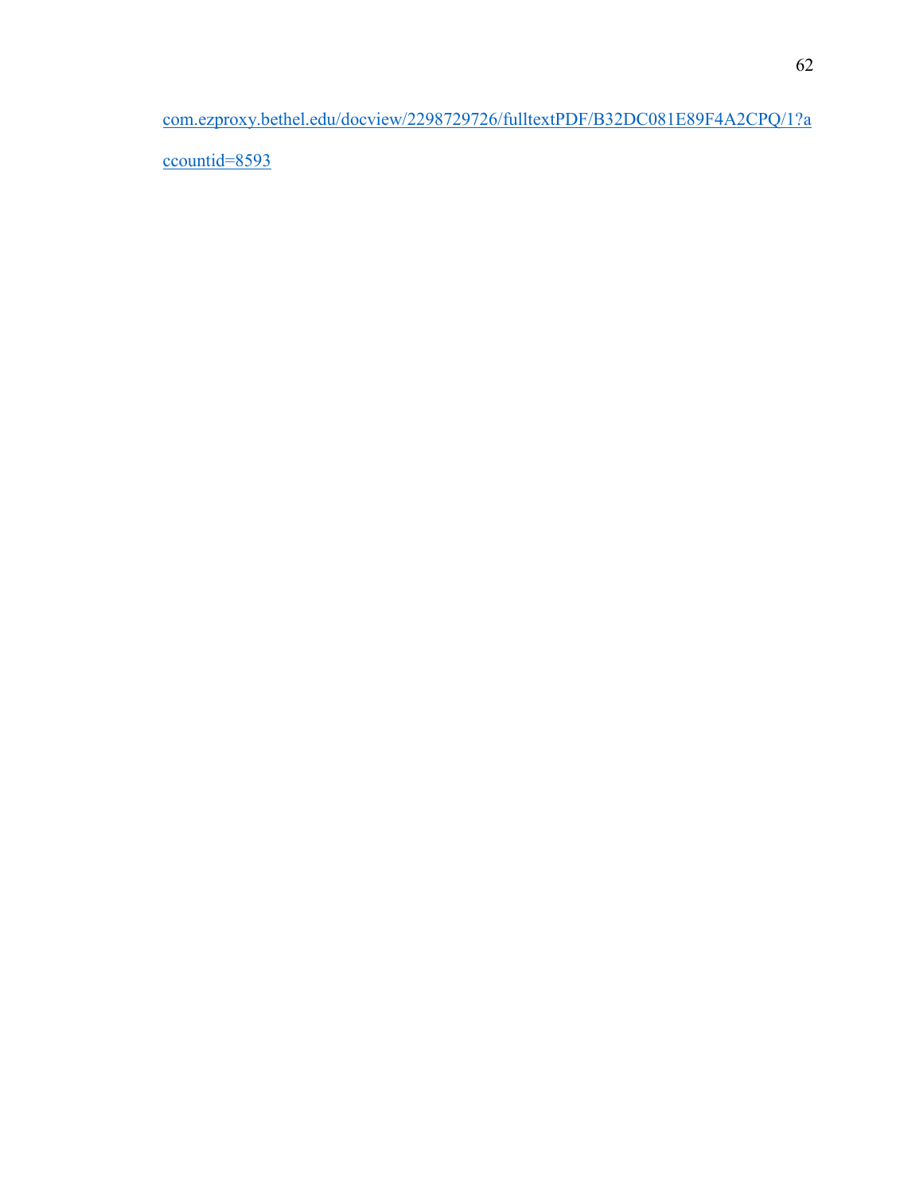com.ezproxy.bethel.edu/docview/2298729726/fulltextPDF/B32DC081E89F4A2CPQ/1?accountid=8593